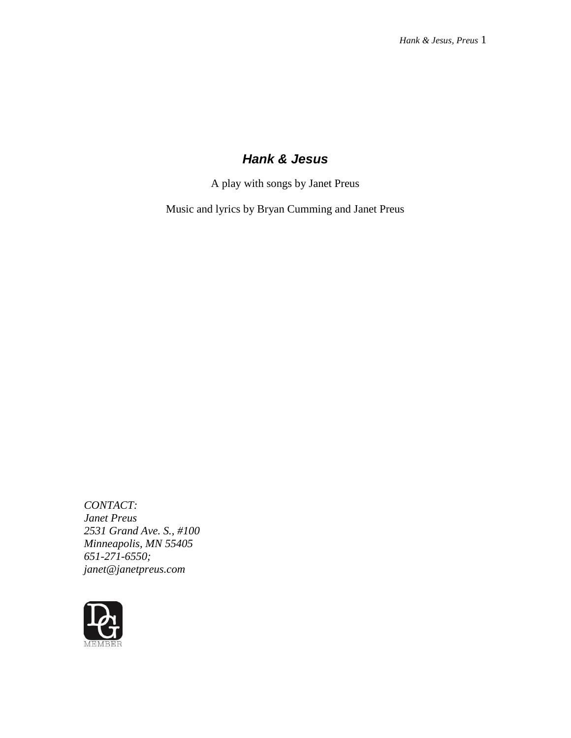# ***Hank & Jesus***

A play with songs by Janet Preus

Music and lyrics by Bryan Cumming and Janet Preus

*CONTACT:*
*Janet Preus*
*2531 Grand Ave. S., #100*
*Minneapolis, MN 55405*
*651-271-6550;*
*janet@janetpreus.com*

DG
MEMBER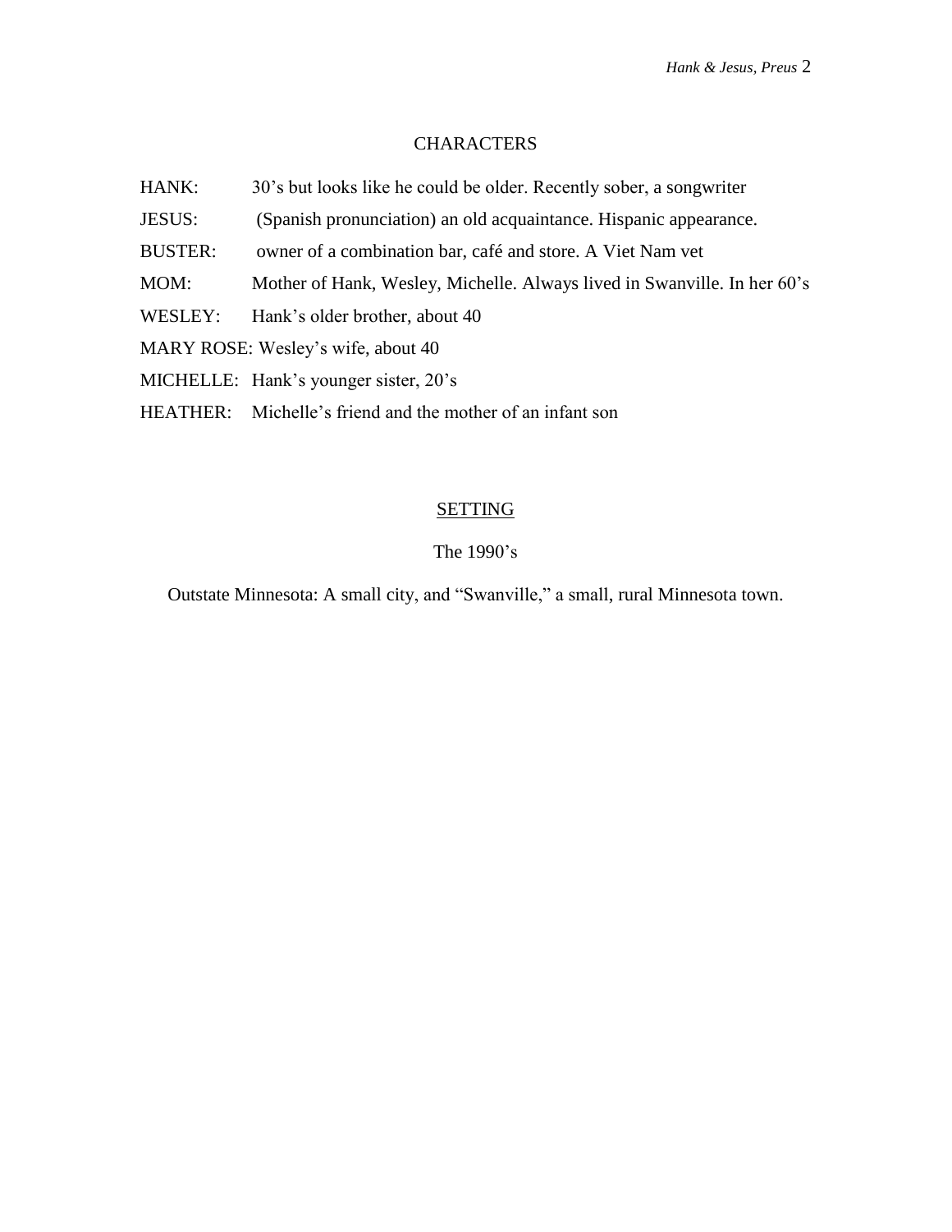## CHARACTERS

HANK: 30's but looks like he could be older. Recently sober, a songwriter

JESUS: (Spanish pronunciation) an old acquaintance. Hispanic appearance.

BUSTER: owner of a combination bar, café and store. A Viet Nam vet

MOM: Mother of Hank, Wesley, Michelle. Always lived in Swanville. In her 60's

WESLEY: Hank's older brother, about 40

MARY ROSE: Wesley's wife, about 40

MICHELLE: Hank's younger sister, 20's

HEATHER: Michelle's friend and the mother of an infant son

## SETTING

The 1990's

Outstate Minnesota: A small city, and "Swanville," a small, rural Minnesota town.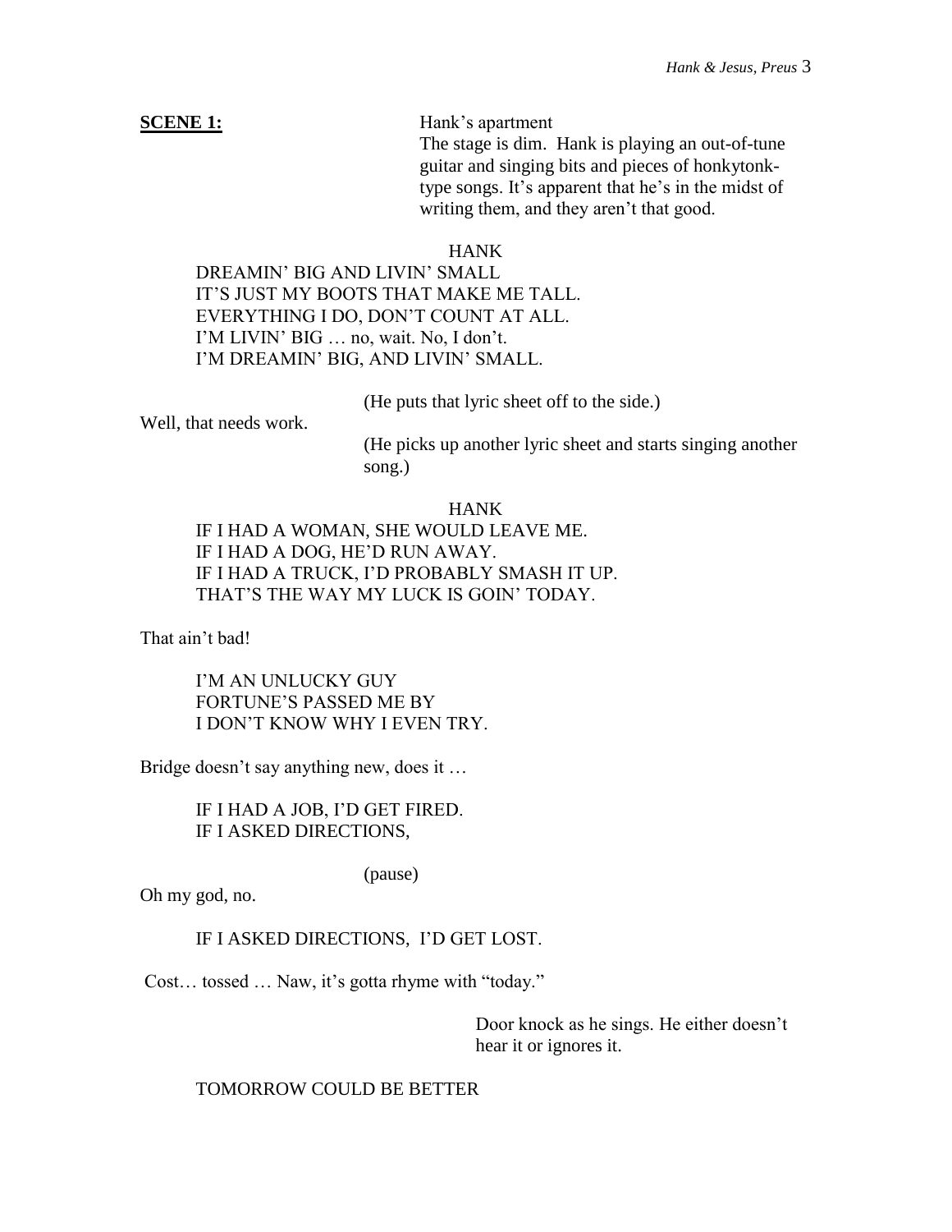**SCENE 1:** Hank's apartment

The stage is dim. Hank is playing an out-of-tune guitar and singing bits and pieces of honkytonk-type songs. It's apparent that he's in the midst of writing them, and they aren't that good.

HANK

DREAMIN' BIG AND LIVIN' SMALL
IT'S JUST MY BOOTS THAT MAKE ME TALL.
EVERYTHING I DO, DON'T COUNT AT ALL.
I'M LIVIN' BIG … no, wait. No, I don't.
I'M DREAMIN' BIG, AND LIVIN' SMALL.

(He puts that lyric sheet off to the side.)

Well, that needs work.

(He picks up another lyric sheet and starts singing another song.)

HANK

IF I HAD A WOMAN, SHE WOULD LEAVE ME.
IF I HAD A DOG, HE'D RUN AWAY.
IF I HAD A TRUCK, I'D PROBABLY SMASH IT UP.
THAT'S THE WAY MY LUCK IS GOIN' TODAY.

That ain't bad!

I'M AN UNLUCKY GUY
FORTUNE'S PASSED ME BY
I DON'T KNOW WHY I EVEN TRY.

Bridge doesn't say anything new, does it …

IF I HAD A JOB, I'D GET FIRED.
IF I ASKED DIRECTIONS,

(pause)

Oh my god, no.

IF I ASKED DIRECTIONS, I'D GET LOST.

Cost… tossed … Naw, it's gotta rhyme with "today."

Door knock as he sings. He either doesn't hear it or ignores it.

TOMORROW COULD BE BETTER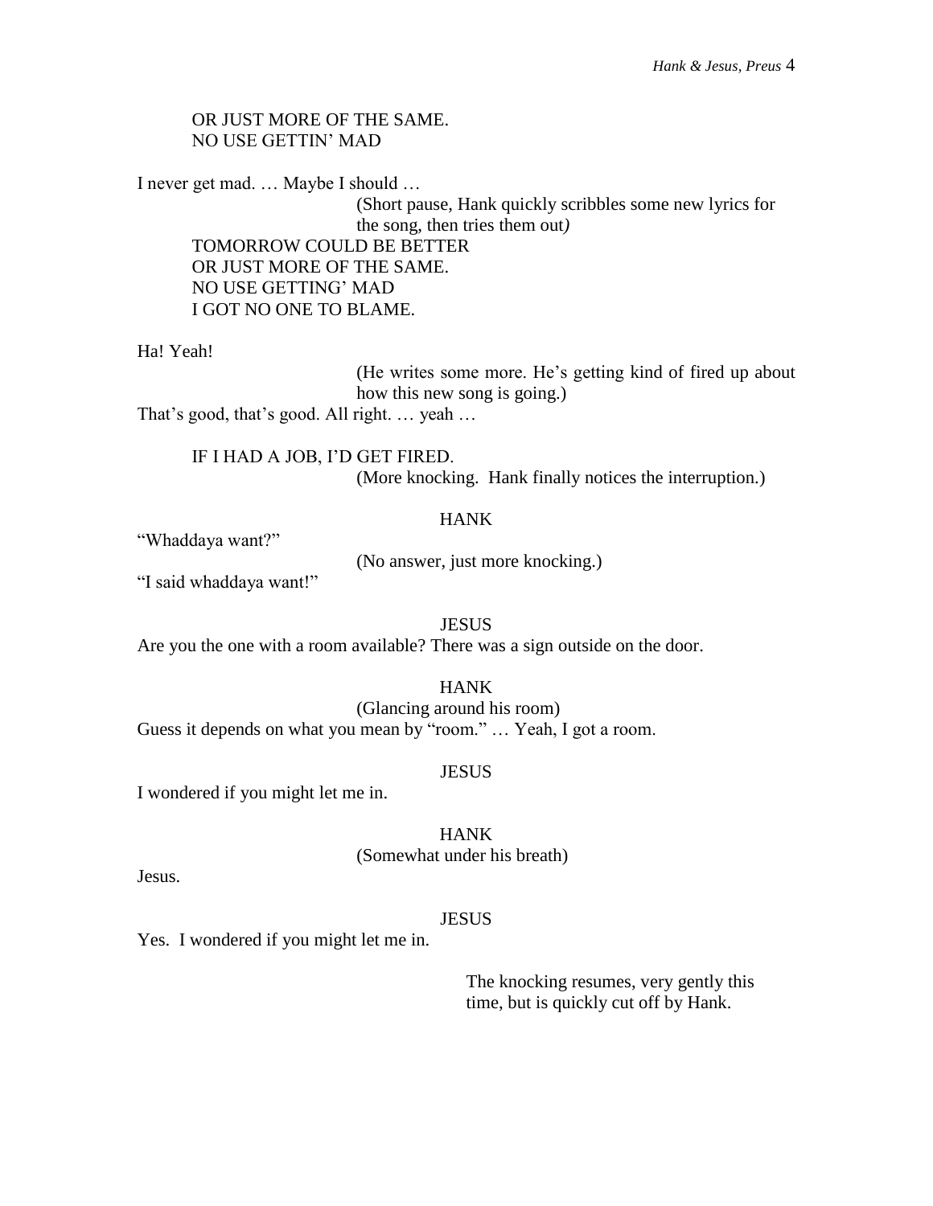OR JUST MORE OF THE SAME.
NO USE GETTIN' MAD

I never get mad. … Maybe I should …

(Short pause, Hank quickly scribbles some new lyrics for the song, then tries them out*)*

TOMORROW COULD BE BETTER
OR JUST MORE OF THE SAME.
NO USE GETTING' MAD
I GOT NO ONE TO BLAME.

Ha! Yeah!

(He writes some more. He's getting kind of fired up about how this new song is going.)

That's good, that's good. All right. … yeah …

IF I HAD A JOB, I'D GET FIRED.

(More knocking. Hank finally notices the interruption.)

HANK

"Whaddaya want?"

(No answer, just more knocking.)

"I said whaddaya want!"

JESUS

Are you the one with a room available? There was a sign outside on the door.

HANK

(Glancing around his room)

Guess it depends on what you mean by "room." … Yeah, I got a room.

JESUS

I wondered if you might let me in.

HANK

(Somewhat under his breath)

Jesus.

JESUS

Yes. I wondered if you might let me in.

The knocking resumes, very gently this time, but is quickly cut off by Hank.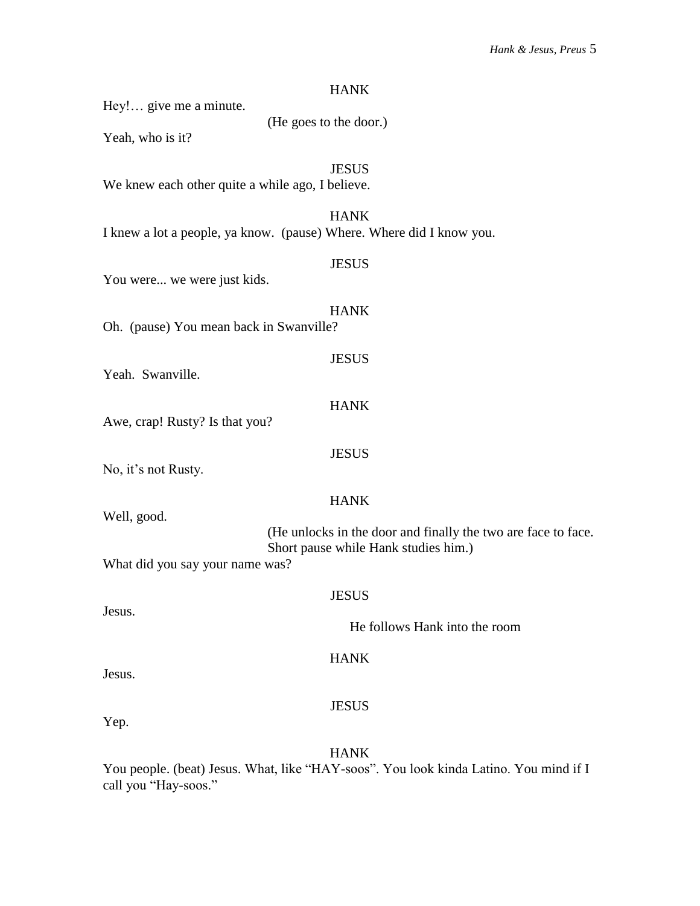HANK

Hey!… give me a minute.

(He goes to the door.)

Yeah, who is it?

JESUS

We knew each other quite a while ago, I believe.

HANK

I knew a lot a people, ya know. (pause) Where. Where did I know you.

JESUS

You were... we were just kids.

HANK

Oh. (pause) You mean back in Swanville?

JESUS

Yeah. Swanville.

HANK

Awe, crap! Rusty? Is that you?

JESUS

No, it's not Rusty.

HANK

Well, good.

(He unlocks in the door and finally the two are face to face. Short pause while Hank studies him.)

What did you say your name was?

JESUS

Jesus.

He follows Hank into the room

HANK

Jesus.

JESUS

Yep.

HANK

You people. (beat) Jesus. What, like "HAY-soos". You look kinda Latino. You mind if I call you "Hay-soos."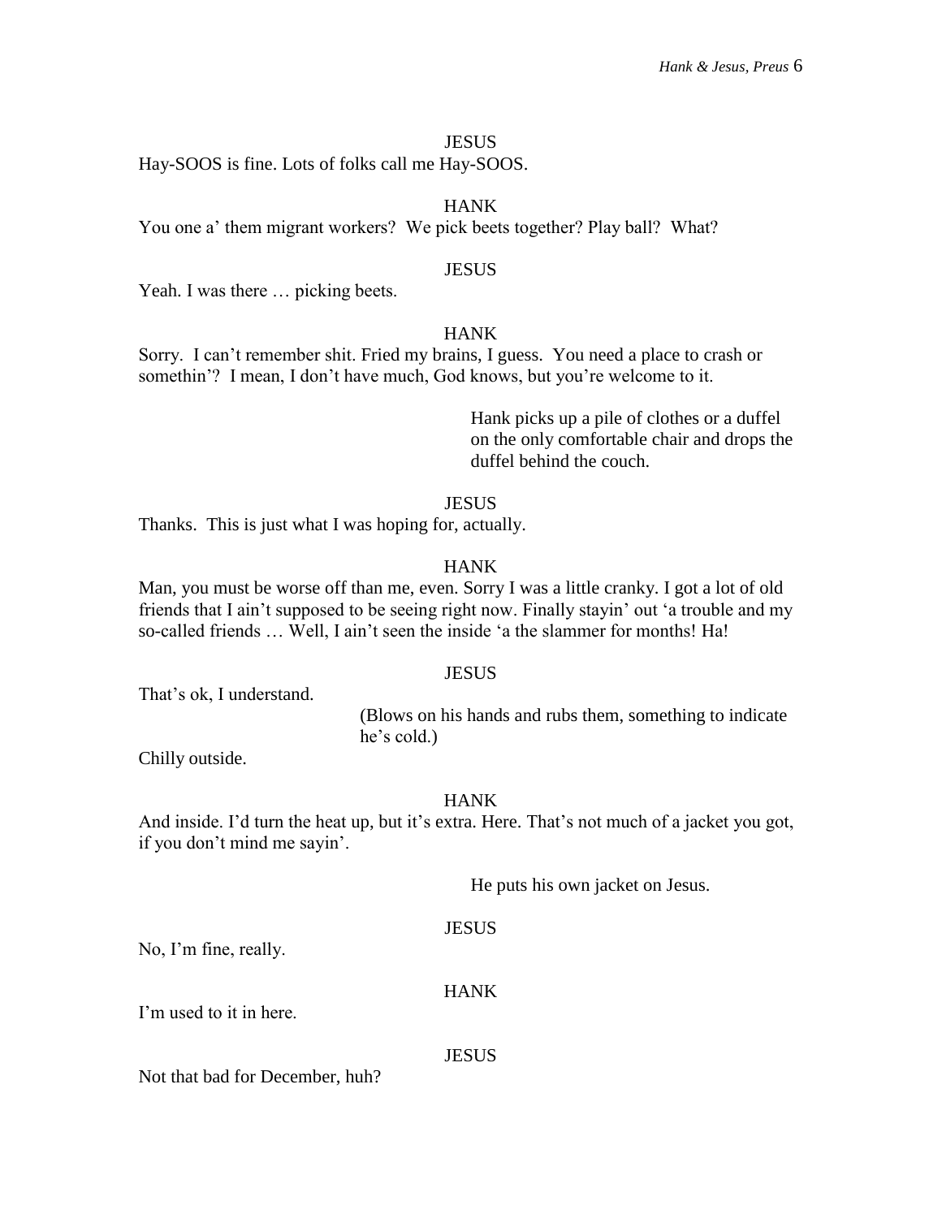JESUS

Hay-SOOS is fine. Lots of folks call me Hay-SOOS.

HANK

You one a' them migrant workers? We pick beets together? Play ball? What?

JESUS

Yeah. I was there … picking beets.

HANK

Sorry. I can't remember shit. Fried my brains, I guess. You need a place to crash or somethin'? I mean, I don't have much, God knows, but you're welcome to it.

Hank picks up a pile of clothes or a duffel on the only comfortable chair and drops the duffel behind the couch.

JESUS

Thanks. This is just what I was hoping for, actually.

HANK

Man, you must be worse off than me, even. Sorry I was a little cranky. I got a lot of old friends that I ain't supposed to be seeing right now. Finally stayin' out 'a trouble and my so-called friends … Well, I ain't seen the inside 'a the slammer for months! Ha!

JESUS

That's ok, I understand.

(Blows on his hands and rubs them, something to indicate he's cold.)

Chilly outside.

HANK

And inside. I'd turn the heat up, but it's extra. Here. That's not much of a jacket you got, if you don't mind me sayin'.

He puts his own jacket on Jesus.

JESUS

No, I'm fine, really.

HANK

I'm used to it in here.

JESUS

Not that bad for December, huh?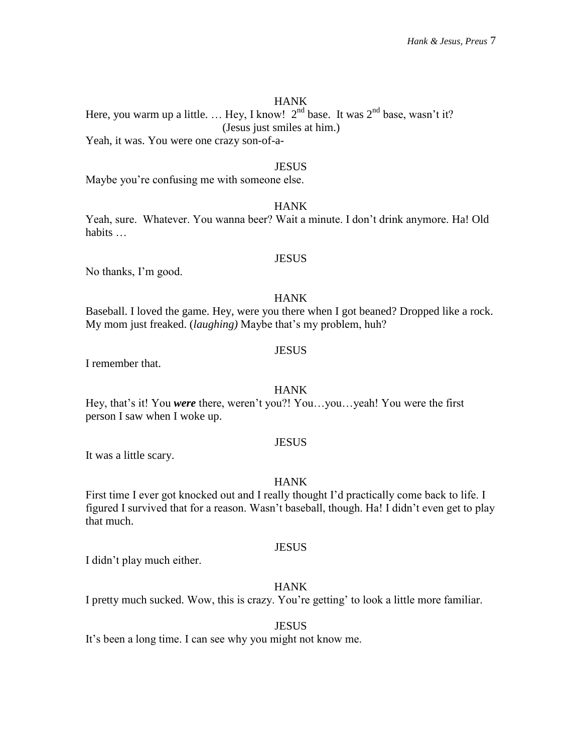HANK

Here, you warm up a little. … Hey, I know! 2nd base. It was 2nd base, wasn't it?

(Jesus just smiles at him.)

Yeah, it was. You were one crazy son-of-a-

JESUS

Maybe you're confusing me with someone else.

HANK

Yeah, sure. Whatever. You wanna beer? Wait a minute. I don't drink anymore. Ha! Old habits …

JESUS

No thanks, I'm good.

HANK

Baseball. I loved the game. Hey, were you there when I got beaned? Dropped like a rock. My mom just freaked. (*laughing)* Maybe that's my problem, huh?

JESUS

I remember that.

HANK

Hey, that's it! You ***were*** there, weren't you?! You…you…yeah! You were the first person I saw when I woke up.

JESUS

It was a little scary.

HANK

First time I ever got knocked out and I really thought I'd practically come back to life. I figured I survived that for a reason. Wasn't baseball, though. Ha! I didn't even get to play that much.

JESUS

I didn't play much either.

HANK

I pretty much sucked. Wow, this is crazy. You're getting' to look a little more familiar.

JESUS

It's been a long time. I can see why you might not know me.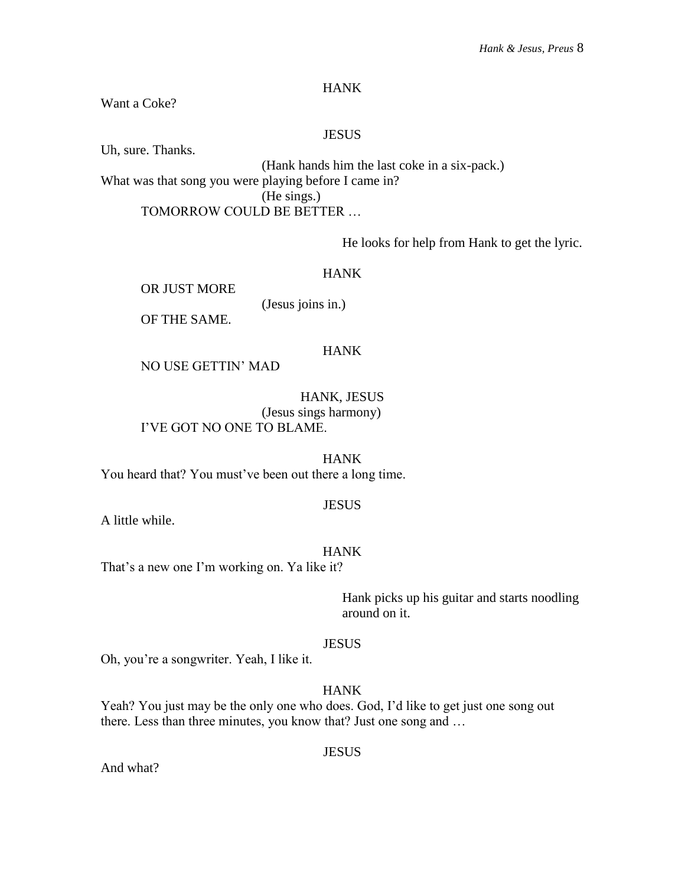HANK

Want a Coke?

JESUS

Uh, sure. Thanks.

(Hank hands him the last coke in a six-pack.)

What was that song you were playing before I came in?

(He sings.)

TOMORROW COULD BE BETTER …

He looks for help from Hank to get the lyric.

HANK

OR JUST MORE

(Jesus joins in.)

OF THE SAME.

HANK

NO USE GETTIN' MAD

HANK, JESUS

(Jesus sings harmony)

I'VE GOT NO ONE TO BLAME.

HANK

You heard that? You must've been out there a long time.

JESUS

A little while.

HANK

That's a new one I'm working on. Ya like it?

Hank picks up his guitar and starts noodling around on it.

JESUS

Oh, you're a songwriter. Yeah, I like it.

HANK

Yeah? You just may be the only one who does. God, I'd like to get just one song out there. Less than three minutes, you know that? Just one song and …

JESUS

And what?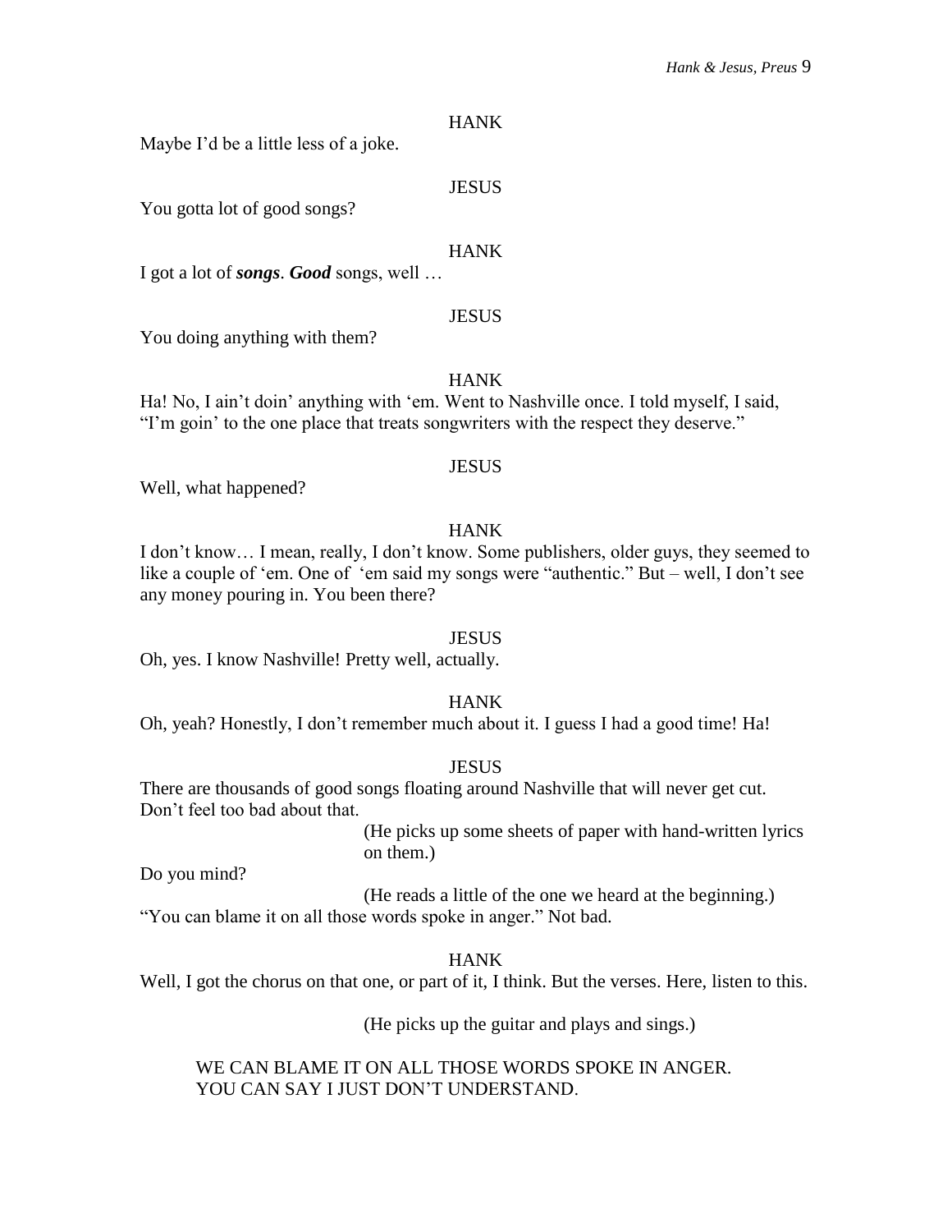HANK

Maybe I'd be a little less of a joke.

JESUS

You gotta lot of good songs?

HANK

I got a lot of ***songs***. ***Good*** songs, well …

JESUS

You doing anything with them?

HANK

Ha! No, I ain't doin' anything with 'em. Went to Nashville once. I told myself, I said, "I'm goin' to the one place that treats songwriters with the respect they deserve."

JESUS

Well, what happened?

HANK

I don't know… I mean, really, I don't know. Some publishers, older guys, they seemed to like a couple of 'em. One of 'em said my songs were "authentic." But – well, I don't see any money pouring in. You been there?

JESUS

Oh, yes. I know Nashville! Pretty well, actually.

HANK

Oh, yeah? Honestly, I don't remember much about it. I guess I had a good time! Ha!

JESUS

There are thousands of good songs floating around Nashville that will never get cut. Don't feel too bad about that.

(He picks up some sheets of paper with hand-written lyrics on them.)

Do you mind?

(He reads a little of the one we heard at the beginning.)

"You can blame it on all those words spoke in anger." Not bad.

HANK

Well, I got the chorus on that one, or part of it, I think. But the verses. Here, listen to this.

(He picks up the guitar and plays and sings.)

WE CAN BLAME IT ON ALL THOSE WORDS SPOKE IN ANGER.
YOU CAN SAY I JUST DON'T UNDERSTAND.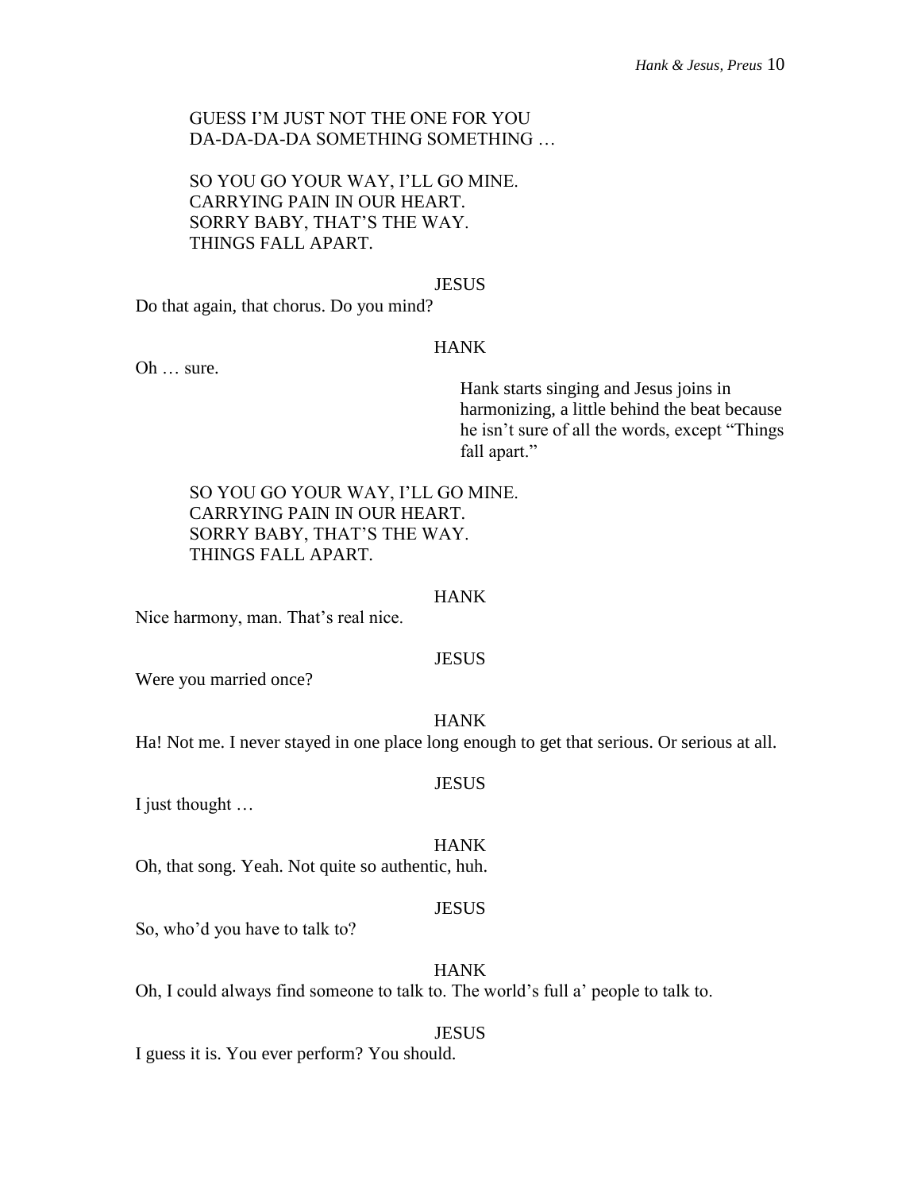GUESS I'M JUST NOT THE ONE FOR YOU
DA-DA-DA-DA SOMETHING SOMETHING …

SO YOU GO YOUR WAY, I'LL GO MINE.
CARRYING PAIN IN OUR HEART.
SORRY BABY, THAT'S THE WAY.
THINGS FALL APART.

JESUS

Do that again, that chorus. Do you mind?

HANK

Oh … sure.

*Hank starts singing and Jesus joins in harmonizing, a little behind the beat because he isn't sure of all the words, except "Things fall apart."*

SO YOU GO YOUR WAY, I'LL GO MINE.
CARRYING PAIN IN OUR HEART.
SORRY BABY, THAT'S THE WAY.
THINGS FALL APART.

HANK

Nice harmony, man. That's real nice.

JESUS

Were you married once?

HANK

Ha! Not me. I never stayed in one place long enough to get that serious. Or serious at all.

JESUS

I just thought …

HANK

Oh, that song. Yeah. Not quite so authentic, huh.

JESUS

So, who'd you have to talk to?

HANK

Oh, I could always find someone to talk to. The world's full a' people to talk to.

JESUS

I guess it is. You ever perform? You should.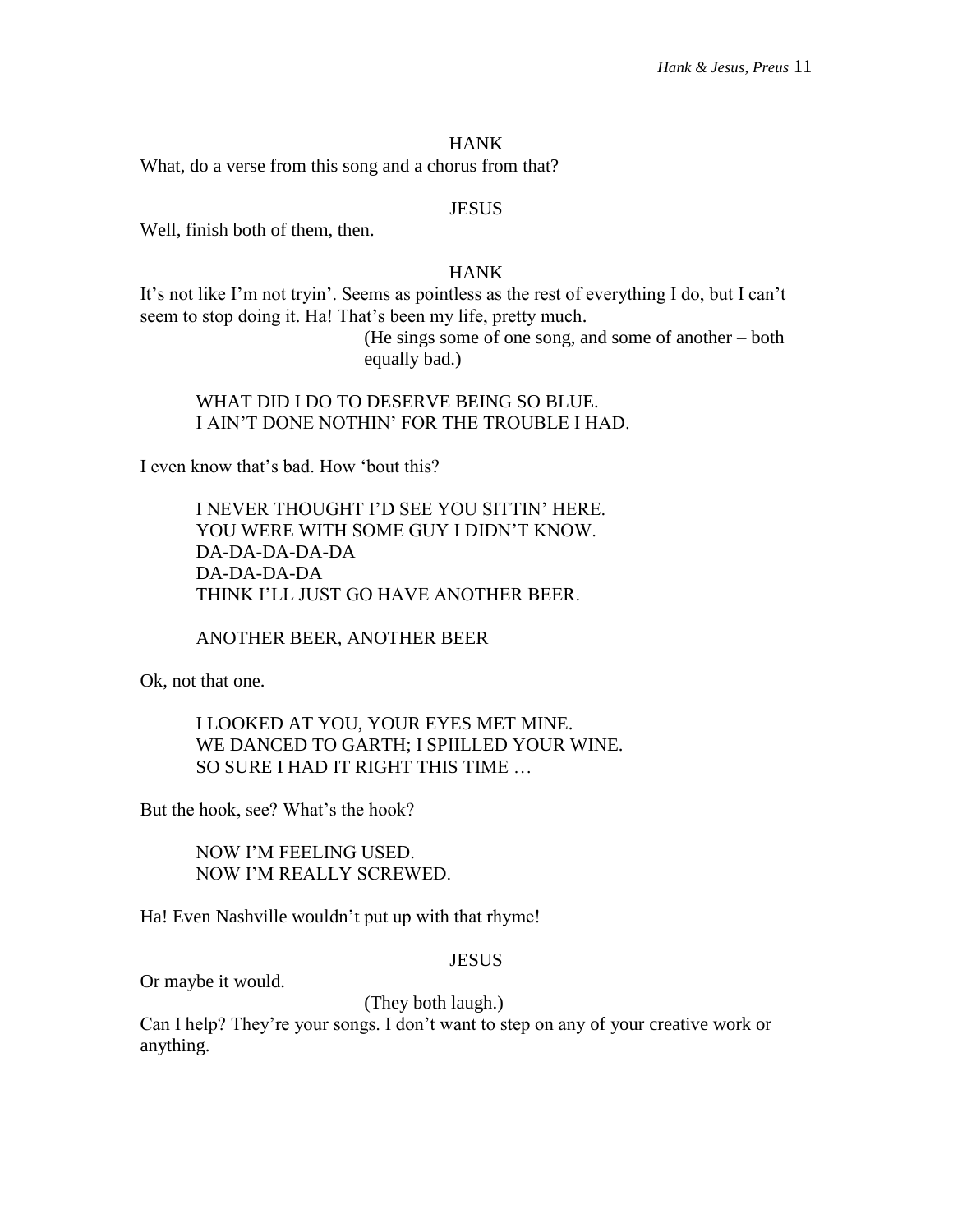HANK

What, do a verse from this song and a chorus from that?

JESUS

Well, finish both of them, then.

HANK

It's not like I'm not tryin'. Seems as pointless as the rest of everything I do, but I can't seem to stop doing it. Ha! That's been my life, pretty much.

(He sings some of one song, and some of another – both equally bad.)

> WHAT DID I DO TO DESERVE BEING SO BLUE.
> I AIN'T DONE NOTHIN' FOR THE TROUBLE I HAD.

I even know that's bad. How 'bout this?

> I NEVER THOUGHT I'D SEE YOU SITTIN' HERE.
> YOU WERE WITH SOME GUY I DIDN'T KNOW.
> DA-DA-DA-DA-DA
> DA-DA-DA-DA
> THINK I'LL JUST GO HAVE ANOTHER BEER.
>
> ANOTHER BEER, ANOTHER BEER

Ok, not that one.

> I LOOKED AT YOU, YOUR EYES MET MINE.
> WE DANCED TO GARTH; I SPIILLED YOUR WINE.
> SO SURE I HAD IT RIGHT THIS TIME …

But the hook, see? What's the hook?

> NOW I'M FEELING USED.
> NOW I'M REALLY SCREWED.

Ha! Even Nashville wouldn't put up with that rhyme!

JESUS

Or maybe it would.

(They both laugh.)

Can I help? They're your songs. I don't want to step on any of your creative work or anything.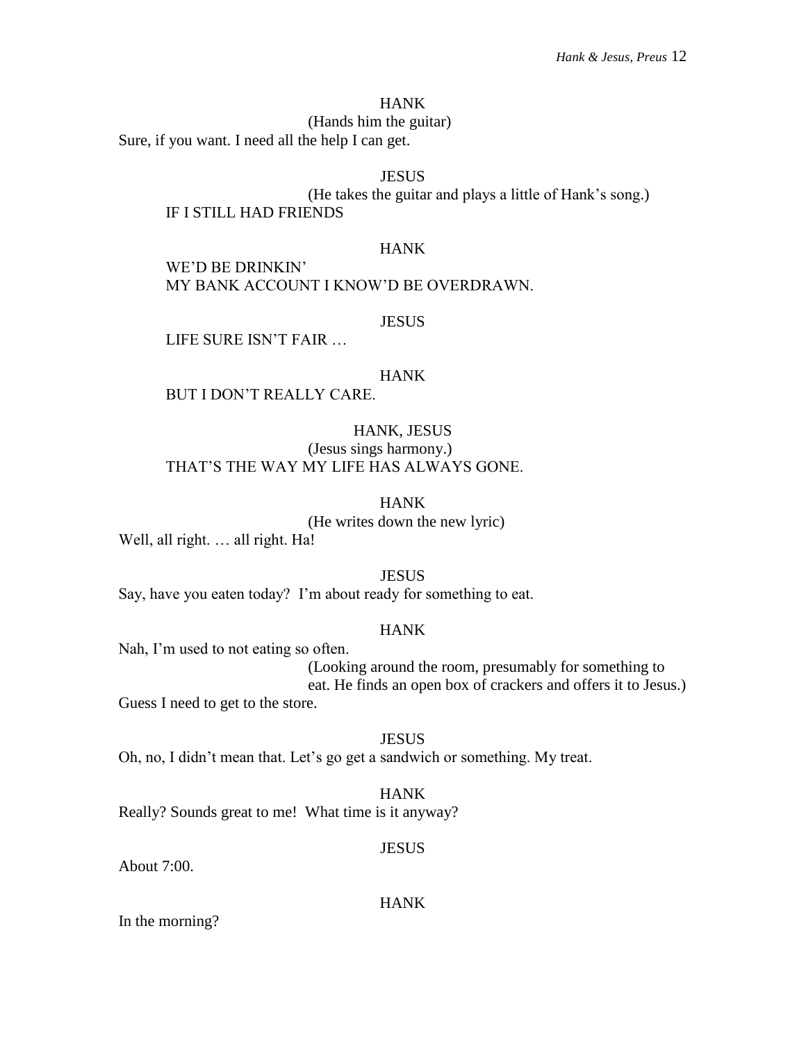HANK

(Hands him the guitar)

Sure, if you want. I need all the help I can get.

JESUS

(He takes the guitar and plays a little of Hank's song.)

IF I STILL HAD FRIENDS

HANK

WE'D BE DRINKIN'
MY BANK ACCOUNT I KNOW'D BE OVERDRAWN.

JESUS

LIFE SURE ISN'T FAIR …

HANK

BUT I DON'T REALLY CARE.

HANK, JESUS

(Jesus sings harmony.)

THAT'S THE WAY MY LIFE HAS ALWAYS GONE.

HANK

(He writes down the new lyric)

Well, all right. … all right. Ha!

JESUS

Say, have you eaten today? I'm about ready for something to eat.

HANK

Nah, I'm used to not eating so often.

(Looking around the room, presumably for something to eat. He finds an open box of crackers and offers it to Jesus.)

Guess I need to get to the store.

JESUS

Oh, no, I didn't mean that. Let's go get a sandwich or something. My treat.

HANK

Really? Sounds great to me! What time is it anyway?

JESUS

About 7:00.

HANK

In the morning?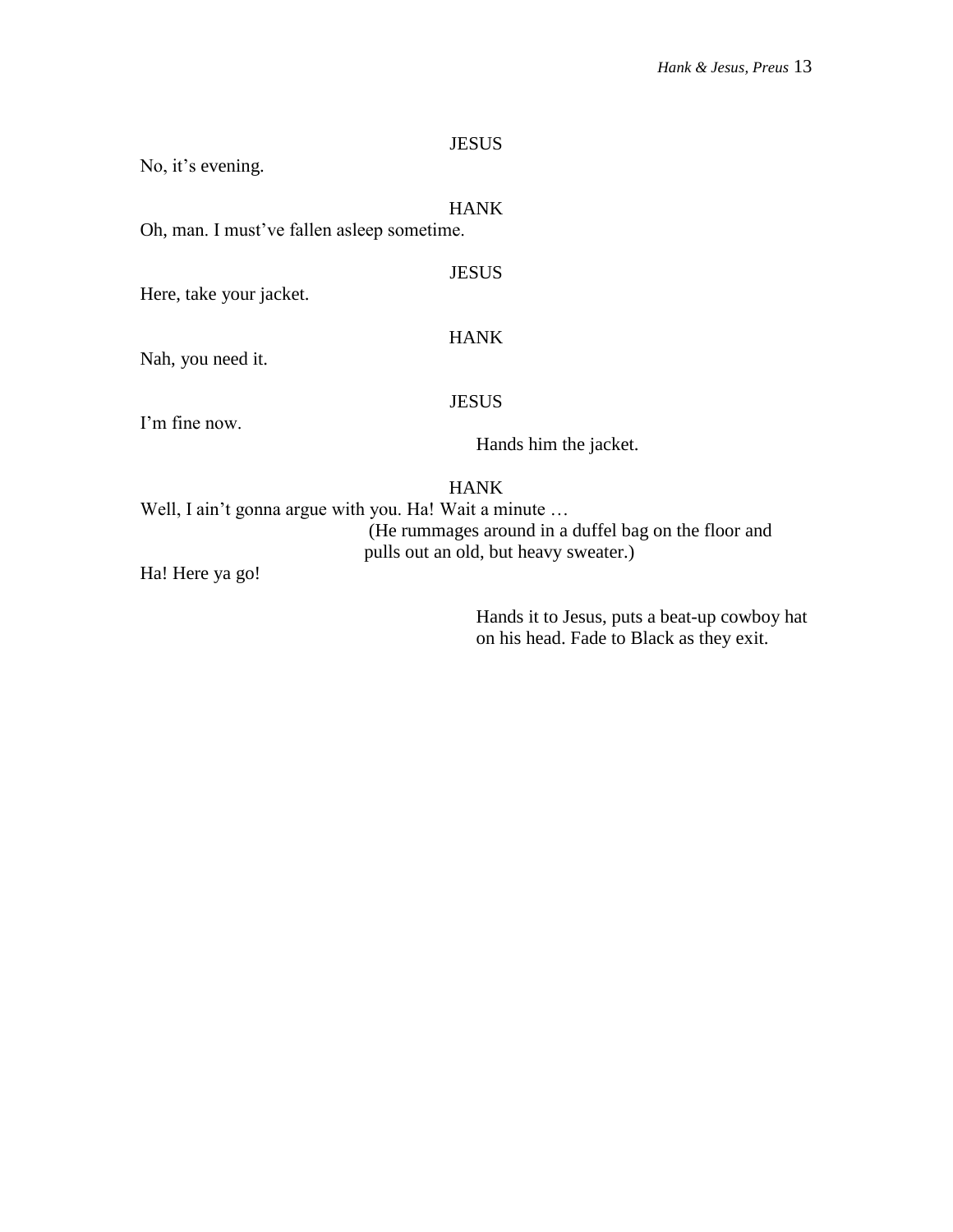JESUS

No, it's evening.

HANK

Oh, man. I must've fallen asleep sometime.

JESUS

Here, take your jacket.

HANK

Nah, you need it.

JESUS

I'm fine now.

Hands him the jacket.

HANK

Well, I ain't gonna argue with you. Ha! Wait a minute …

(He rummages around in a duffel bag on the floor and pulls out an old, but heavy sweater.)

Ha! Here ya go!

Hands it to Jesus, puts a beat-up cowboy hat on his head. Fade to Black as they exit.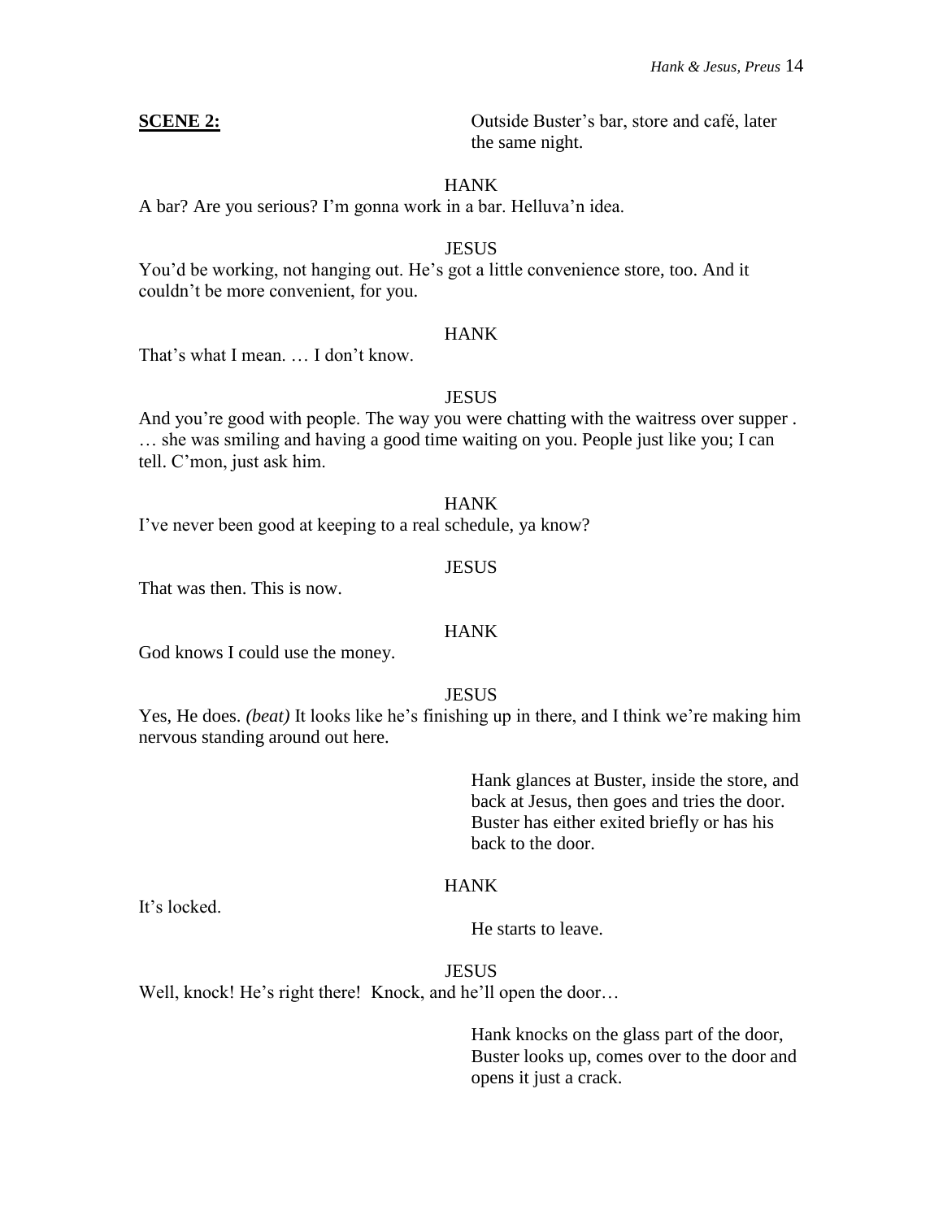**SCENE 2:** Outside Buster's bar, store and café, later the same night.

HANK

A bar? Are you serious? I'm gonna work in a bar. Helluva'n idea.

JESUS

You'd be working, not hanging out. He's got a little convenience store, too. And it couldn't be more convenient, for you.

HANK

That's what I mean. … I don't know.

JESUS

And you're good with people. The way you were chatting with the waitress over supper . … she was smiling and having a good time waiting on you. People just like you; I can tell. C'mon, just ask him.

HANK

I've never been good at keeping to a real schedule, ya know?

JESUS

That was then. This is now.

HANK

God knows I could use the money.

JESUS

Yes, He does. *(beat)* It looks like he's finishing up in there, and I think we're making him nervous standing around out here.

Hank glances at Buster, inside the store, and back at Jesus, then goes and tries the door. Buster has either exited briefly or has his back to the door.

HANK

It's locked.

He starts to leave.

JESUS

Well, knock! He's right there! Knock, and he'll open the door…

Hank knocks on the glass part of the door, Buster looks up, comes over to the door and opens it just a crack.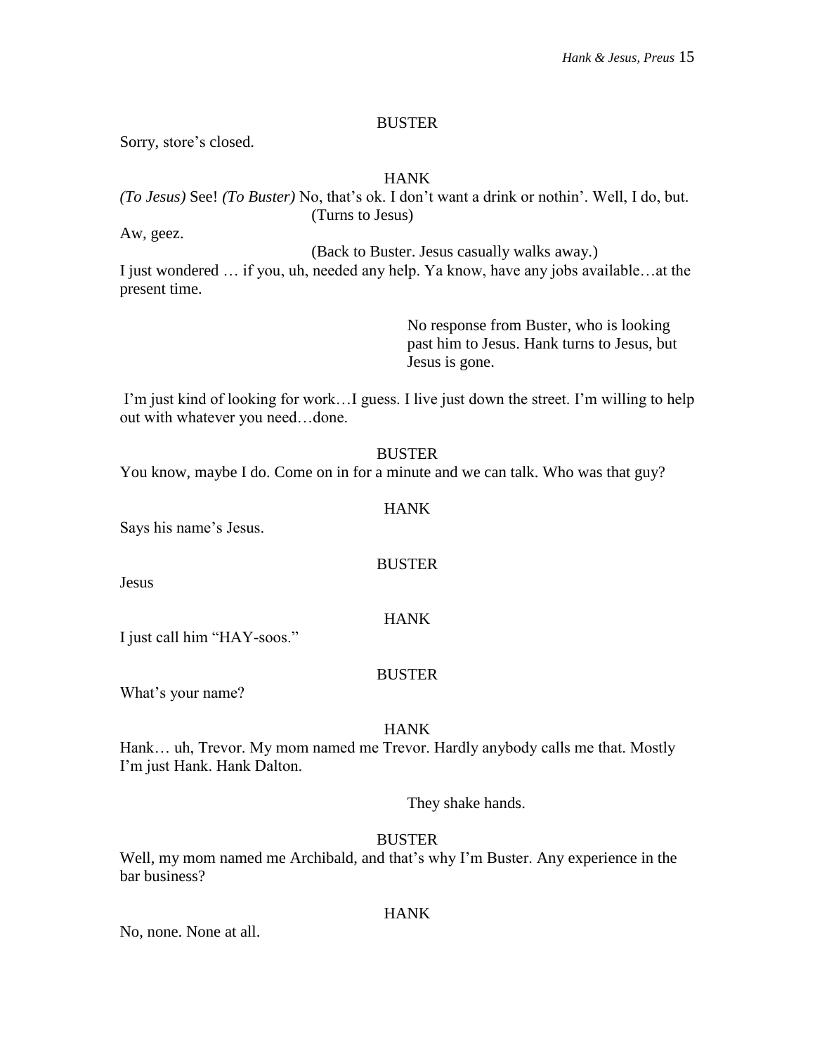BUSTER

Sorry, store's closed.

HANK

*(To Jesus)* See! *(To Buster)* No, that's ok. I don't want a drink or nothin'. Well, I do, but.

(Turns to Jesus)

Aw, geez.

(Back to Buster. Jesus casually walks away.)

I just wondered … if you, uh, needed any help. Ya know, have any jobs available…at the present time.

No response from Buster, who is looking past him to Jesus. Hank turns to Jesus, but Jesus is gone.

I'm just kind of looking for work…I guess. I live just down the street. I'm willing to help out with whatever you need…done.

BUSTER

You know, maybe I do. Come on in for a minute and we can talk. Who was that guy?

HANK

Says his name's Jesus.

BUSTER

Jesus

HANK

I just call him "HAY-soos."

BUSTER

What's your name?

HANK

Hank… uh, Trevor. My mom named me Trevor. Hardly anybody calls me that. Mostly I'm just Hank. Hank Dalton.

They shake hands.

BUSTER

Well, my mom named me Archibald, and that's why I'm Buster. Any experience in the bar business?

HANK

No, none. None at all.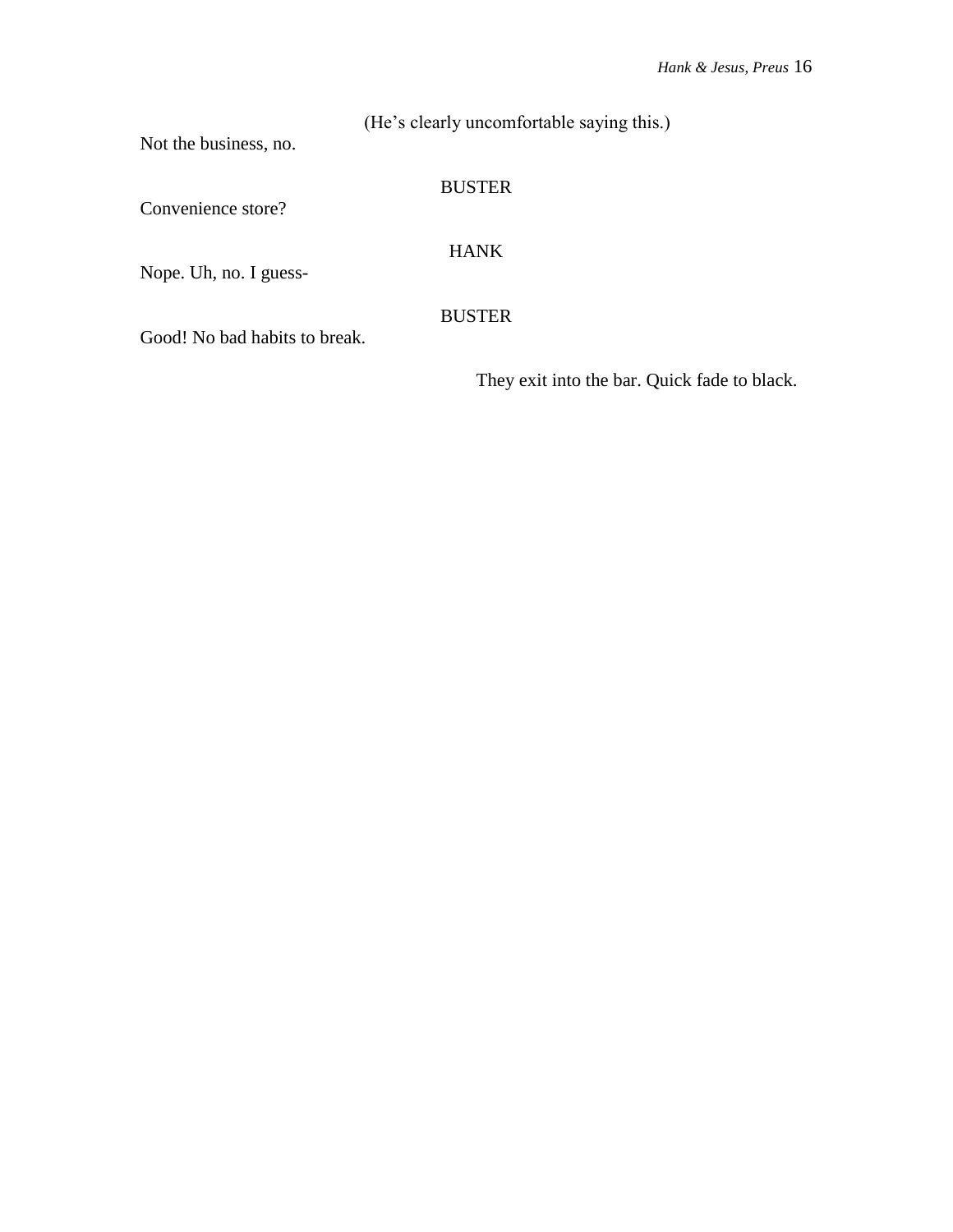(He's clearly uncomfortable saying this.)

Not the business, no.

BUSTER

Convenience store?

HANK

Nope. Uh, no. I guess-

BUSTER

Good! No bad habits to break.

They exit into the bar. Quick fade to black.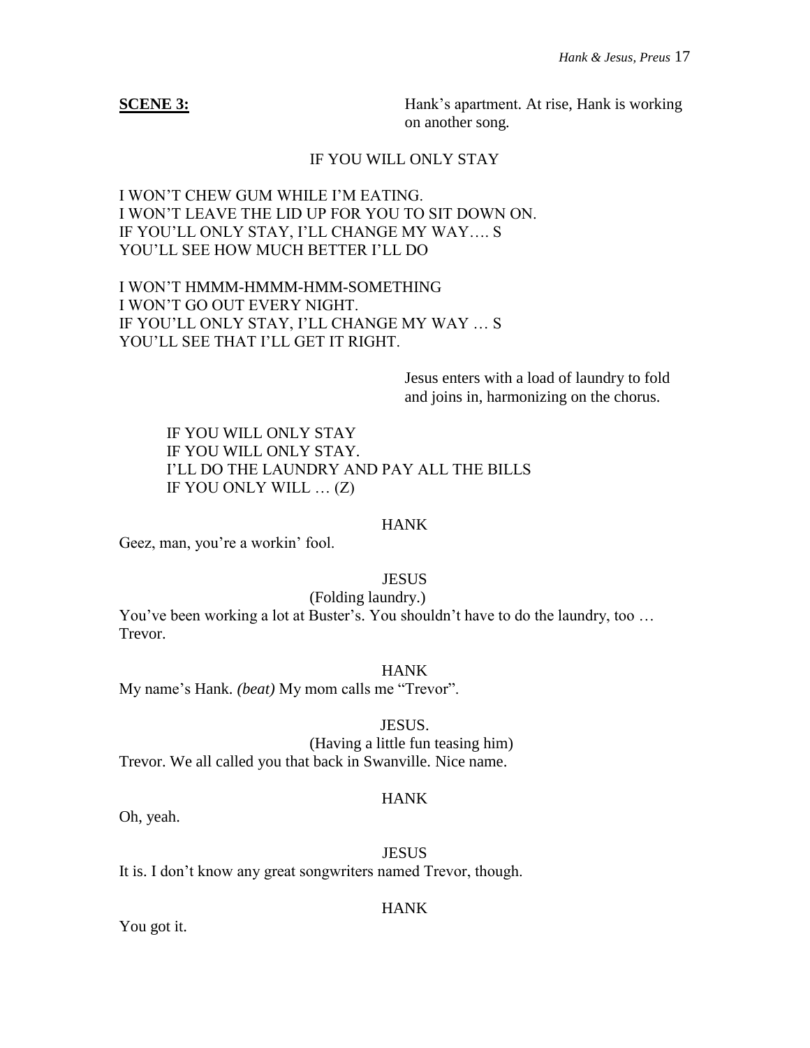**SCENE 3:** Hank's apartment. At rise, Hank is working on another song.

IF YOU WILL ONLY STAY

I WON'T CHEW GUM WHILE I'M EATING.
I WON'T LEAVE THE LID UP FOR YOU TO SIT DOWN ON.
IF YOU'LL ONLY STAY, I'LL CHANGE MY WAY…. S
YOU'LL SEE HOW MUCH BETTER I'LL DO

I WON'T HMMM-HMMM-HMM-SOMETHING
I WON'T GO OUT EVERY NIGHT.
IF YOU'LL ONLY STAY, I'LL CHANGE MY WAY … S
YOU'LL SEE THAT I'LL GET IT RIGHT.

Jesus enters with a load of laundry to fold and joins in, harmonizing on the chorus.

IF YOU WILL ONLY STAY
IF YOU WILL ONLY STAY.
I'LL DO THE LAUNDRY AND PAY ALL THE BILLS
IF YOU ONLY WILL … (Z)

HANK

Geez, man, you're a workin' fool.

JESUS

(Folding laundry.)

You've been working a lot at Buster's. You shouldn't have to do the laundry, too … Trevor.

HANK

My name's Hank. *(beat)* My mom calls me "Trevor".

JESUS.

(Having a little fun teasing him)

Trevor. We all called you that back in Swanville. Nice name.

HANK

Oh, yeah.

JESUS

It is. I don't know any great songwriters named Trevor, though.

HANK

You got it.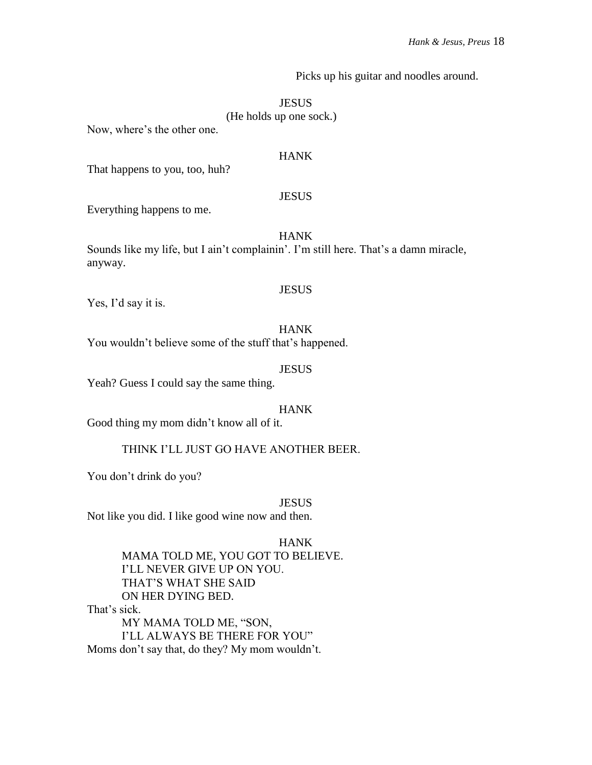Picks up his guitar and noodles around.

JESUS

(He holds up one sock.)

Now, where's the other one.

HANK

That happens to you, too, huh?

JESUS

Everything happens to me.

HANK

Sounds like my life, but I ain't complainin'. I'm still here. That's a damn miracle, anyway.

JESUS

Yes, I'd say it is.

HANK

You wouldn't believe some of the stuff that's happened.

JESUS

Yeah? Guess I could say the same thing.

HANK

Good thing my mom didn't know all of it.

THINK I'LL JUST GO HAVE ANOTHER BEER.

You don't drink do you?

JESUS

Not like you did. I like good wine now and then.

HANK

MAMA TOLD ME, YOU GOT TO BELIEVE.
I'LL NEVER GIVE UP ON YOU.
THAT'S WHAT SHE SAID
ON HER DYING BED.

That's sick.

MY MAMA TOLD ME, "SON,
I'LL ALWAYS BE THERE FOR YOU"

Moms don't say that, do they? My mom wouldn't.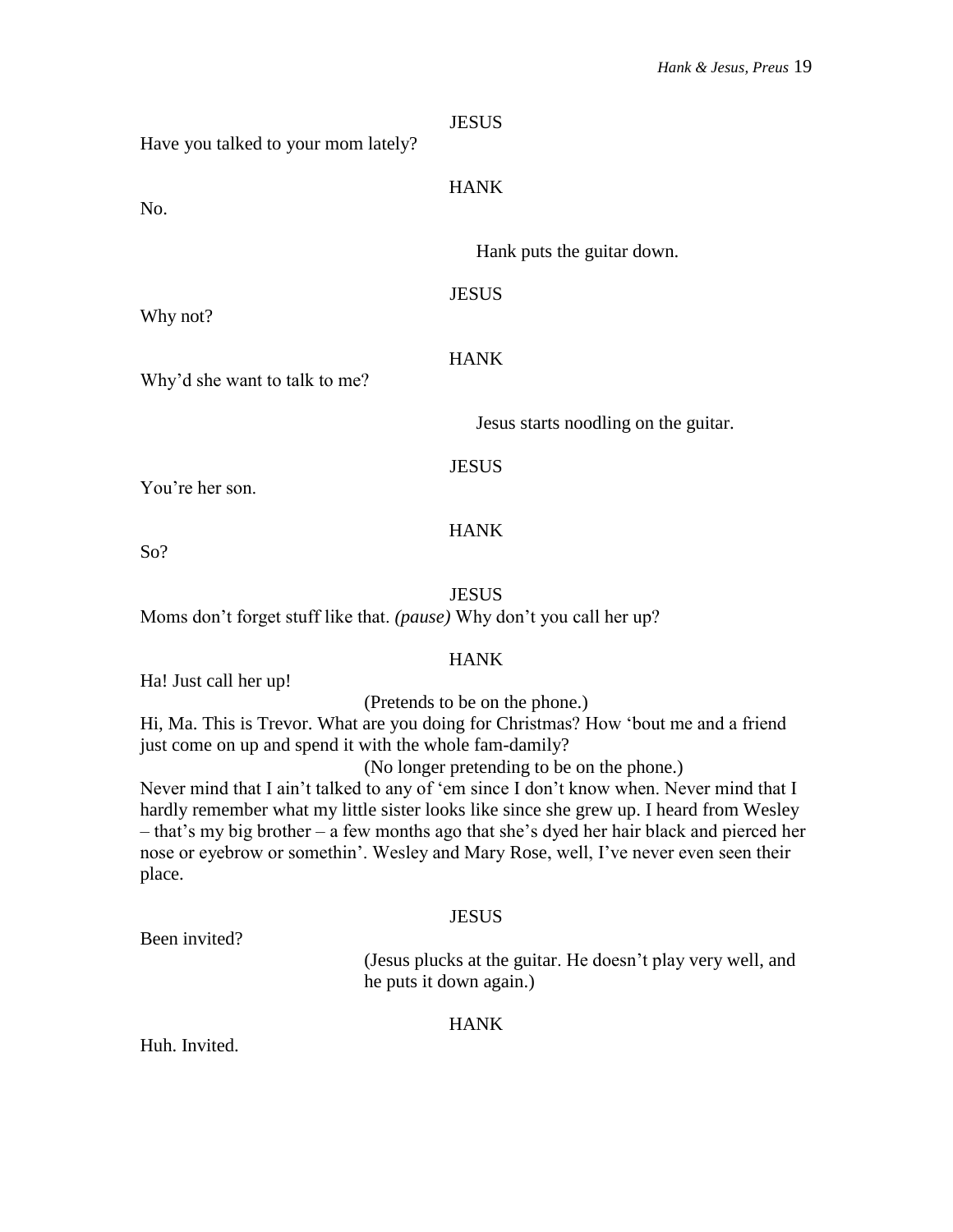JESUS

Have you talked to your mom lately?

HANK

No.

Hank puts the guitar down.

JESUS

Why not?

HANK

Why'd she want to talk to me?

Jesus starts noodling on the guitar.

JESUS

You're her son.

HANK

So?

JESUS

Moms don't forget stuff like that. *(pause)* Why don't you call her up?

HANK

Ha! Just call her up!

(Pretends to be on the phone.)

Hi, Ma. This is Trevor. What are you doing for Christmas? How 'bout me and a friend just come on up and spend it with the whole fam-damily?

(No longer pretending to be on the phone.)

Never mind that I ain't talked to any of 'em since I don't know when. Never mind that I hardly remember what my little sister looks like since she grew up. I heard from Wesley – that's my big brother – a few months ago that she's dyed her hair black and pierced her nose or eyebrow or somethin'. Wesley and Mary Rose, well, I've never even seen their place.

JESUS

Been invited?

(Jesus plucks at the guitar. He doesn't play very well, and he puts it down again.)

HANK

Huh. Invited.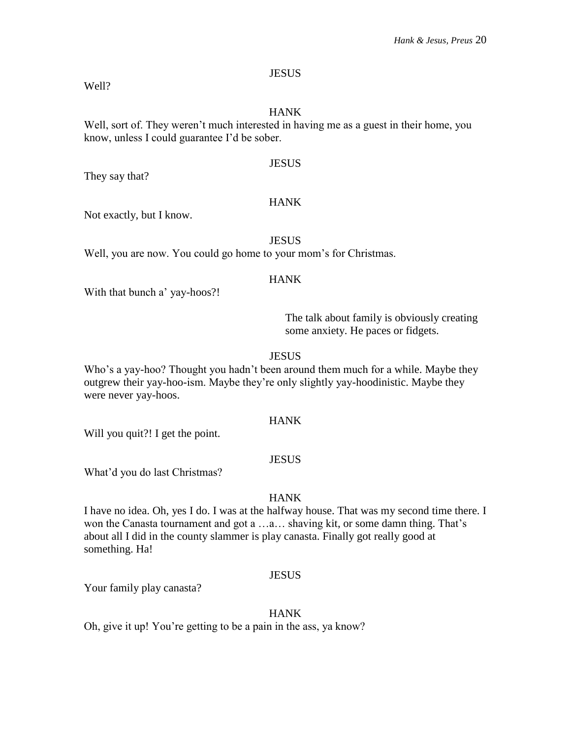JESUS

Well?

HANK

Well, sort of. They weren't much interested in having me as a guest in their home, you know, unless I could guarantee I'd be sober.

JESUS

They say that?

HANK

Not exactly, but I know.

JESUS

Well, you are now. You could go home to your mom's for Christmas.

HANK

With that bunch a' yay-hoos?!

> The talk about family is obviously creating some anxiety. He paces or fidgets.

JESUS

Who's a yay-hoo? Thought you hadn't been around them much for a while. Maybe they outgrew their yay-hoo-ism. Maybe they're only slightly yay-hoodinistic. Maybe they were never yay-hoos.

HANK

Will you quit?! I get the point.

JESUS

What'd you do last Christmas?

HANK

I have no idea. Oh, yes I do. I was at the halfway house. That was my second time there. I won the Canasta tournament and got a …a… shaving kit, or some damn thing. That's about all I did in the county slammer is play canasta. Finally got really good at something. Ha!

JESUS

Your family play canasta?

HANK

Oh, give it up! You're getting to be a pain in the ass, ya know?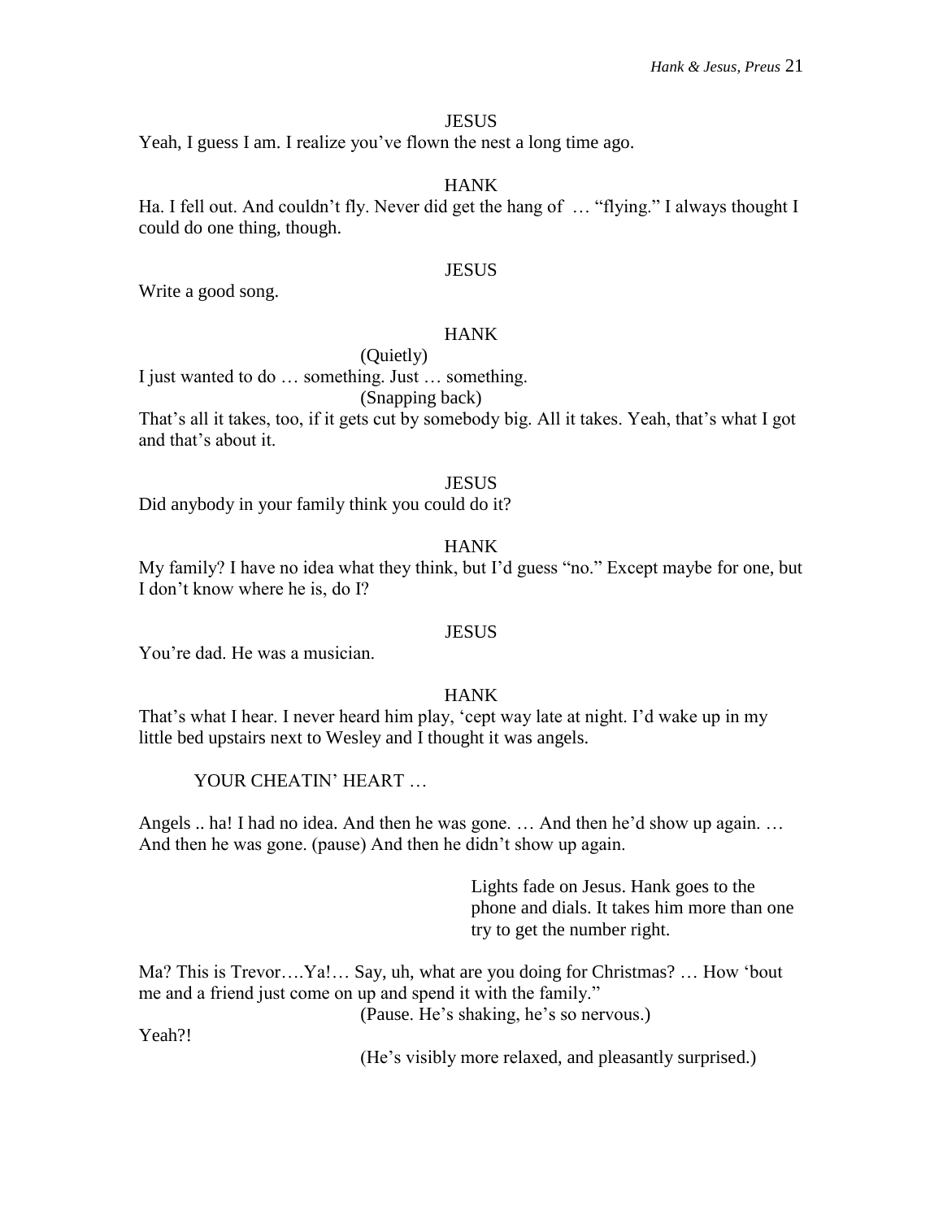JESUS

Yeah, I guess I am. I realize you've flown the nest a long time ago.

HANK

Ha. I fell out. And couldn't fly. Never did get the hang of … "flying." I always thought I could do one thing, though.

JESUS

Write a good song.

HANK

(Quietly)

I just wanted to do … something. Just … something.

(Snapping back)

That's all it takes, too, if it gets cut by somebody big. All it takes. Yeah, that's what I got and that's about it.

JESUS

Did anybody in your family think you could do it?

HANK

My family? I have no idea what they think, but I'd guess "no." Except maybe for one, but I don't know where he is, do I?

JESUS

You're dad. He was a musician.

HANK

That's what I hear. I never heard him play, 'cept way late at night. I'd wake up in my little bed upstairs next to Wesley and I thought it was angels.

YOUR CHEATIN' HEART …

Angels .. ha! I had no idea. And then he was gone. … And then he'd show up again. … And then he was gone. (pause) And then he didn't show up again.

Lights fade on Jesus. Hank goes to the phone and dials. It takes him more than one try to get the number right.

Ma? This is Trevor….Ya!… Say, uh, what are you doing for Christmas? … How 'bout me and a friend just come on up and spend it with the family."

(Pause. He's shaking, he's so nervous.)

Yeah?!

(He's visibly more relaxed, and pleasantly surprised.)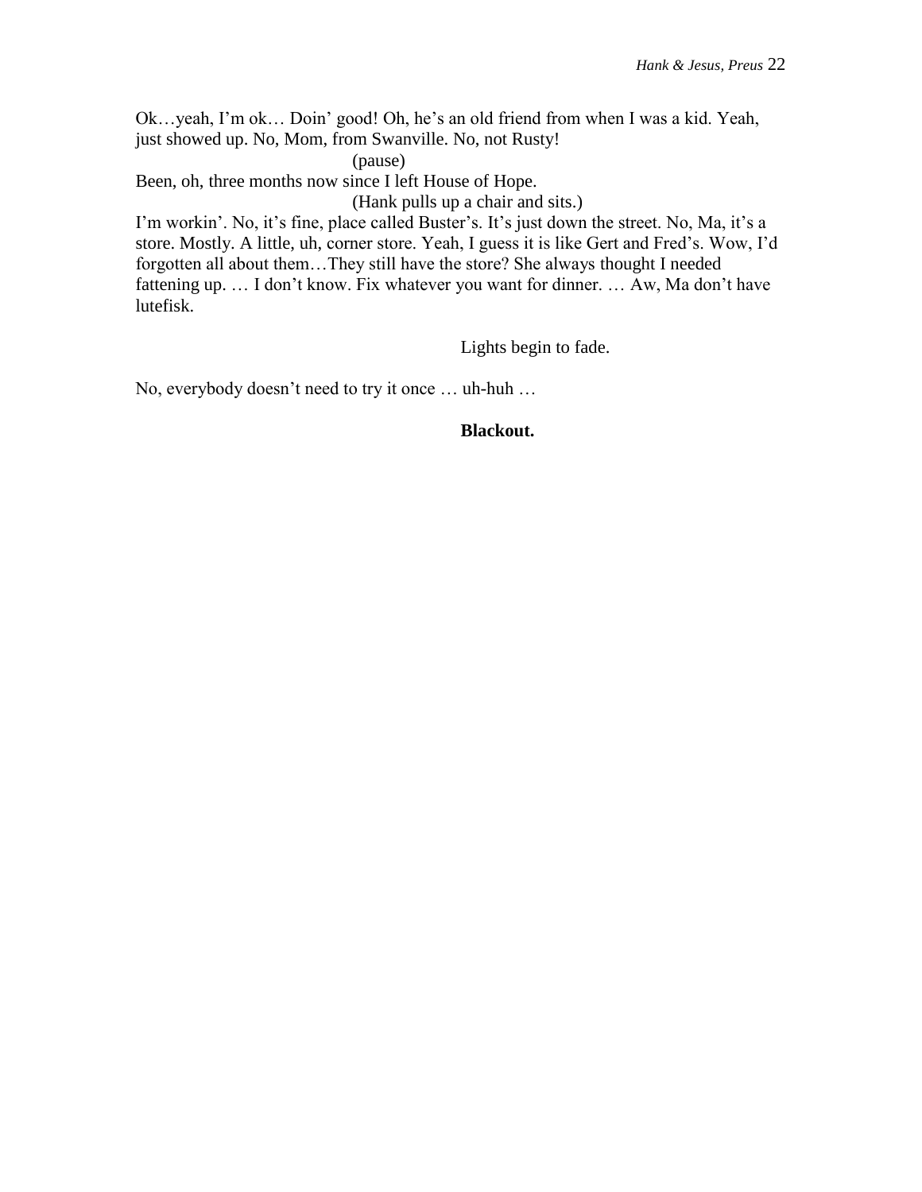Ok…yeah, I'm ok… Doin' good! Oh, he's an old friend from when I was a kid. Yeah, just showed up. No, Mom, from Swanville. No, not Rusty!

(pause)

Been, oh, three months now since I left House of Hope.

(Hank pulls up a chair and sits.)

I'm workin'. No, it's fine, place called Buster's. It's just down the street. No, Ma, it's a store. Mostly. A little, uh, corner store. Yeah, I guess it is like Gert and Fred's. Wow, I'd forgotten all about them…They still have the store? She always thought I needed fattening up. … I don't know. Fix whatever you want for dinner. … Aw, Ma don't have lutefisk.

Lights begin to fade.

No, everybody doesn't need to try it once … uh-huh …

**Blackout.**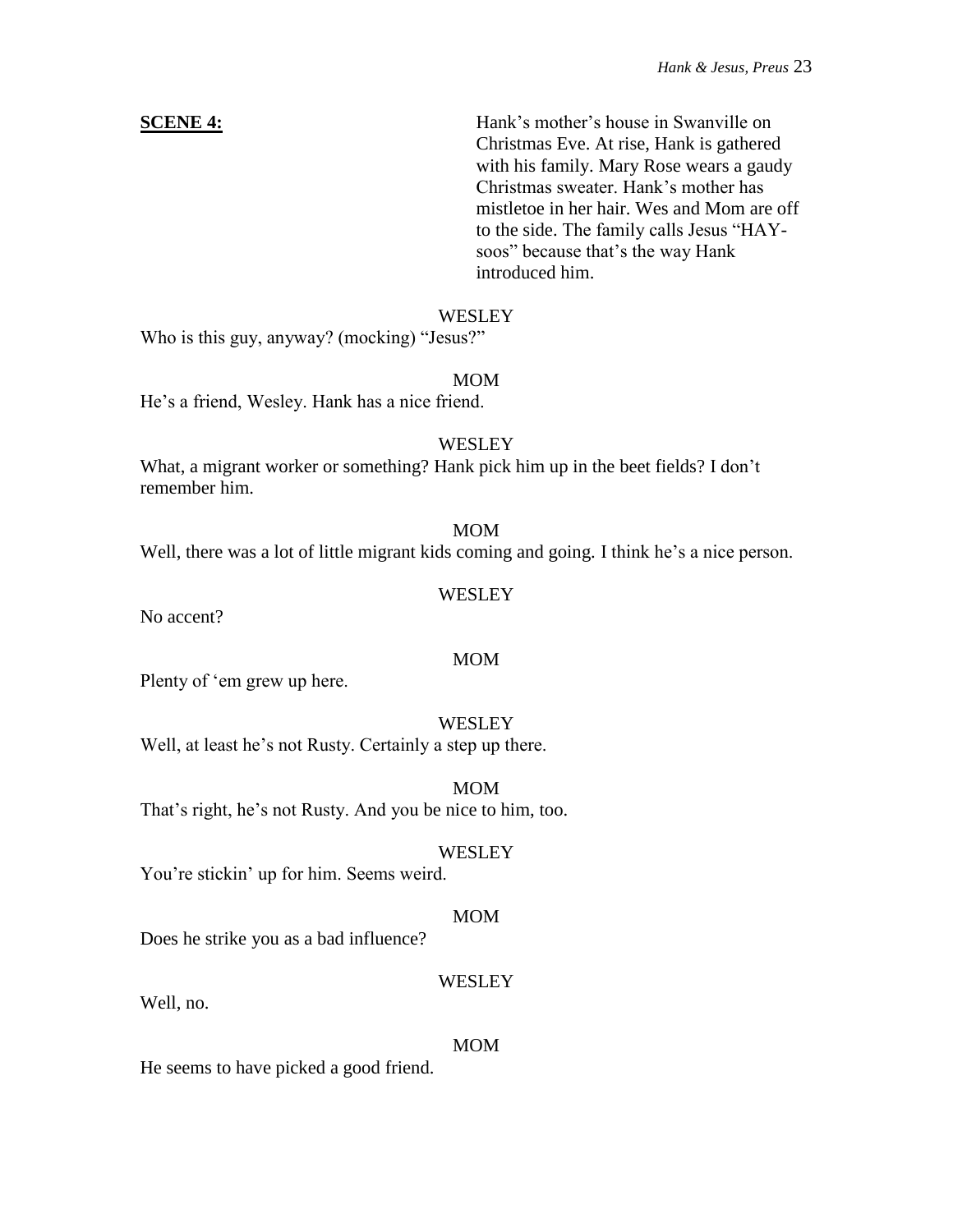**SCENE 4:** Hank's mother's house in Swanville on Christmas Eve. At rise, Hank is gathered with his family. Mary Rose wears a gaudy Christmas sweater. Hank's mother has mistletoe in her hair. Wes and Mom are off to the side. The family calls Jesus "HAY-soos" because that's the way Hank introduced him.

WESLEY

Who is this guy, anyway? (mocking) "Jesus?"

MOM

He's a friend, Wesley. Hank has a nice friend.

WESLEY

What, a migrant worker or something? Hank pick him up in the beet fields? I don't remember him.

MOM

Well, there was a lot of little migrant kids coming and going. I think he's a nice person.

WESLEY

No accent?

MOM

Plenty of 'em grew up here.

WESLEY

Well, at least he's not Rusty. Certainly a step up there.

MOM

That's right, he's not Rusty. And you be nice to him, too.

WESLEY

You're stickin' up for him. Seems weird.

MOM

Does he strike you as a bad influence?

WESLEY

Well, no.

MOM

He seems to have picked a good friend.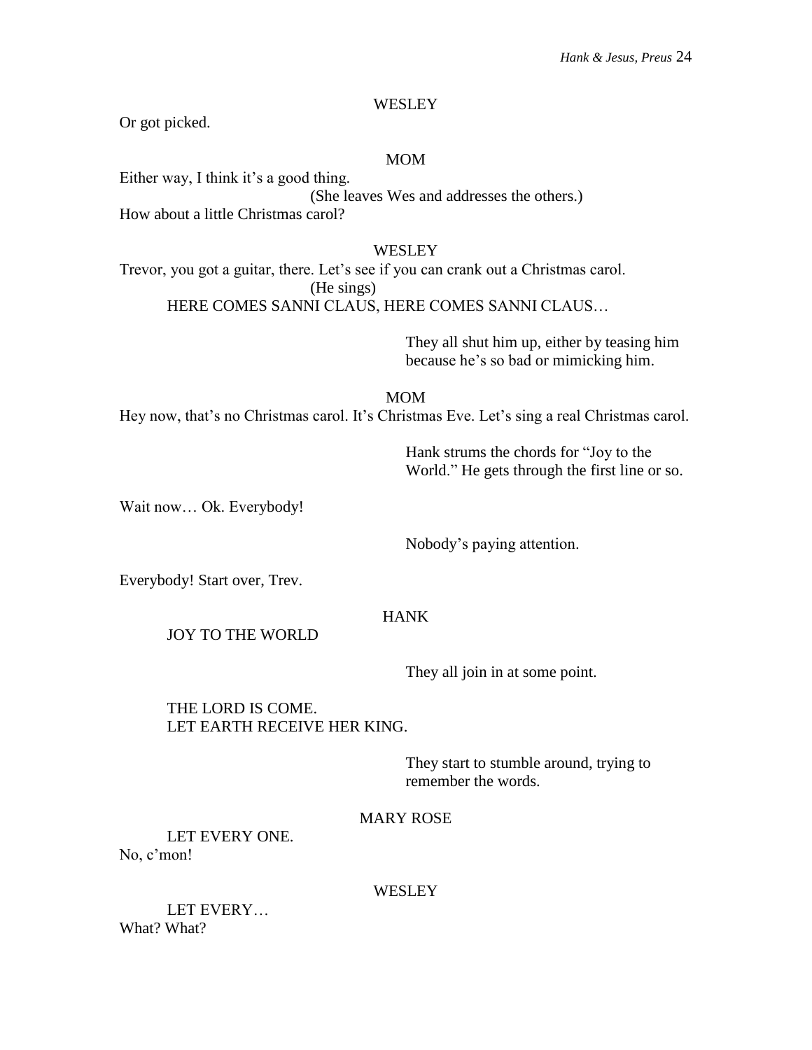WESLEY

Or got picked.

MOM

Either way, I think it's a good thing.

(She leaves Wes and addresses the others.)

How about a little Christmas carol?

WESLEY

Trevor, you got a guitar, there. Let's see if you can crank out a Christmas carol.

(He sings)

HERE COMES SANNI CLAUS, HERE COMES SANNI CLAUS…

They all shut him up, either by teasing him because he's so bad or mimicking him.

MOM

Hey now, that's no Christmas carol. It's Christmas Eve. Let's sing a real Christmas carol.

Hank strums the chords for "Joy to the World." He gets through the first line or so.

Wait now… Ok. Everybody!

Nobody's paying attention.

Everybody! Start over, Trev.

HANK

JOY TO THE WORLD

They all join in at some point.

THE LORD IS COME.
LET EARTH RECEIVE HER KING.

They start to stumble around, trying to remember the words.

MARY ROSE

LET EVERY ONE.

No, c'mon!

WESLEY

LET EVERY…

What? What?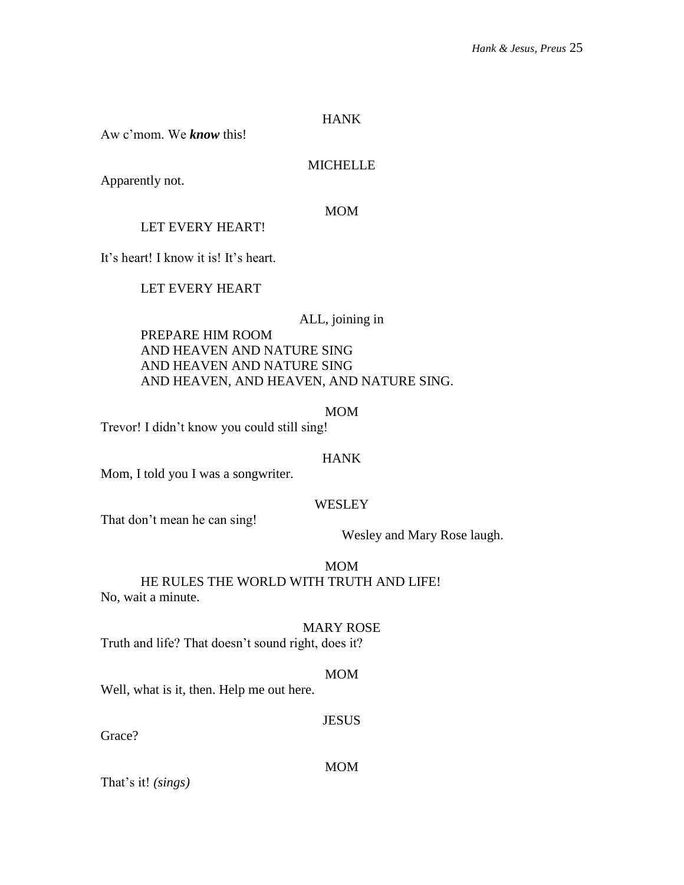HANK

Aw c'mom. We ***know*** this!

MICHELLE

Apparently not.

MOM

LET EVERY HEART!

It's heart! I know it is! It's heart.

LET EVERY HEART

ALL, joining in

PREPARE HIM ROOM
AND HEAVEN AND NATURE SING
AND HEAVEN AND NATURE SING
AND HEAVEN, AND HEAVEN, AND NATURE SING.

MOM

Trevor! I didn't know you could still sing!

HANK

Mom, I told you I was a songwriter.

WESLEY

That don't mean he can sing!

Wesley and Mary Rose laugh.

MOM

HE RULES THE WORLD WITH TRUTH AND LIFE!
No, wait a minute.

MARY ROSE

Truth and life? That doesn't sound right, does it?

MOM

Well, what is it, then. Help me out here.

JESUS

Grace?

MOM

That's it! *(sings)*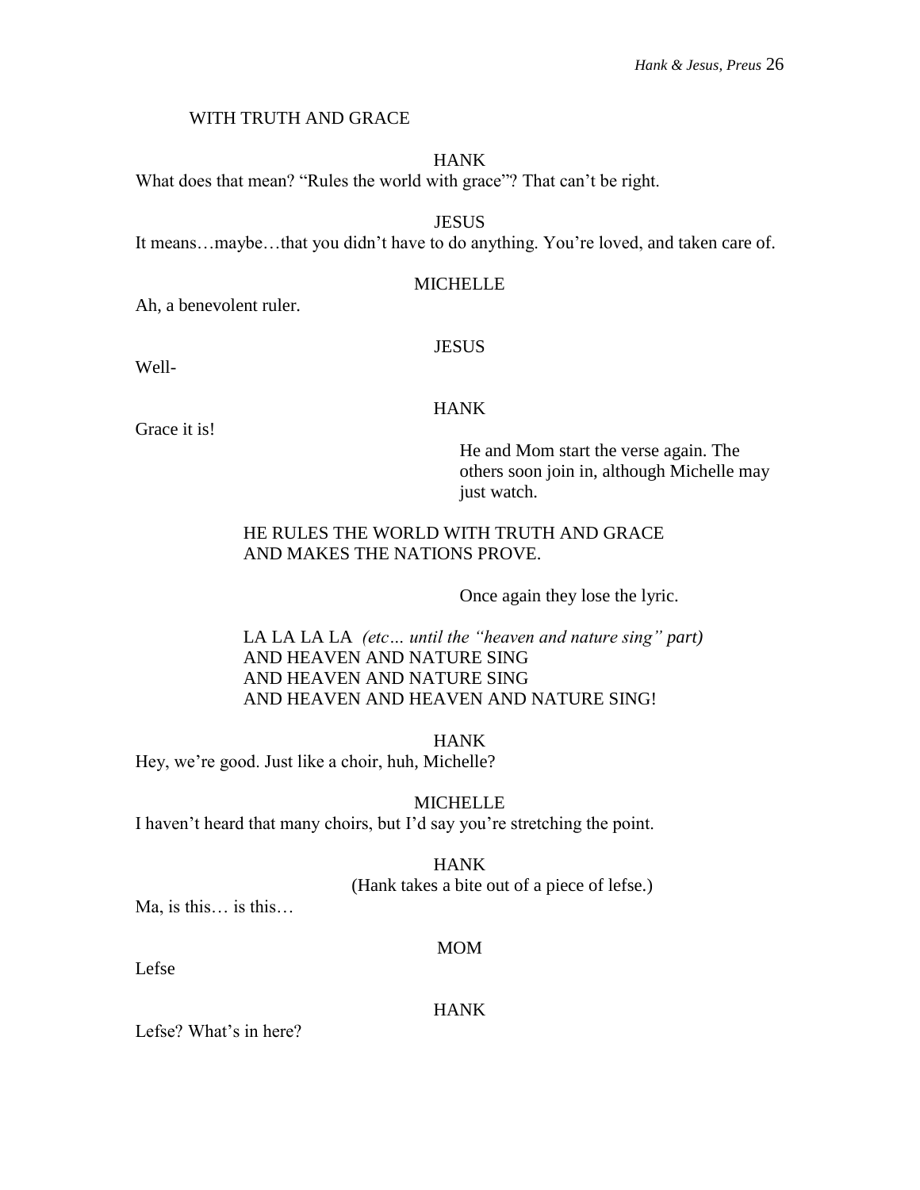WITH TRUTH AND GRACE

HANK

What does that mean? "Rules the world with grace"? That can't be right.

JESUS

It means…maybe…that you didn't have to do anything. You're loved, and taken care of.

MICHELLE

Ah, a benevolent ruler.

JESUS

Well-

HANK

Grace it is!

He and Mom start the verse again. The others soon join in, although Michelle may just watch.

HE RULES THE WORLD WITH TRUTH AND GRACE
AND MAKES THE NATIONS PROVE.

Once again they lose the lyric.

LA LA LA LA *(etc… until the "heaven and nature sing" part)*
AND HEAVEN AND NATURE SING
AND HEAVEN AND NATURE SING
AND HEAVEN AND HEAVEN AND NATURE SING!

HANK

Hey, we're good. Just like a choir, huh, Michelle?

MICHELLE

I haven't heard that many choirs, but I'd say you're stretching the point.

HANK

(Hank takes a bite out of a piece of lefse.)

Ma, is this… is this…

MOM

Lefse

HANK

Lefse? What's in here?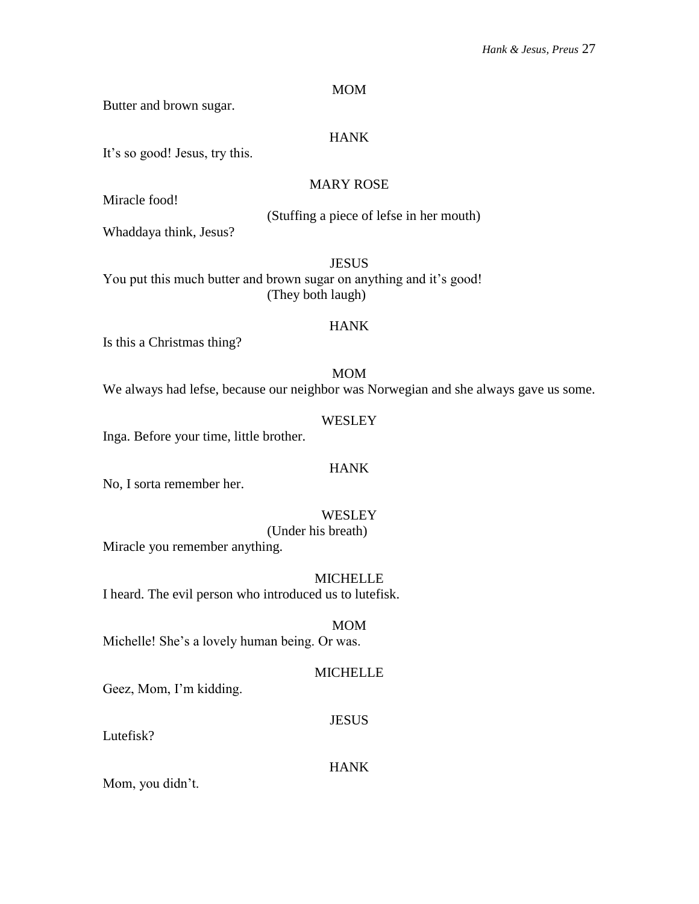MOM

Butter and brown sugar.

HANK

It's so good! Jesus, try this.

MARY ROSE

Miracle food!

(Stuffing a piece of lefse in her mouth)

Whaddaya think, Jesus?

JESUS

You put this much butter and brown sugar on anything and it's good!

(They both laugh)

HANK

Is this a Christmas thing?

MOM

We always had lefse, because our neighbor was Norwegian and she always gave us some.

WESLEY

Inga. Before your time, little brother.

HANK

No, I sorta remember her.

WESLEY

(Under his breath)

Miracle you remember anything.

MICHELLE

I heard. The evil person who introduced us to lutefisk.

MOM

Michelle! She's a lovely human being. Or was.

MICHELLE

Geez, Mom, I'm kidding.

JESUS

Lutefisk?

HANK

Mom, you didn't.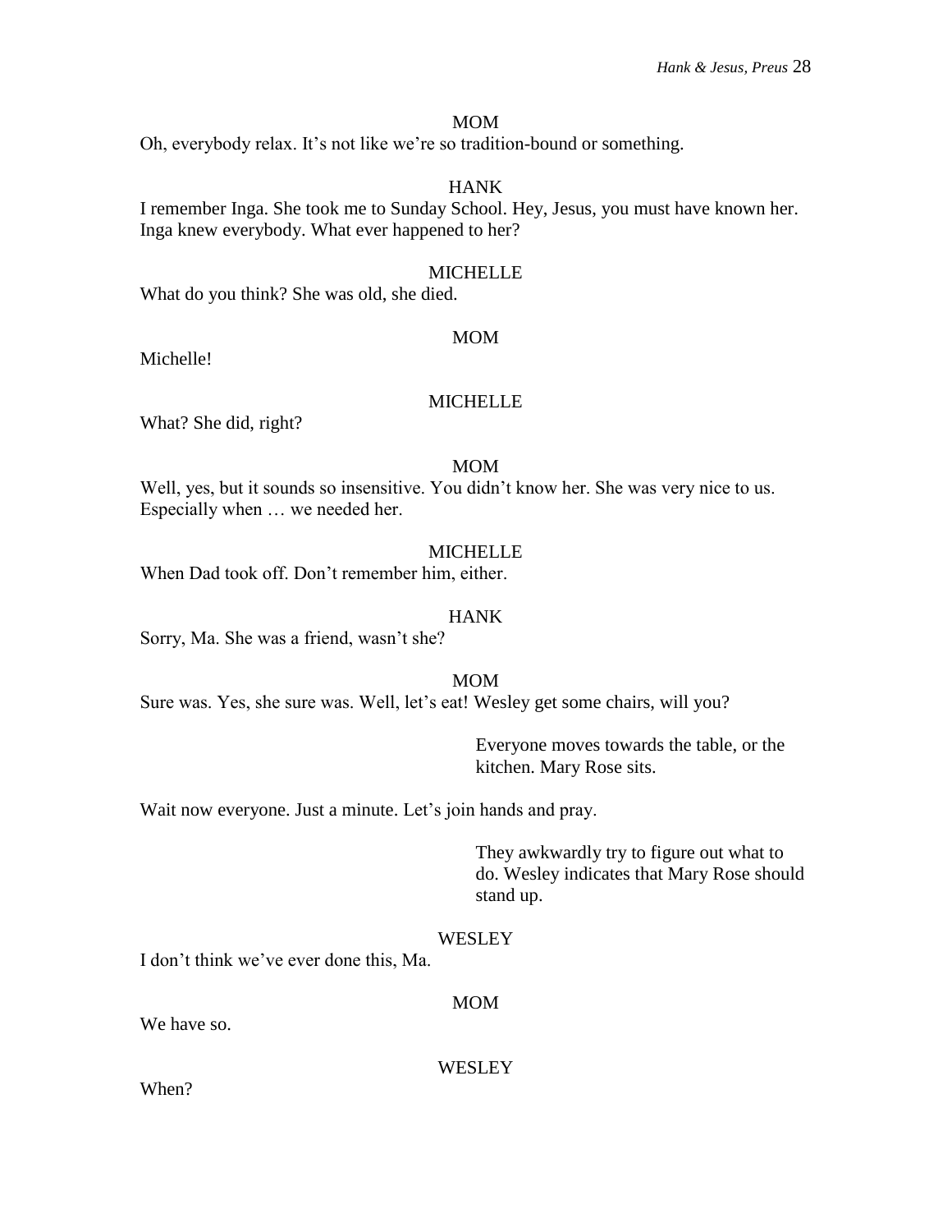MOM

Oh, everybody relax. It's not like we're so tradition-bound or something.

HANK

I remember Inga. She took me to Sunday School. Hey, Jesus, you must have known her. Inga knew everybody. What ever happened to her?

MICHELLE

What do you think? She was old, she died.

MOM

Michelle!

MICHELLE

What? She did, right?

MOM

Well, yes, but it sounds so insensitive. You didn't know her. She was very nice to us. Especially when … we needed her.

MICHELLE

When Dad took off. Don't remember him, either.

HANK

Sorry, Ma. She was a friend, wasn't she?

MOM

Sure was. Yes, she sure was. Well, let's eat! Wesley get some chairs, will you?

*Everyone moves towards the table, or the kitchen. Mary Rose sits.*

Wait now everyone. Just a minute. Let's join hands and pray.

*They awkwardly try to figure out what to do. Wesley indicates that Mary Rose should stand up.*

WESLEY

I don't think we've ever done this, Ma.

MOM

We have so.

WESLEY

When?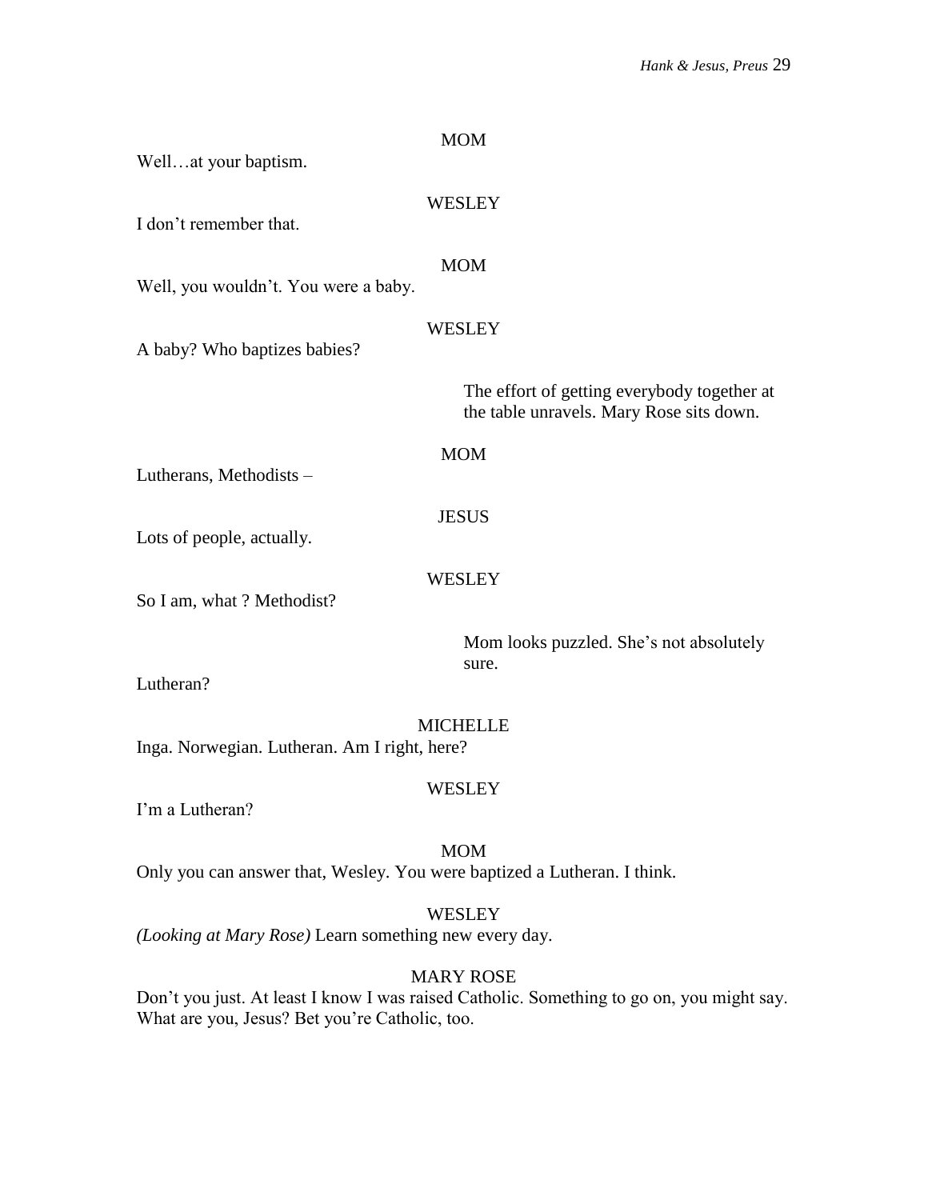MOM

Well…at your baptism.

WESLEY

I don't remember that.

MOM

Well, you wouldn't. You were a baby.

WESLEY

A baby? Who baptizes babies?

*The effort of getting everybody together at the table unravels. Mary Rose sits down.*

MOM

Lutherans, Methodists –

JESUS

Lots of people, actually.

WESLEY

So I am, what ? Methodist?

*Mom looks puzzled. She's not absolutely sure.*

Lutheran?

MICHELLE

Inga. Norwegian. Lutheran. Am I right, here?

WESLEY

I'm a Lutheran?

MOM

Only you can answer that, Wesley. You were baptized a Lutheran. I think.

WESLEY

*(Looking at Mary Rose)* Learn something new every day.

MARY ROSE

Don't you just. At least I know I was raised Catholic. Something to go on, you might say. What are you, Jesus? Bet you're Catholic, too.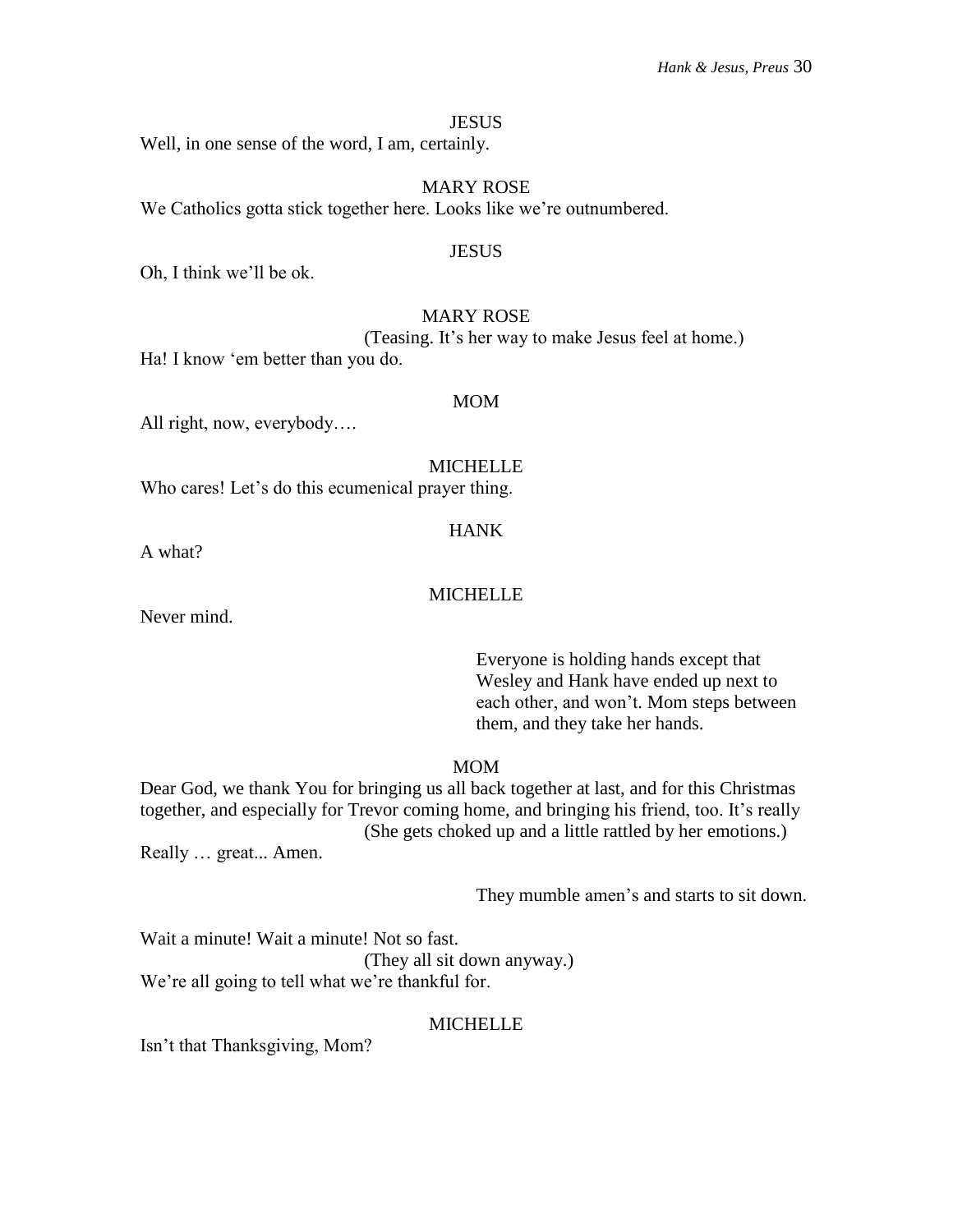JESUS

Well, in one sense of the word, I am, certainly.

MARY ROSE

We Catholics gotta stick together here. Looks like we're outnumbered.

JESUS

Oh, I think we'll be ok.

MARY ROSE

(Teasing. It's her way to make Jesus feel at home.)

Ha! I know 'em better than you do.

MOM

All right, now, everybody….

MICHELLE

Who cares! Let's do this ecumenical prayer thing.

HANK

A what?

MICHELLE

Never mind.

Everyone is holding hands except that Wesley and Hank have ended up next to each other, and won't. Mom steps between them, and they take her hands.

MOM

Dear God, we thank You for bringing us all back together at last, and for this Christmas together, and especially for Trevor coming home, and bringing his friend, too. It's really

(She gets choked up and a little rattled by her emotions.)

Really … great... Amen.

They mumble amen's and starts to sit down.

Wait a minute! Wait a minute! Not so fast.

(They all sit down anyway.)

We're all going to tell what we're thankful for.

MICHELLE

Isn't that Thanksgiving, Mom?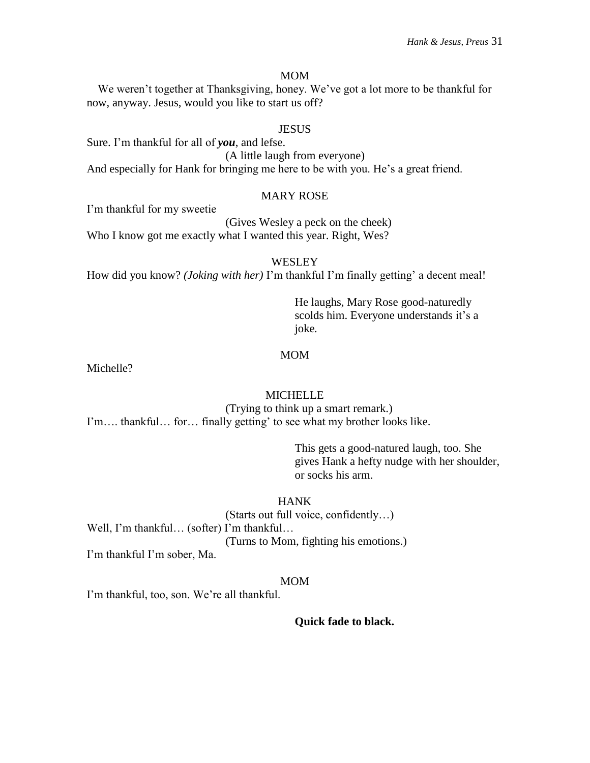MOM

We weren't together at Thanksgiving, honey. We've got a lot more to be thankful for now, anyway. Jesus, would you like to start us off?

JESUS

Sure. I'm thankful for all of ***you***, and lefse.

(A little laugh from everyone)

And especially for Hank for bringing me here to be with you. He's a great friend.

MARY ROSE

I'm thankful for my sweetie

(Gives Wesley a peck on the cheek)

Who I know got me exactly what I wanted this year. Right, Wes?

WESLEY

How did you know? *(Joking with her)* I'm thankful I'm finally getting' a decent meal!

He laughs, Mary Rose good-naturedly scolds him. Everyone understands it's a joke.

MOM

Michelle?

MICHELLE

(Trying to think up a smart remark.)

I'm…. thankful… for… finally getting' to see what my brother looks like.

This gets a good-natured laugh, too. She gives Hank a hefty nudge with her shoulder, or socks his arm.

HANK

(Starts out full voice, confidently…)

Well, I'm thankful… (softer) I'm thankful…

(Turns to Mom, fighting his emotions.)

I'm thankful I'm sober, Ma.

MOM

I'm thankful, too, son. We're all thankful.

**Quick fade to black.**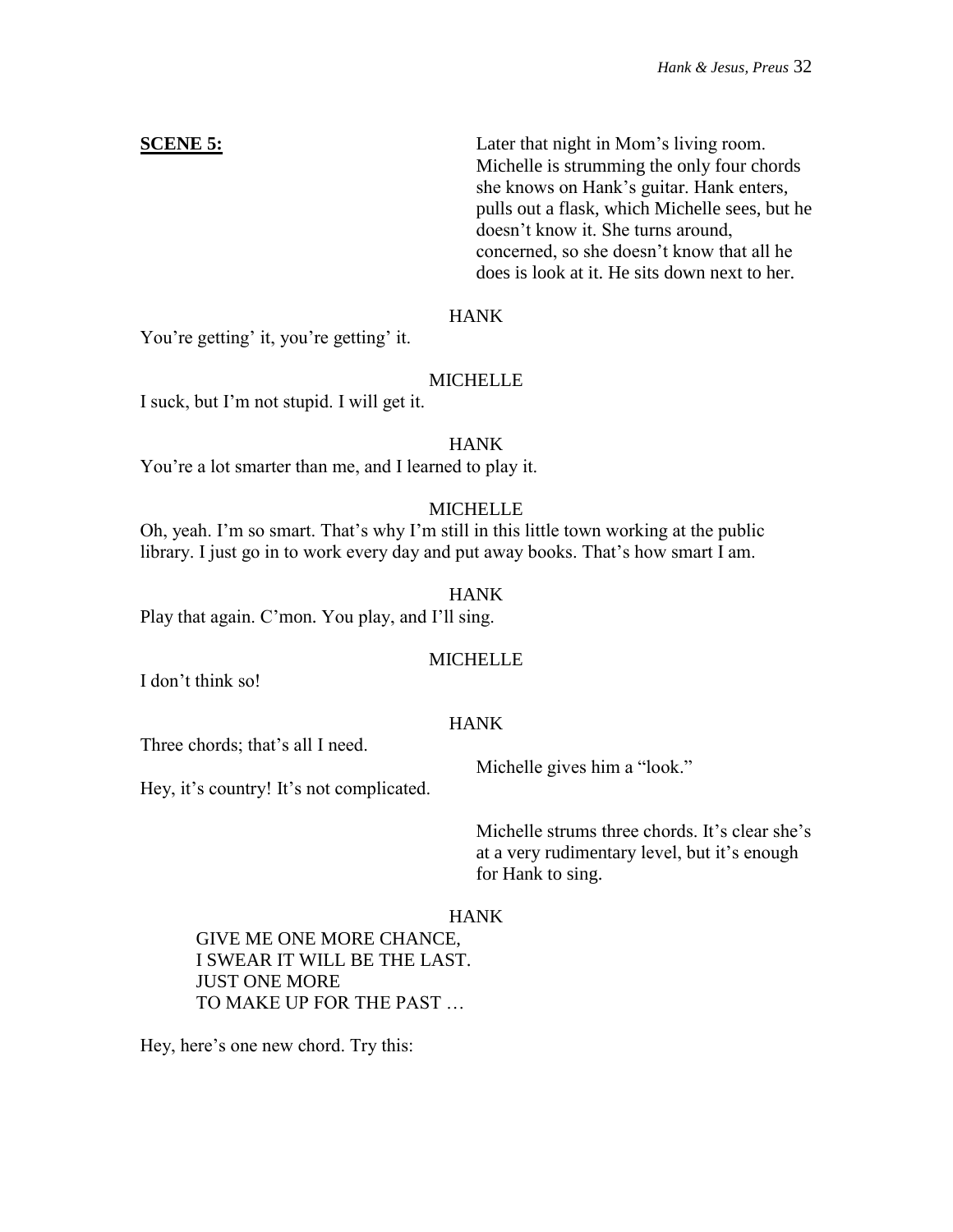**SCENE 5:**

Later that night in Mom's living room. Michelle is strumming the only four chords she knows on Hank's guitar. Hank enters, pulls out a flask, which Michelle sees, but he doesn't know it. She turns around, concerned, so she doesn't know that all he does is look at it. He sits down next to her.

HANK

You're getting' it, you're getting' it.

MICHELLE

I suck, but I'm not stupid. I will get it.

HANK

You're a lot smarter than me, and I learned to play it.

MICHELLE

Oh, yeah. I'm so smart. That's why I'm still in this little town working at the public library. I just go in to work every day and put away books. That's how smart I am.

HANK

Play that again. C'mon. You play, and I'll sing.

MICHELLE

I don't think so!

HANK

Three chords; that's all I need.

Michelle gives him a "look."

Hey, it's country! It's not complicated.

Michelle strums three chords. It's clear she's at a very rudimentary level, but it's enough for Hank to sing.

HANK

GIVE ME ONE MORE CHANCE,
I SWEAR IT WILL BE THE LAST.
JUST ONE MORE
TO MAKE UP FOR THE PAST …

Hey, here's one new chord. Try this: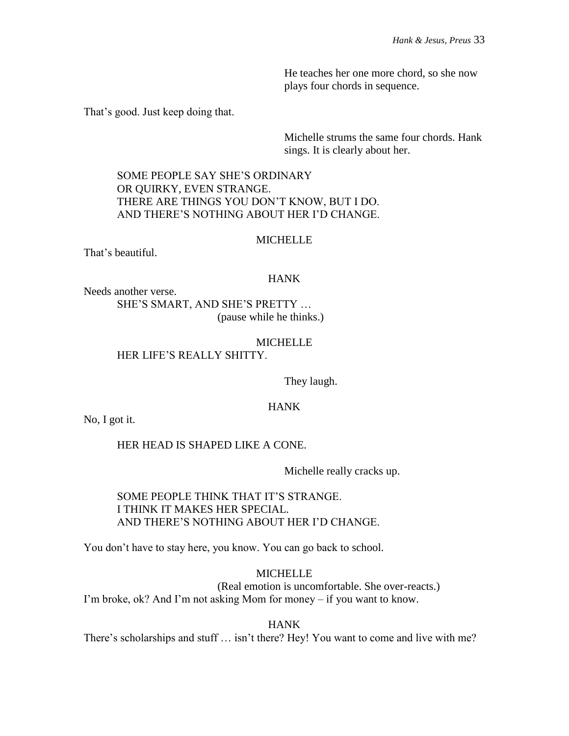He teaches her one more chord, so she now plays four chords in sequence.

That's good. Just keep doing that.

Michelle strums the same four chords. Hank sings. It is clearly about her.

SOME PEOPLE SAY SHE'S ORDINARY
OR QUIRKY, EVEN STRANGE.
THERE ARE THINGS YOU DON'T KNOW, BUT I DO.
AND THERE'S NOTHING ABOUT HER I'D CHANGE.

MICHELLE

That's beautiful.

HANK

Needs another verse.

SHE'S SMART, AND SHE'S PRETTY …

(pause while he thinks.)

MICHELLE

HER LIFE'S REALLY SHITTY.

They laugh.

HANK

No, I got it.

HER HEAD IS SHAPED LIKE A CONE.

Michelle really cracks up.

SOME PEOPLE THINK THAT IT'S STRANGE.
I THINK IT MAKES HER SPECIAL.
AND THERE'S NOTHING ABOUT HER I'D CHANGE.

You don't have to stay here, you know. You can go back to school.

MICHELLE

(Real emotion is uncomfortable. She over-reacts.)

I'm broke, ok? And I'm not asking Mom for money – if you want to know.

HANK

There's scholarships and stuff … isn't there? Hey! You want to come and live with me?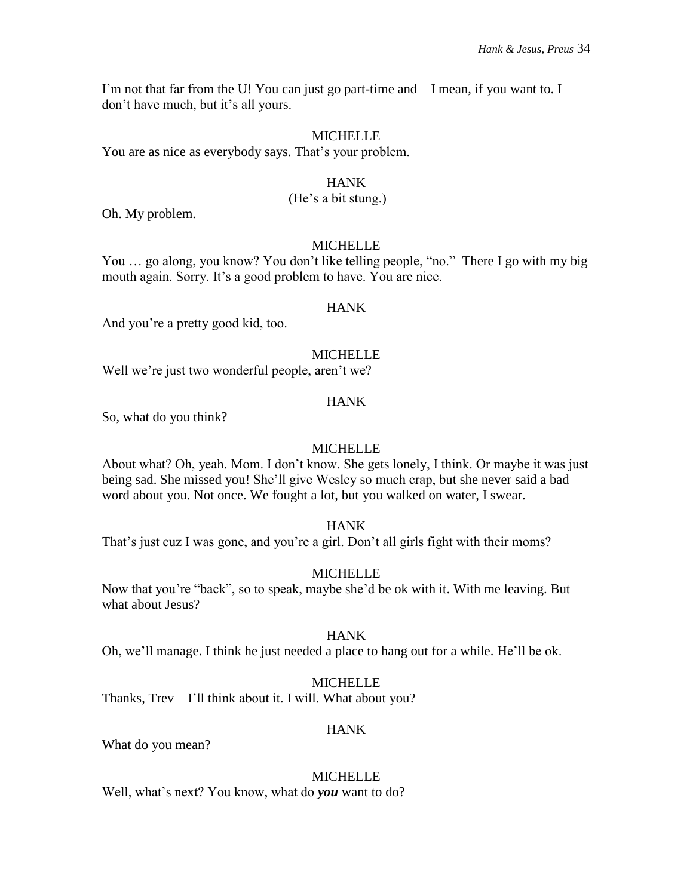I'm not that far from the U! You can just go part-time and – I mean, if you want to. I don't have much, but it's all yours.

MICHELLE

You are as nice as everybody says. That's your problem.

HANK

(He's a bit stung.)

Oh. My problem.

MICHELLE

You … go along, you know? You don't like telling people, "no." There I go with my big mouth again. Sorry. It's a good problem to have. You are nice.

HANK

And you're a pretty good kid, too.

MICHELLE

Well we're just two wonderful people, aren't we?

HANK

So, what do you think?

MICHELLE

About what? Oh, yeah. Mom. I don't know. She gets lonely, I think. Or maybe it was just being sad. She missed you! She'll give Wesley so much crap, but she never said a bad word about you. Not once. We fought a lot, but you walked on water, I swear.

HANK

That's just cuz I was gone, and you're a girl. Don't all girls fight with their moms?

MICHELLE

Now that you're "back", so to speak, maybe she'd be ok with it. With me leaving. But what about Jesus?

HANK

Oh, we'll manage. I think he just needed a place to hang out for a while. He'll be ok.

MICHELLE

Thanks, Trev – I'll think about it. I will. What about you?

HANK

What do you mean?

MICHELLE

Well, what's next? You know, what do ***you*** want to do?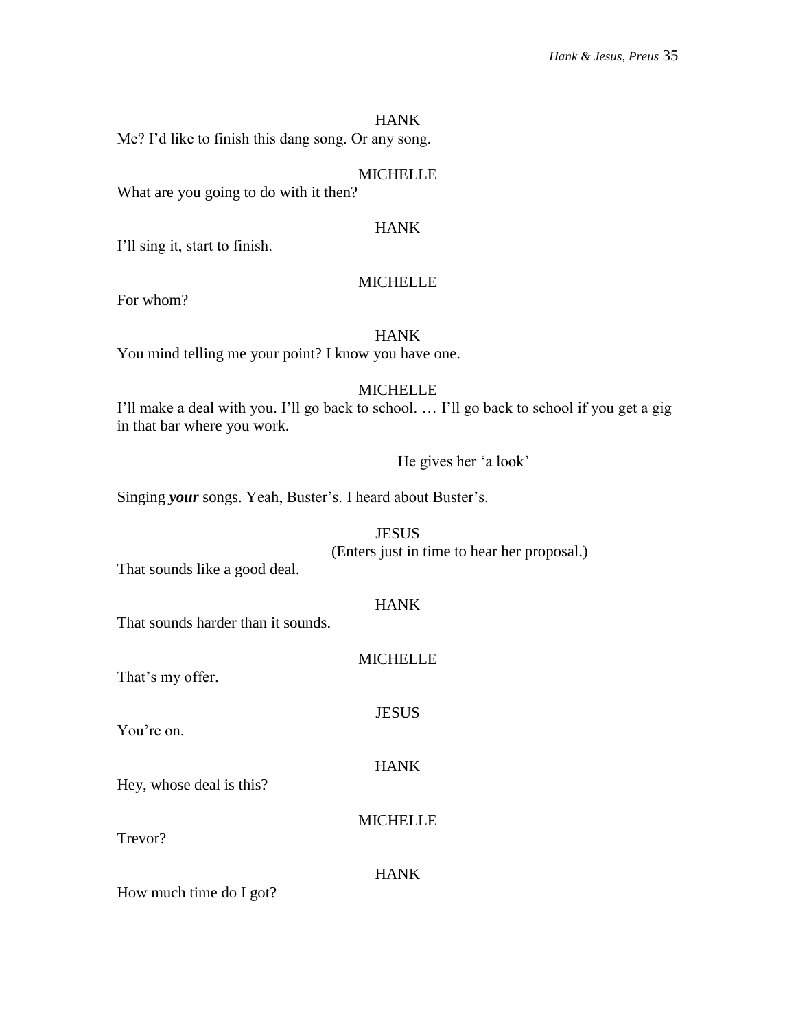HANK

Me? I'd like to finish this dang song. Or any song.

MICHELLE

What are you going to do with it then?

HANK

I'll sing it, start to finish.

MICHELLE

For whom?

HANK

You mind telling me your point? I know you have one.

MICHELLE

I'll make a deal with you. I'll go back to school. … I'll go back to school if you get a gig in that bar where you work.

He gives her 'a look'

Singing ***your*** songs. Yeah, Buster's. I heard about Buster's.

JESUS

(Enters just in time to hear her proposal.)

That sounds like a good deal.

HANK

That sounds harder than it sounds.

MICHELLE

That's my offer.

JESUS

You're on.

HANK

Hey, whose deal is this?

MICHELLE

Trevor?

HANK

How much time do I got?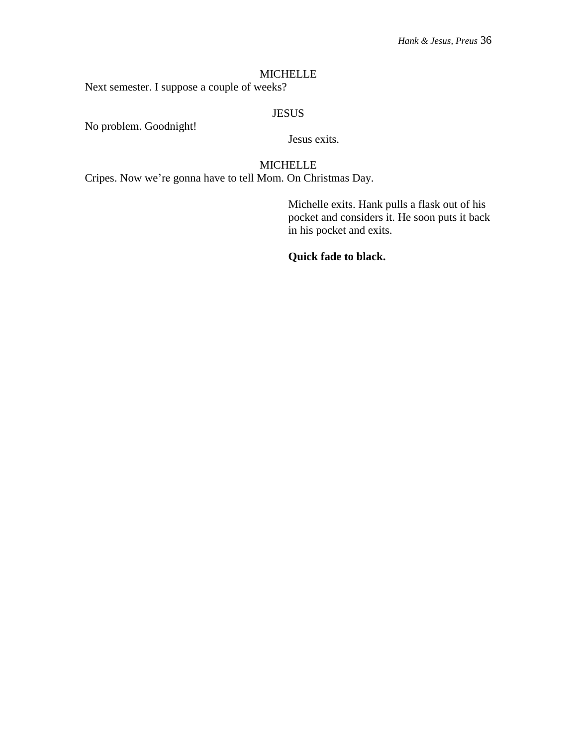MICHELLE

Next semester. I suppose a couple of weeks?

JESUS

No problem. Goodnight!

Jesus exits.

MICHELLE

Cripes. Now we're gonna have to tell Mom. On Christmas Day.

Michelle exits. Hank pulls a flask out of his pocket and considers it. He soon puts it back in his pocket and exits.

**Quick fade to black.**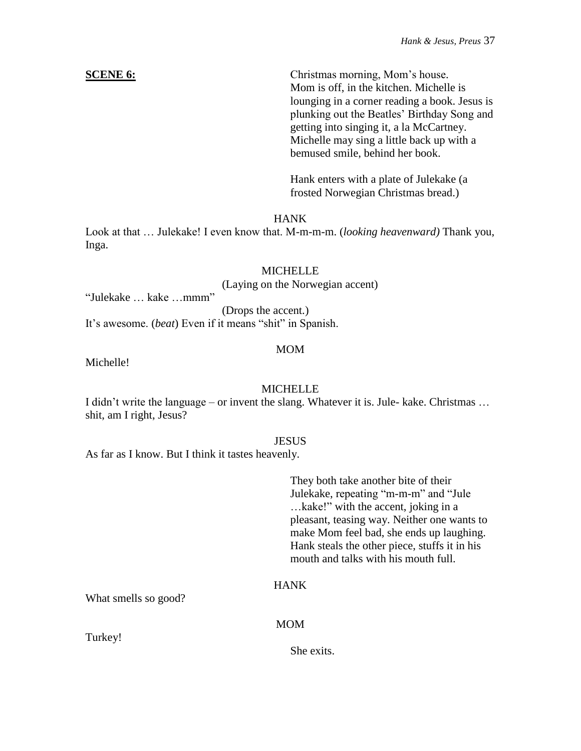**SCENE 6:**

Christmas morning, Mom's house. Mom is off, in the kitchen. Michelle is lounging in a corner reading a book. Jesus is plunking out the Beatles' Birthday Song and getting into singing it, a la McCartney. Michelle may sing a little back up with a bemused smile, behind her book.

Hank enters with a plate of Julekake (a frosted Norwegian Christmas bread.)

HANK

Look at that … Julekake! I even know that. M-m-m-m. (*looking heavenward)* Thank you, Inga.

MICHELLE

(Laying on the Norwegian accent)

"Julekake … kake …mmm"

(Drops the accent.)

It's awesome. (*beat*) Even if it means "shit" in Spanish.

MOM

Michelle!

MICHELLE

I didn't write the language – or invent the slang. Whatever it is. Jule- kake. Christmas … shit, am I right, Jesus?

JESUS

As far as I know. But I think it tastes heavenly.

They both take another bite of their Julekake, repeating "m-m-m" and "Jule …kake!" with the accent, joking in a pleasant, teasing way. Neither one wants to make Mom feel bad, she ends up laughing. Hank steals the other piece, stuffs it in his mouth and talks with his mouth full.

HANK

What smells so good?

MOM

Turkey!

She exits.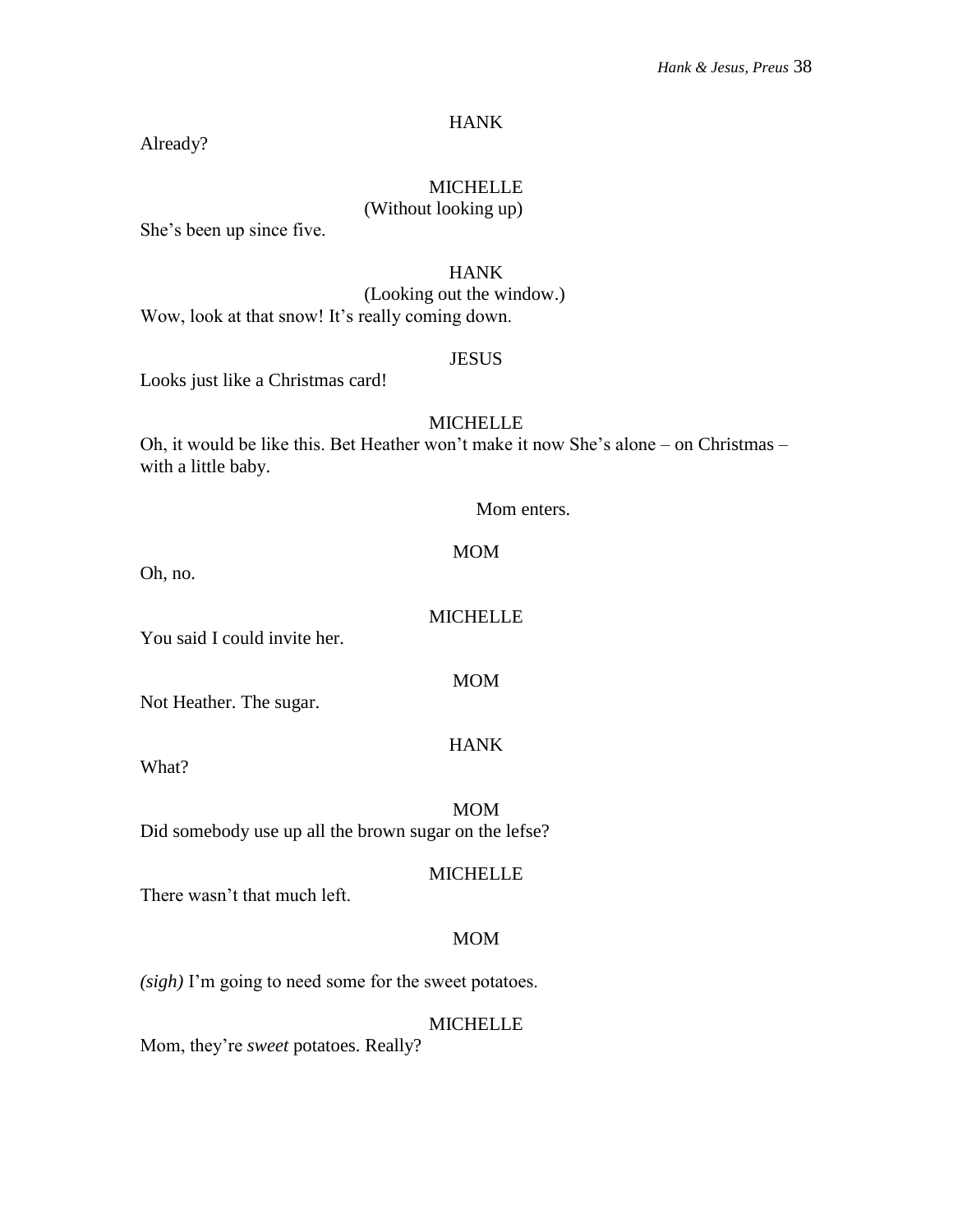HANK

Already?

MICHELLE

(Without looking up)

She's been up since five.

HANK

(Looking out the window.)

Wow, look at that snow! It's really coming down.

JESUS

Looks just like a Christmas card!

MICHELLE

Oh, it would be like this. Bet Heather won't make it now She's alone – on Christmas – with a little baby.

Mom enters.

MOM

Oh, no.

MICHELLE

You said I could invite her.

MOM

Not Heather. The sugar.

HANK

What?

MOM

Did somebody use up all the brown sugar on the lefse?

MICHELLE

There wasn't that much left.

MOM

*(sigh)* I'm going to need some for the sweet potatoes.

MICHELLE

Mom, they're *sweet* potatoes. Really?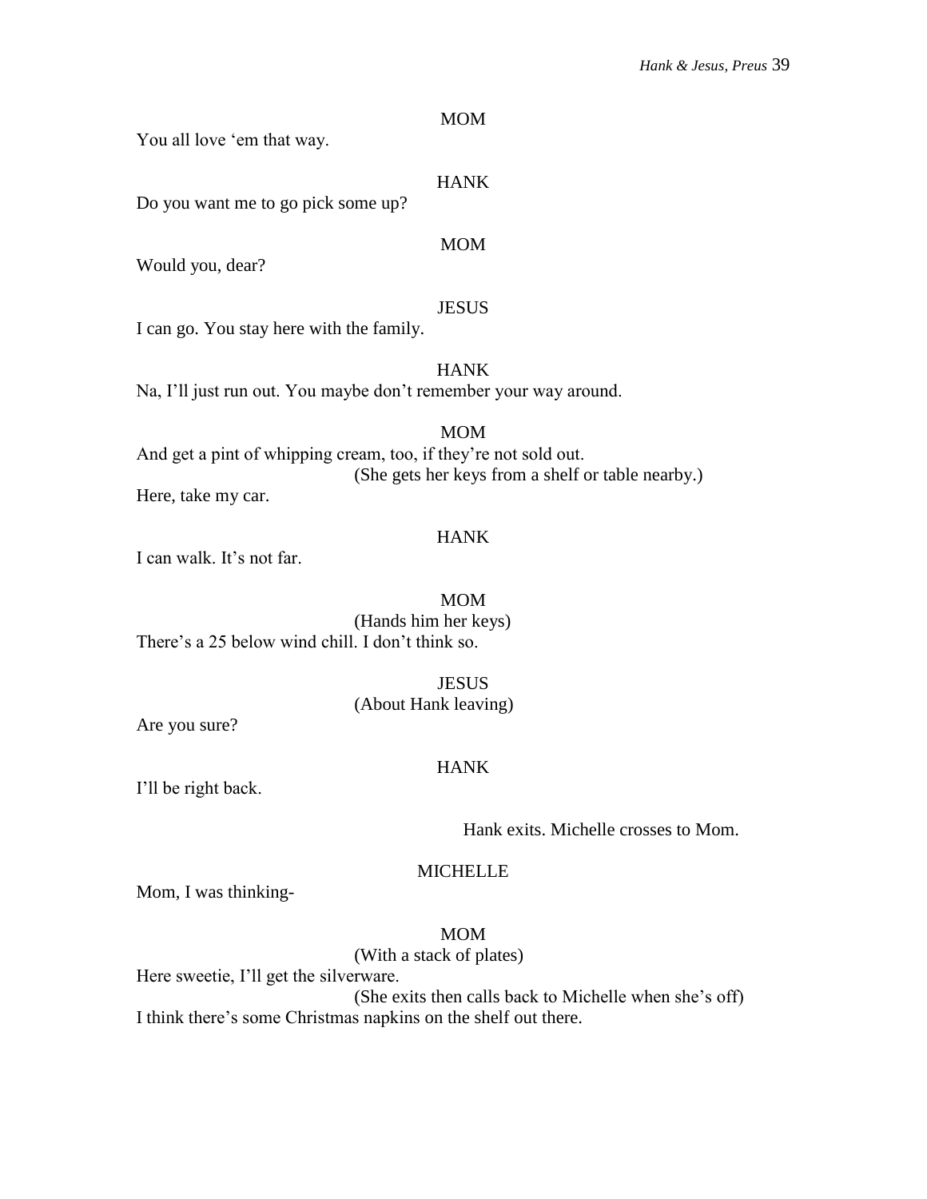MOM

You all love 'em that way.

HANK

Do you want me to go pick some up?

MOM

Would you, dear?

JESUS

I can go. You stay here with the family.

HANK

Na, I'll just run out. You maybe don't remember your way around.

MOM

And get a pint of whipping cream, too, if they're not sold out.

(She gets her keys from a shelf or table nearby.)

Here, take my car.

HANK

I can walk. It's not far.

MOM

(Hands him her keys)

There's a 25 below wind chill. I don't think so.

JESUS

(About Hank leaving)

Are you sure?

HANK

I'll be right back.

Hank exits. Michelle crosses to Mom.

MICHELLE

Mom, I was thinking-

MOM

(With a stack of plates)

Here sweetie, I'll get the silverware.

(She exits then calls back to Michelle when she's off)

I think there's some Christmas napkins on the shelf out there.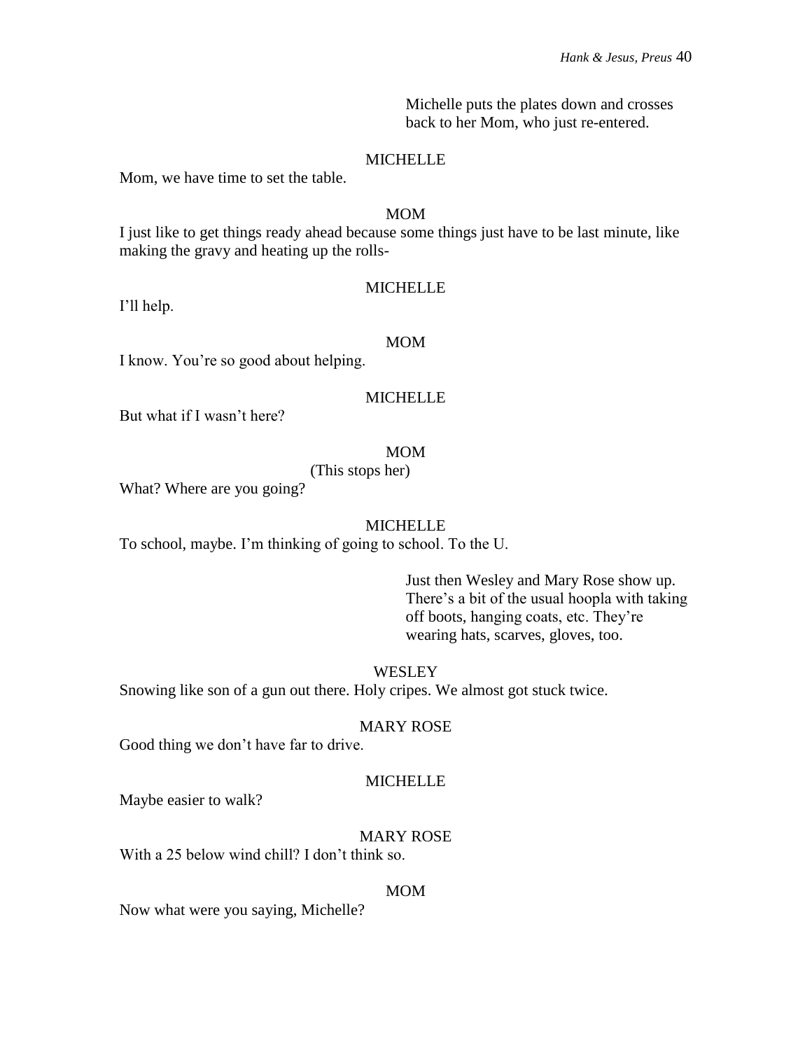Michelle puts the plates down and crosses back to her Mom, who just re-entered.

MICHELLE

Mom, we have time to set the table.

MOM

I just like to get things ready ahead because some things just have to be last minute, like making the gravy and heating up the rolls-

MICHELLE

I'll help.

MOM

I know. You're so good about helping.

MICHELLE

But what if I wasn't here?

MOM

(This stops her)

What? Where are you going?

MICHELLE

To school, maybe. I'm thinking of going to school. To the U.

Just then Wesley and Mary Rose show up. There's a bit of the usual hoopla with taking off boots, hanging coats, etc. They're wearing hats, scarves, gloves, too.

WESLEY

Snowing like son of a gun out there. Holy cripes. We almost got stuck twice.

MARY ROSE

Good thing we don't have far to drive.

MICHELLE

Maybe easier to walk?

MARY ROSE

With a 25 below wind chill? I don't think so.

MOM

Now what were you saying, Michelle?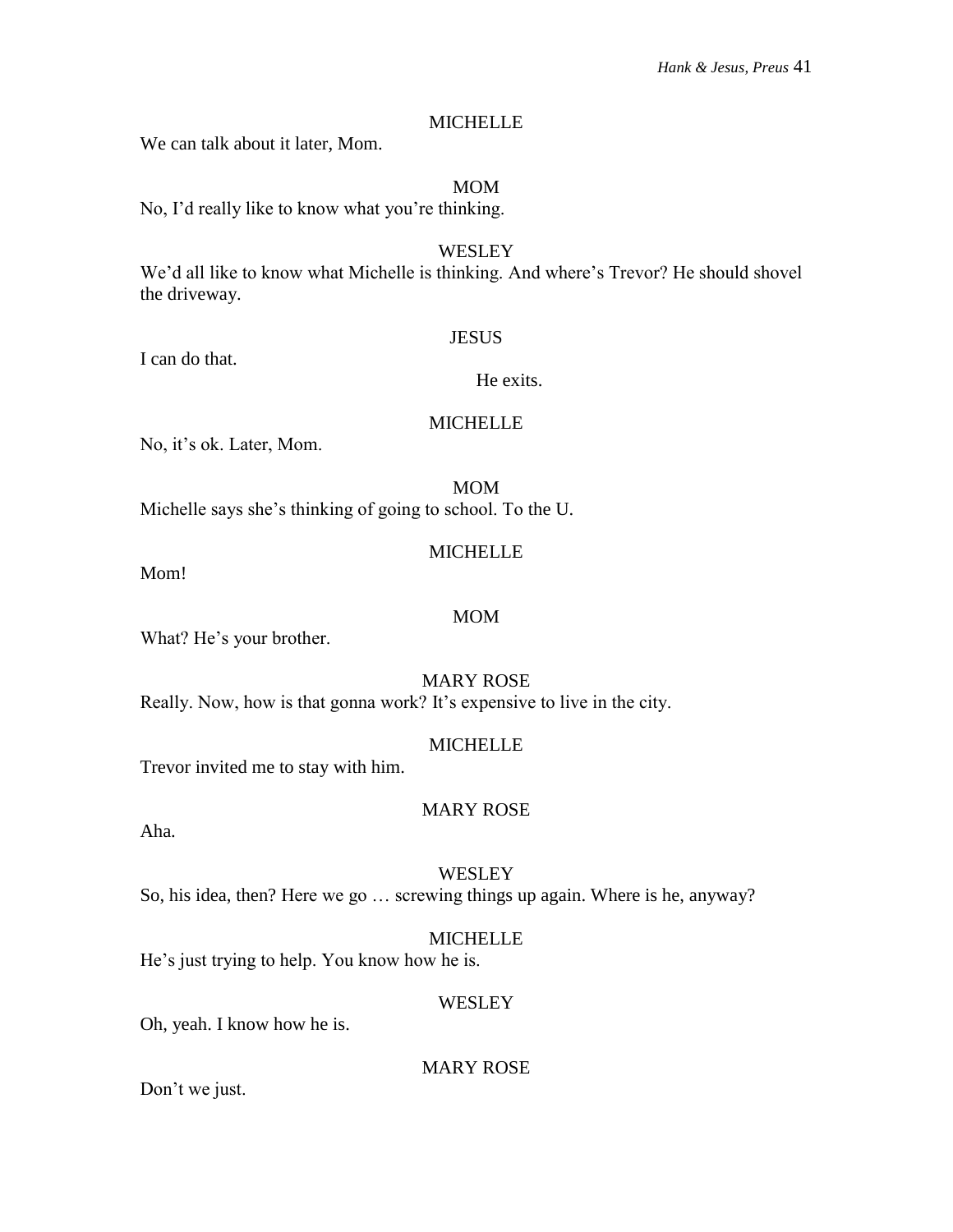MICHELLE

We can talk about it later, Mom.

MOM

No, I'd really like to know what you're thinking.

WESLEY

We'd all like to know what Michelle is thinking. And where's Trevor? He should shovel the driveway.

JESUS

I can do that.

He exits.

MICHELLE

No, it's ok. Later, Mom.

MOM

Michelle says she's thinking of going to school. To the U.

MICHELLE

Mom!

MOM

What? He's your brother.

MARY ROSE

Really. Now, how is that gonna work? It's expensive to live in the city.

MICHELLE

Trevor invited me to stay with him.

MARY ROSE

Aha.

WESLEY

So, his idea, then? Here we go … screwing things up again. Where is he, anyway?

MICHELLE

He's just trying to help. You know how he is.

WESLEY

Oh, yeah. I know how he is.

MARY ROSE

Don't we just.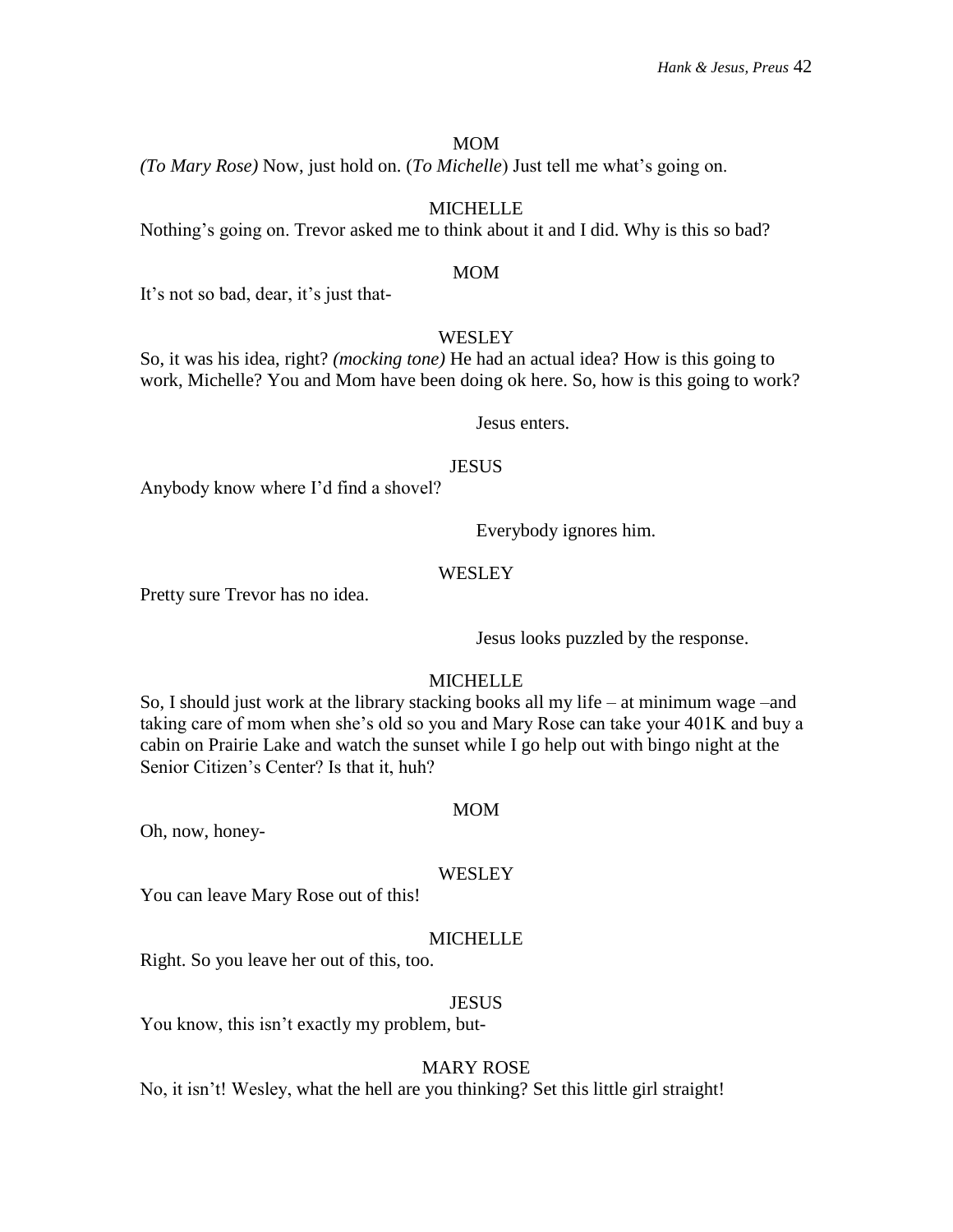MOM

*(To Mary Rose)* Now, just hold on. (*To Michelle*) Just tell me what's going on.

MICHELLE

Nothing's going on. Trevor asked me to think about it and I did. Why is this so bad?

MOM

It's not so bad, dear, it's just that-

WESLEY

So, it was his idea, right? *(mocking tone)* He had an actual idea? How is this going to work, Michelle? You and Mom have been doing ok here. So, how is this going to work?

Jesus enters.

JESUS

Anybody know where I'd find a shovel?

Everybody ignores him.

WESLEY

Pretty sure Trevor has no idea.

Jesus looks puzzled by the response.

MICHELLE

So, I should just work at the library stacking books all my life – at minimum wage –and taking care of mom when she's old so you and Mary Rose can take your 401K and buy a cabin on Prairie Lake and watch the sunset while I go help out with bingo night at the Senior Citizen's Center? Is that it, huh?

MOM

Oh, now, honey-

WESLEY

You can leave Mary Rose out of this!

MICHELLE

Right. So you leave her out of this, too.

JESUS

You know, this isn't exactly my problem, but-

MARY ROSE

No, it isn't! Wesley, what the hell are you thinking? Set this little girl straight!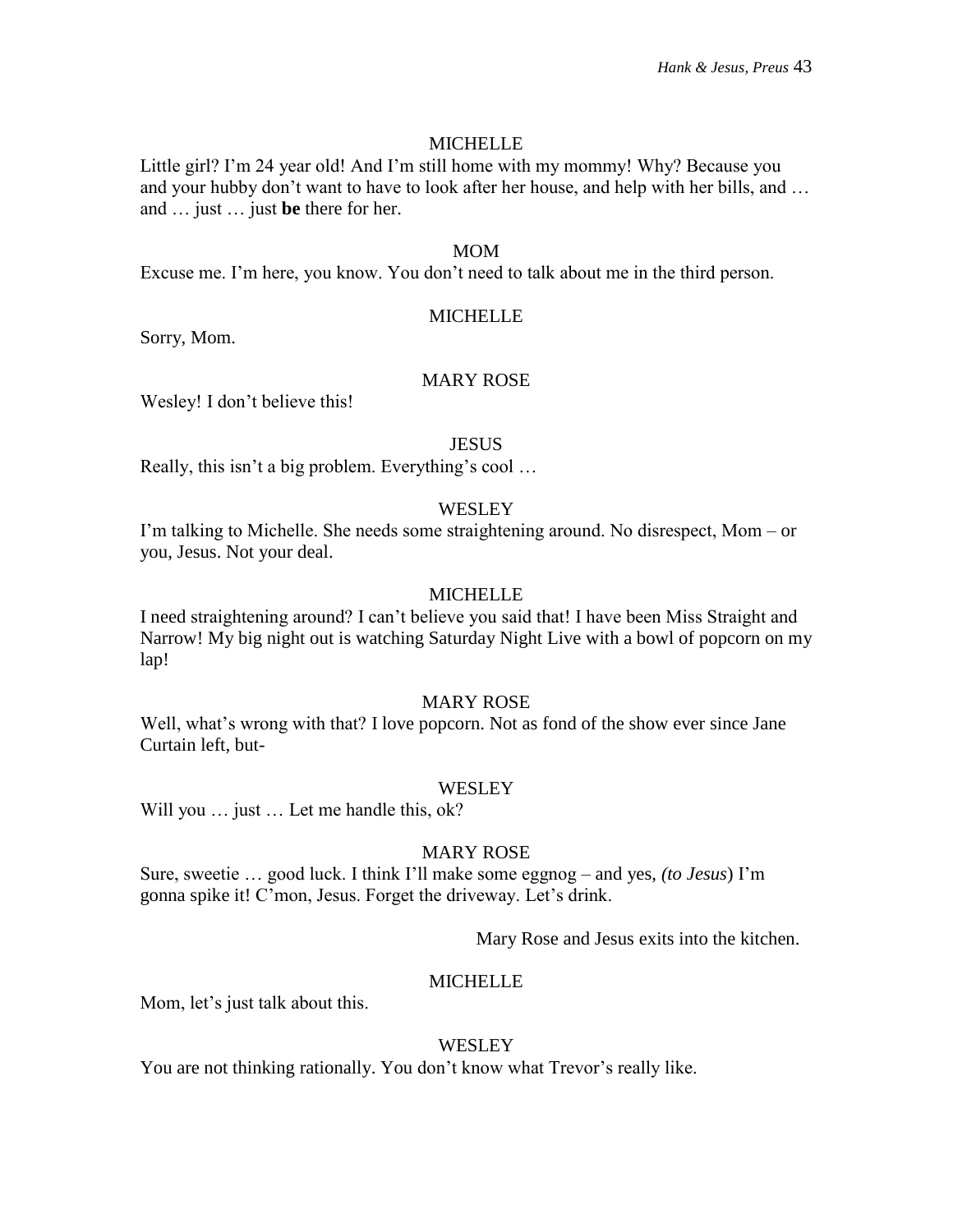MICHELLE

Little girl? I'm 24 year old! And I'm still home with my mommy! Why? Because you and your hubby don't want to have to look after her house, and help with her bills, and … and … just … just **be** there for her.

MOM

Excuse me. I'm here, you know. You don't need to talk about me in the third person.

MICHELLE

Sorry, Mom.

MARY ROSE

Wesley! I don't believe this!

JESUS

Really, this isn't a big problem. Everything's cool …

WESLEY

I'm talking to Michelle. She needs some straightening around. No disrespect, Mom – or you, Jesus. Not your deal.

MICHELLE

I need straightening around? I can't believe you said that! I have been Miss Straight and Narrow! My big night out is watching Saturday Night Live with a bowl of popcorn on my lap!

MARY ROSE

Well, what's wrong with that? I love popcorn. Not as fond of the show ever since Jane Curtain left, but-

WESLEY

Will you … just … Let me handle this, ok?

MARY ROSE

Sure, sweetie … good luck. I think I'll make some eggnog – and yes, *(to Jesus*) I'm gonna spike it! C'mon, Jesus. Forget the driveway. Let's drink.

Mary Rose and Jesus exits into the kitchen.

MICHELLE

Mom, let's just talk about this.

WESLEY

You are not thinking rationally. You don't know what Trevor's really like.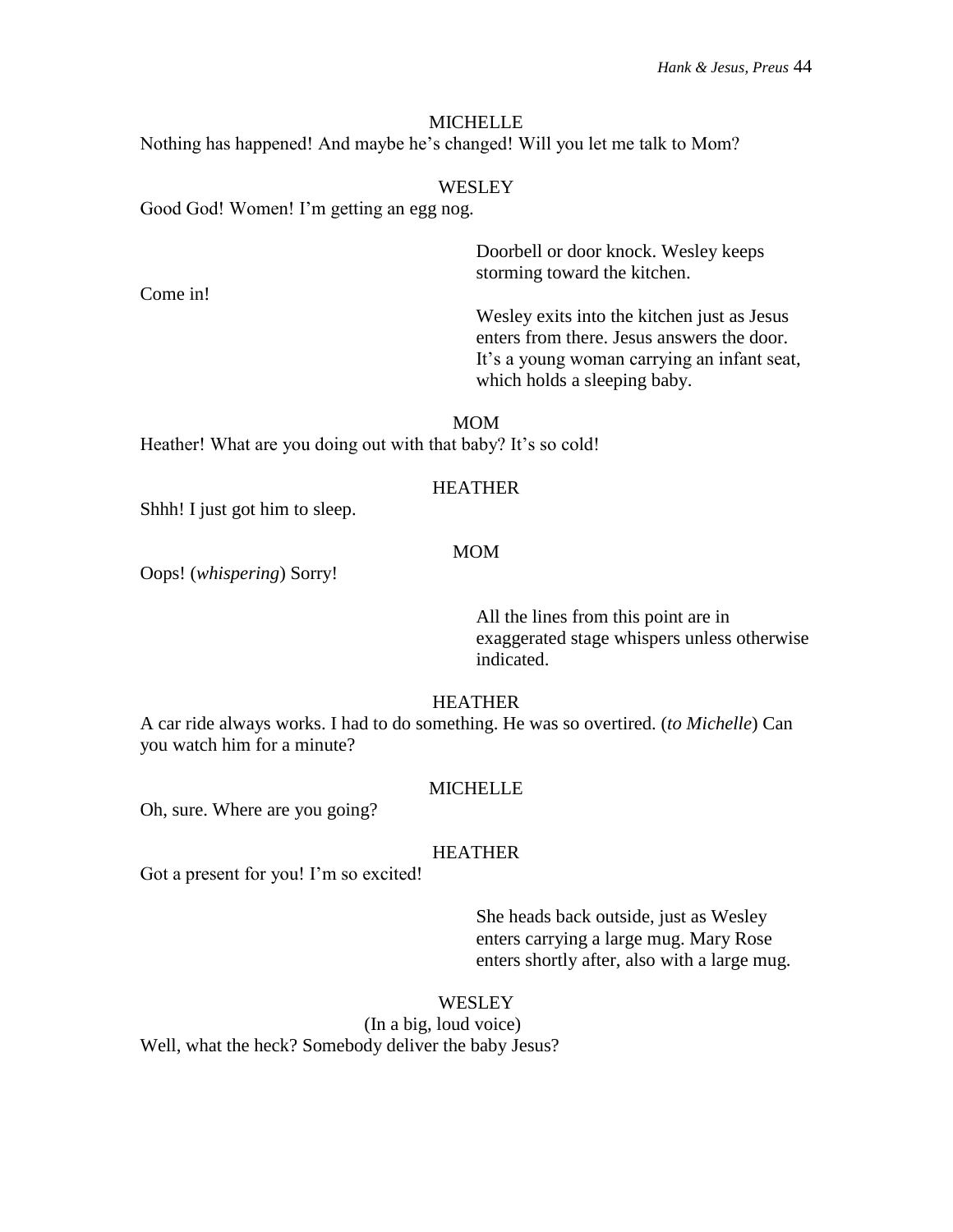MICHELLE

Nothing has happened! And maybe he's changed! Will you let me talk to Mom?

WESLEY

Good God! Women! I'm getting an egg nog.

*Doorbell or door knock. Wesley keeps storming toward the kitchen.*

Come in!

*Wesley exits into the kitchen just as Jesus enters from there. Jesus answers the door. It's a young woman carrying an infant seat, which holds a sleeping baby.*

MOM

Heather! What are you doing out with that baby? It's so cold!

HEATHER

Shhh! I just got him to sleep.

MOM

Oops! (*whispering*) Sorry!

*All the lines from this point are in exaggerated stage whispers unless otherwise indicated.*

HEATHER

A car ride always works. I had to do something. He was so overtired. (*to Michelle*) Can you watch him for a minute?

MICHELLE

Oh, sure. Where are you going?

HEATHER

Got a present for you! I'm so excited!

*She heads back outside, just as Wesley enters carrying a large mug. Mary Rose enters shortly after, also with a large mug.*

WESLEY

(In a big, loud voice)

Well, what the heck? Somebody deliver the baby Jesus?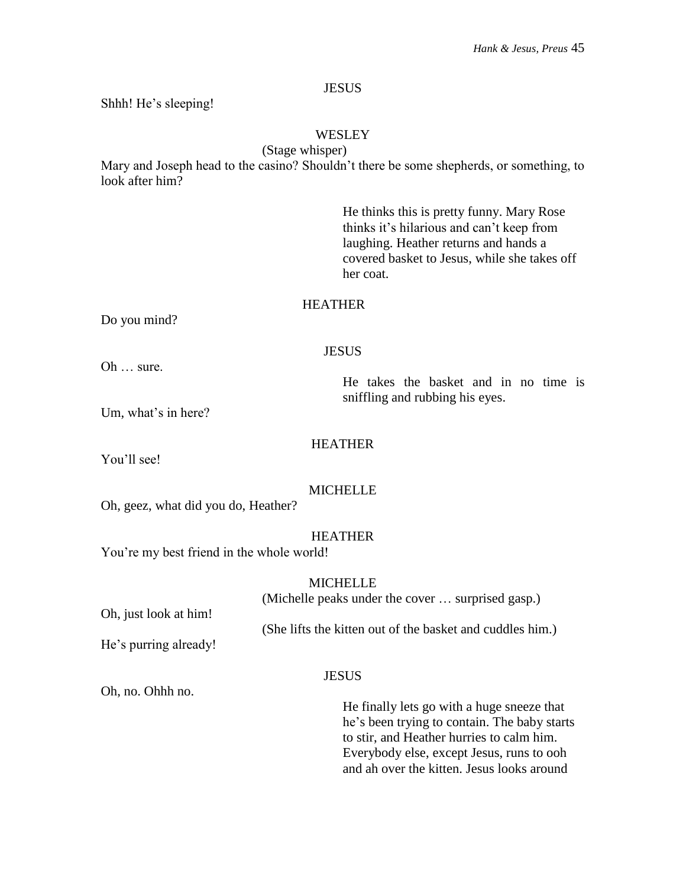JESUS

Shhh! He's sleeping!

WESLEY

(Stage whisper)

Mary and Joseph head to the casino? Shouldn't there be some shepherds, or something, to look after him?

He thinks this is pretty funny. Mary Rose thinks it's hilarious and can't keep from laughing. Heather returns and hands a covered basket to Jesus, while she takes off her coat.

HEATHER

Do you mind?

JESUS

Oh … sure.

He takes the basket and in no time is sniffling and rubbing his eyes.

Um, what's in here?

HEATHER

You'll see!

MICHELLE

Oh, geez, what did you do, Heather?

HEATHER

You're my best friend in the whole world!

MICHELLE

(Michelle peaks under the cover … surprised gasp.)

Oh, just look at him!

(She lifts the kitten out of the basket and cuddles him.)

He's purring already!

JESUS

Oh, no. Ohhh no.

He finally lets go with a huge sneeze that he's been trying to contain. The baby starts to stir, and Heather hurries to calm him. Everybody else, except Jesus, runs to ooh and ah over the kitten. Jesus looks around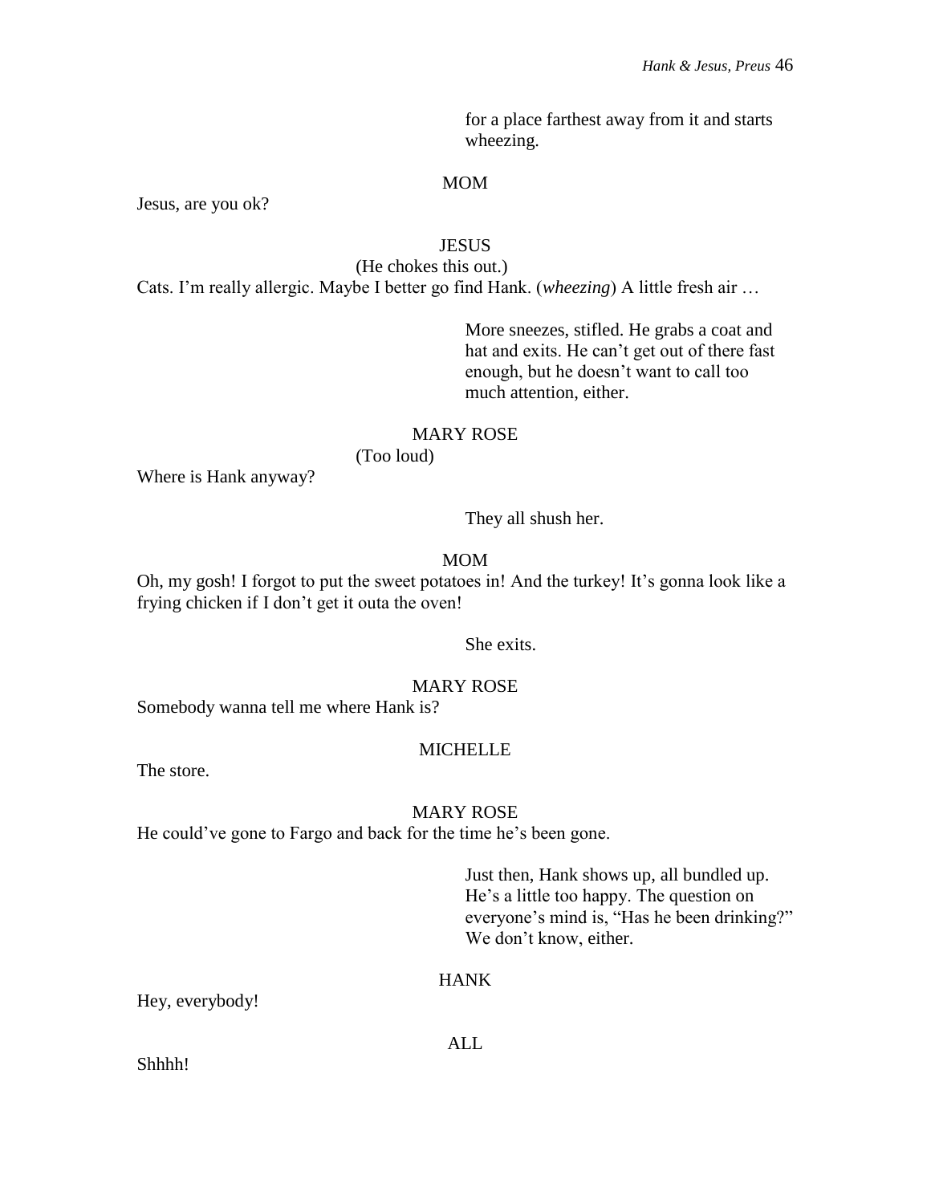for a place farthest away from it and starts wheezing.

MOM

Jesus, are you ok?

JESUS

(He chokes this out.)

Cats. I'm really allergic. Maybe I better go find Hank. (*wheezing*) A little fresh air …

More sneezes, stifled. He grabs a coat and hat and exits. He can't get out of there fast enough, but he doesn't want to call too much attention, either.

MARY ROSE

(Too loud)

Where is Hank anyway?

They all shush her.

MOM

Oh, my gosh! I forgot to put the sweet potatoes in! And the turkey! It's gonna look like a frying chicken if I don't get it outa the oven!

She exits.

MARY ROSE

Somebody wanna tell me where Hank is?

MICHELLE

The store.

MARY ROSE

He could've gone to Fargo and back for the time he's been gone.

Just then, Hank shows up, all bundled up. He's a little too happy. The question on everyone's mind is, "Has he been drinking?" We don't know, either.

HANK

Hey, everybody!

ALL

Shhhh!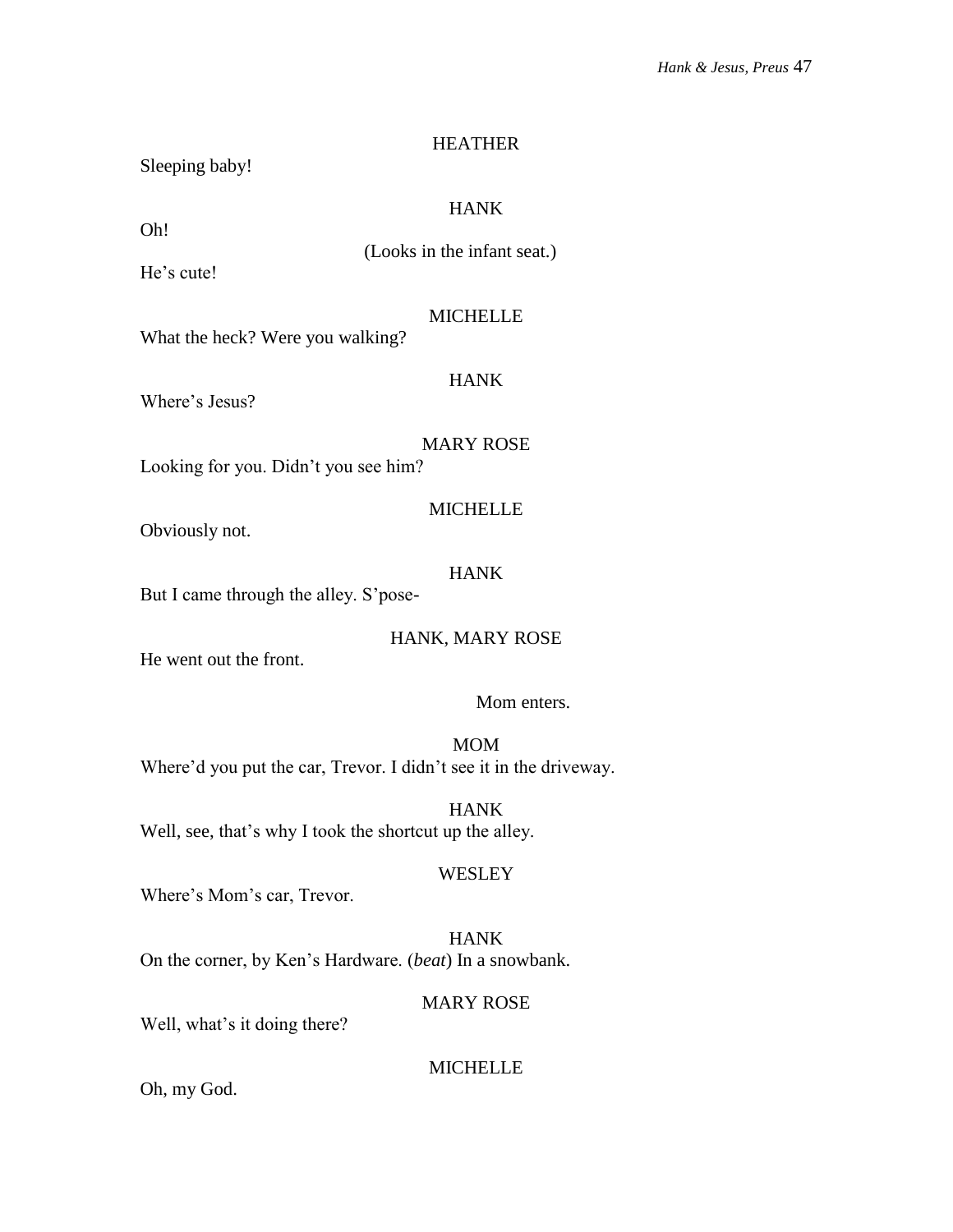HEATHER

Sleeping baby!

HANK

Oh!

(Looks in the infant seat.)

He's cute!

MICHELLE

What the heck? Were you walking?

HANK

Where's Jesus?

MARY ROSE

Looking for you. Didn't you see him?

MICHELLE

Obviously not.

HANK

But I came through the alley. S'pose-

HANK, MARY ROSE

He went out the front.

Mom enters.

MOM

Where'd you put the car, Trevor. I didn't see it in the driveway.

HANK

Well, see, that's why I took the shortcut up the alley.

WESLEY

Where's Mom's car, Trevor.

HANK

On the corner, by Ken's Hardware. (*beat*) In a snowbank.

MARY ROSE

Well, what's it doing there?

MICHELLE

Oh, my God.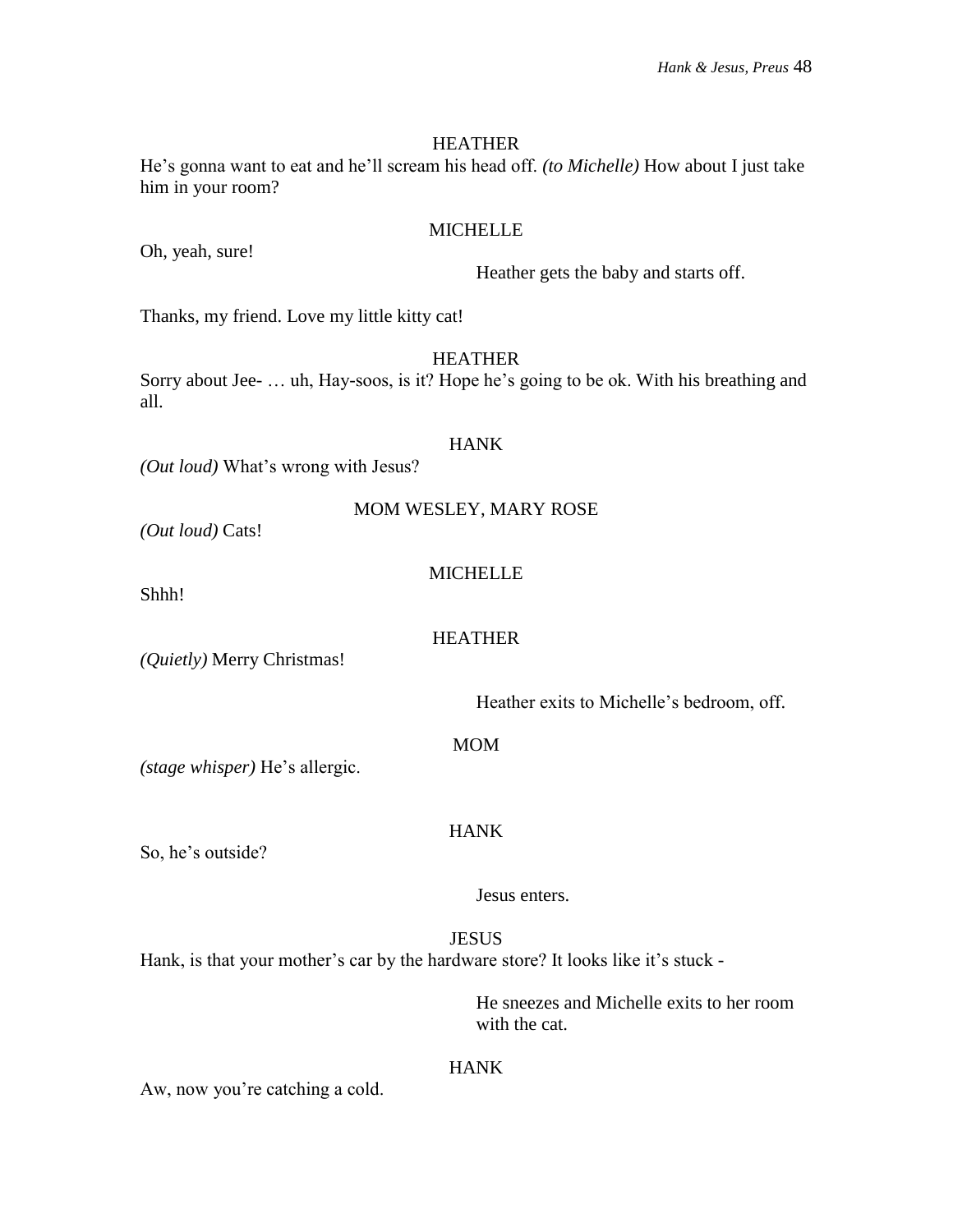HEATHER

He's gonna want to eat and he'll scream his head off. *(to Michelle)* How about I just take him in your room?

MICHELLE

Oh, yeah, sure!

Heather gets the baby and starts off.

Thanks, my friend. Love my little kitty cat!

HEATHER

Sorry about Jee- … uh, Hay-soos, is it? Hope he's going to be ok. With his breathing and all.

HANK

*(Out loud)* What's wrong with Jesus?

MOM WESLEY, MARY ROSE

*(Out loud)* Cats!

MICHELLE

Shhh!

HEATHER

*(Quietly)* Merry Christmas!

Heather exits to Michelle's bedroom, off.

MOM

*(stage whisper)* He's allergic.

HANK

So, he's outside?

Jesus enters.

JESUS

Hank, is that your mother's car by the hardware store? It looks like it's stuck -

He sneezes and Michelle exits to her room with the cat.

HANK

Aw, now you're catching a cold.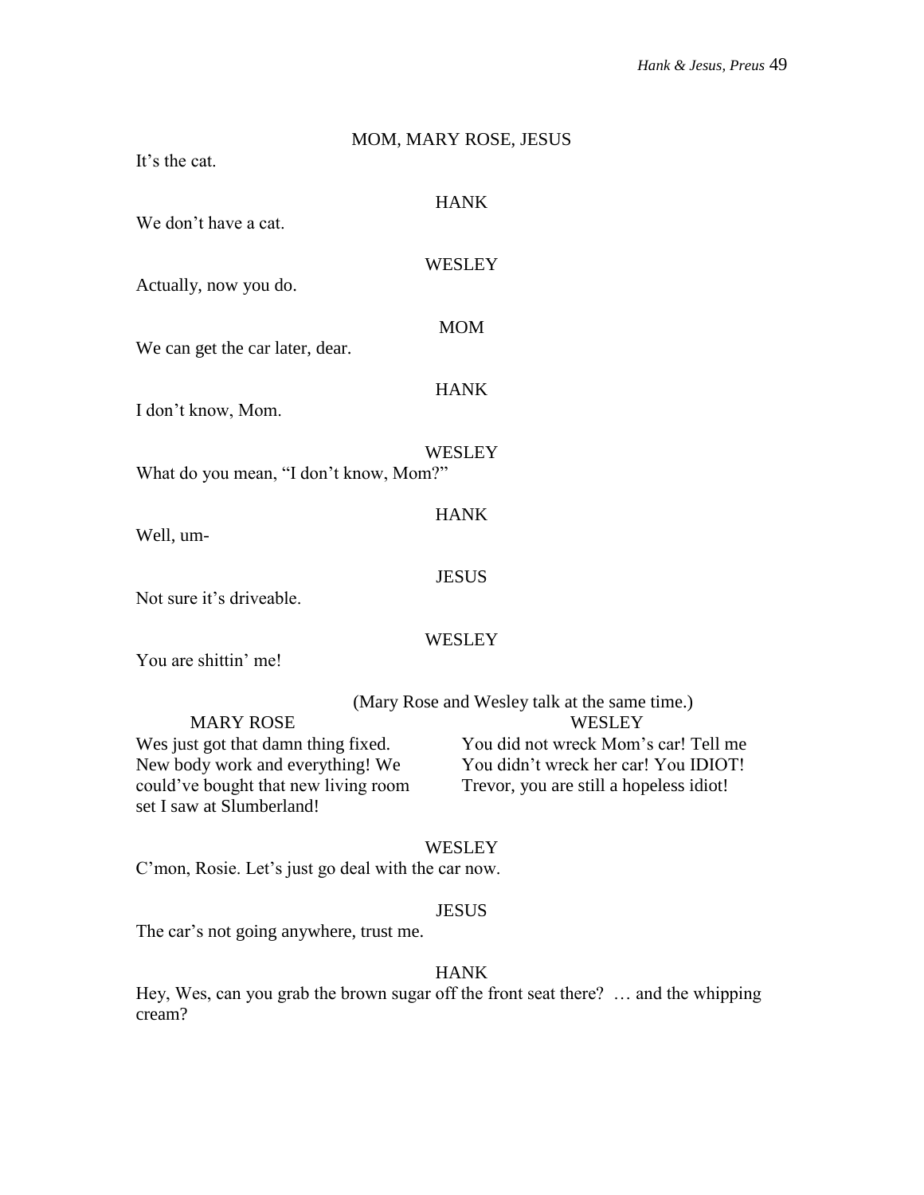MOM, MARY ROSE, JESUS

It's the cat.

HANK

We don't have a cat.

WESLEY

Actually, now you do.

MOM

We can get the car later, dear.

HANK

I don't know, Mom.

WESLEY

What do you mean, "I don't know, Mom?"

HANK

Well, um-

JESUS

Not sure it's driveable.

WESLEY

You are shittin' me!

(Mary Rose and Wesley talk at the same time.)

MARY ROSE

Wes just got that damn thing fixed. New body work and everything! We could've bought that new living room set I saw at Slumberland!

WESLEY

You did not wreck Mom's car! Tell me You didn't wreck her car! You IDIOT! Trevor, you are still a hopeless idiot!

WESLEY

C'mon, Rosie. Let's just go deal with the car now.

JESUS

The car's not going anywhere, trust me.

HANK

Hey, Wes, can you grab the brown sugar off the front seat there? … and the whipping cream?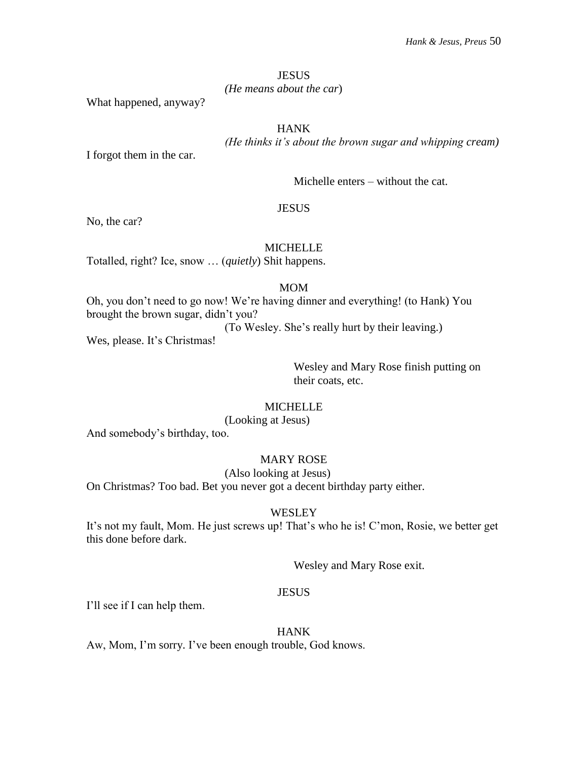JESUS

*(He means about the car)*

What happened, anyway?

HANK

*(He thinks it's about the brown sugar and whipping cream)*

I forgot them in the car.

Michelle enters – without the cat.

JESUS

No, the car?

MICHELLE

Totalled, right? Ice, snow … (*quietly*) Shit happens.

MOM

Oh, you don't need to go now! We're having dinner and everything! (to Hank) You brought the brown sugar, didn't you?

(To Wesley. She's really hurt by their leaving.)

Wes, please. It's Christmas!

Wesley and Mary Rose finish putting on their coats, etc.

MICHELLE

(Looking at Jesus)

And somebody's birthday, too.

MARY ROSE

(Also looking at Jesus)

On Christmas? Too bad. Bet you never got a decent birthday party either.

WESLEY

It's not my fault, Mom. He just screws up! That's who he is! C'mon, Rosie, we better get this done before dark.

Wesley and Mary Rose exit.

JESUS

I'll see if I can help them.

HANK

Aw, Mom, I'm sorry. I've been enough trouble, God knows.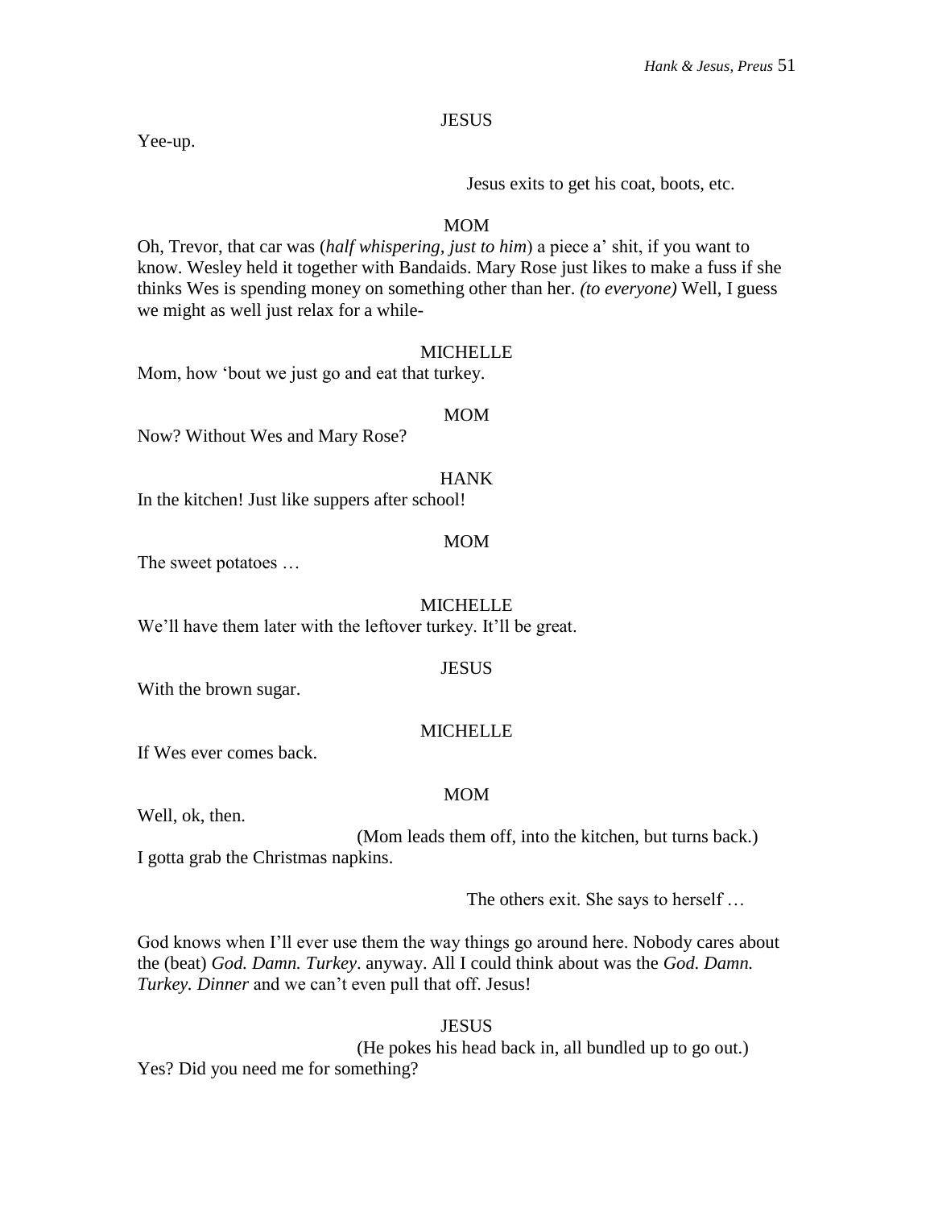JESUS

Yee-up.

Jesus exits to get his coat, boots, etc.

MOM

Oh, Trevor, that car was (*half whispering, just to him*) a piece a' shit, if you want to know. Wesley held it together with Bandaids. Mary Rose just likes to make a fuss if she thinks Wes is spending money on something other than her. *(to everyone)* Well, I guess we might as well just relax for a while-

MICHELLE

Mom, how 'bout we just go and eat that turkey.

MOM

Now? Without Wes and Mary Rose?

HANK

In the kitchen! Just like suppers after school!

MOM

The sweet potatoes …

MICHELLE

We'll have them later with the leftover turkey. It'll be great.

JESUS

With the brown sugar.

MICHELLE

If Wes ever comes back.

MOM

Well, ok, then.

(Mom leads them off, into the kitchen, but turns back.)

I gotta grab the Christmas napkins.

The others exit. She says to herself …

God knows when I'll ever use them the way things go around here. Nobody cares about the (beat) *God. Damn. Turkey*. anyway. All I could think about was the *God. Damn. Turkey. Dinner* and we can't even pull that off. Jesus!

JESUS

(He pokes his head back in, all bundled up to go out.)

Yes? Did you need me for something?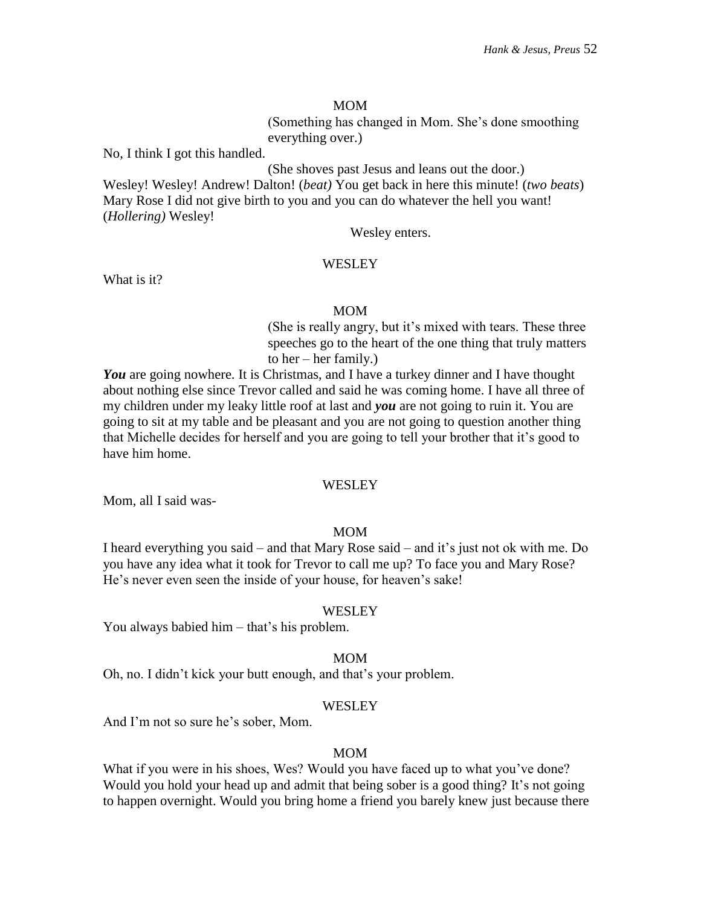MOM

(Something has changed in Mom. She's done smoothing everything over.)

No, I think I got this handled.

(She shoves past Jesus and leans out the door.)

Wesley! Wesley! Andrew! Dalton! (*beat)* You get back in here this minute! (*two beats*) Mary Rose I did not give birth to you and you can do whatever the hell you want! (*Hollering)* Wesley!

Wesley enters.

WESLEY

What is it?

MOM

(She is really angry, but it's mixed with tears. These three speeches go to the heart of the one thing that truly matters to her – her family.)

***You*** are going nowhere. It is Christmas, and I have a turkey dinner and I have thought about nothing else since Trevor called and said he was coming home. I have all three of my children under my leaky little roof at last and ***you*** are not going to ruin it. You are going to sit at my table and be pleasant and you are not going to question another thing that Michelle decides for herself and you are going to tell your brother that it's good to have him home.

WESLEY

Mom, all I said was-

MOM

I heard everything you said – and that Mary Rose said – and it's just not ok with me. Do you have any idea what it took for Trevor to call me up? To face you and Mary Rose? He's never even seen the inside of your house, for heaven's sake!

WESLEY

You always babied him – that's his problem.

MOM

Oh, no. I didn't kick your butt enough, and that's your problem.

WESLEY

And I'm not so sure he's sober, Mom.

MOM

What if you were in his shoes, Wes? Would you have faced up to what you've done? Would you hold your head up and admit that being sober is a good thing? It's not going to happen overnight. Would you bring home a friend you barely knew just because there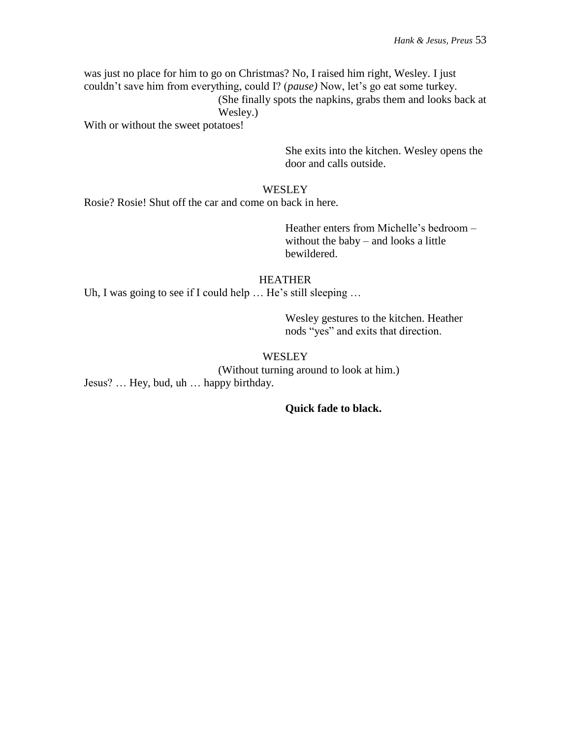was just no place for him to go on Christmas? No, I raised him right, Wesley. I just couldn't save him from everything, could I? (*pause)* Now, let's go eat some turkey.

(She finally spots the napkins, grabs them and looks back at Wesley.)

With or without the sweet potatoes!

She exits into the kitchen. Wesley opens the door and calls outside.

WESLEY

Rosie? Rosie! Shut off the car and come on back in here.

Heather enters from Michelle's bedroom – without the baby – and looks a little bewildered.

HEATHER

Uh, I was going to see if I could help … He's still sleeping …

Wesley gestures to the kitchen. Heather nods "yes" and exits that direction.

WESLEY

(Without turning around to look at him.)

Jesus? … Hey, bud, uh … happy birthday.

**Quick fade to black.**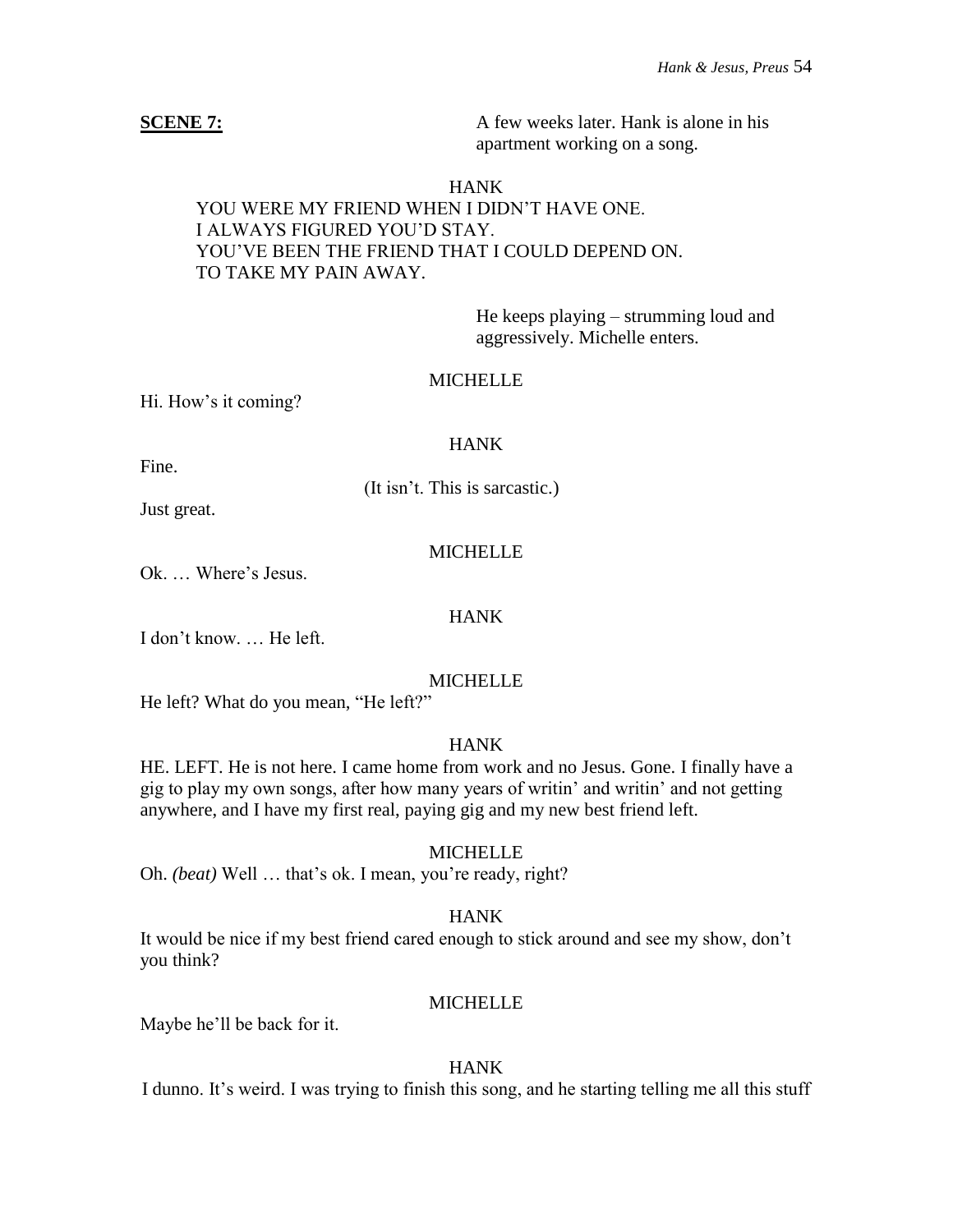**SCENE 7:** A few weeks later. Hank is alone in his apartment working on a song.

HANK

YOU WERE MY FRIEND WHEN I DIDN'T HAVE ONE.
I ALWAYS FIGURED YOU'D STAY.
YOU'VE BEEN THE FRIEND THAT I COULD DEPEND ON.
TO TAKE MY PAIN AWAY.

He keeps playing – strumming loud and aggressively. Michelle enters.

MICHELLE

Hi. How's it coming?

HANK

Fine.

(It isn't. This is sarcastic.)

Just great.

MICHELLE

Ok. … Where's Jesus.

HANK

I don't know. … He left.

MICHELLE

He left? What do you mean, "He left?"

HANK

HE. LEFT. He is not here. I came home from work and no Jesus. Gone. I finally have a gig to play my own songs, after how many years of writin' and writin' and not getting anywhere, and I have my first real, paying gig and my new best friend left.

MICHELLE

Oh. *(beat)* Well … that's ok. I mean, you're ready, right?

HANK

It would be nice if my best friend cared enough to stick around and see my show, don't you think?

MICHELLE

Maybe he'll be back for it.

HANK

I dunno. It's weird. I was trying to finish this song, and he starting telling me all this stuff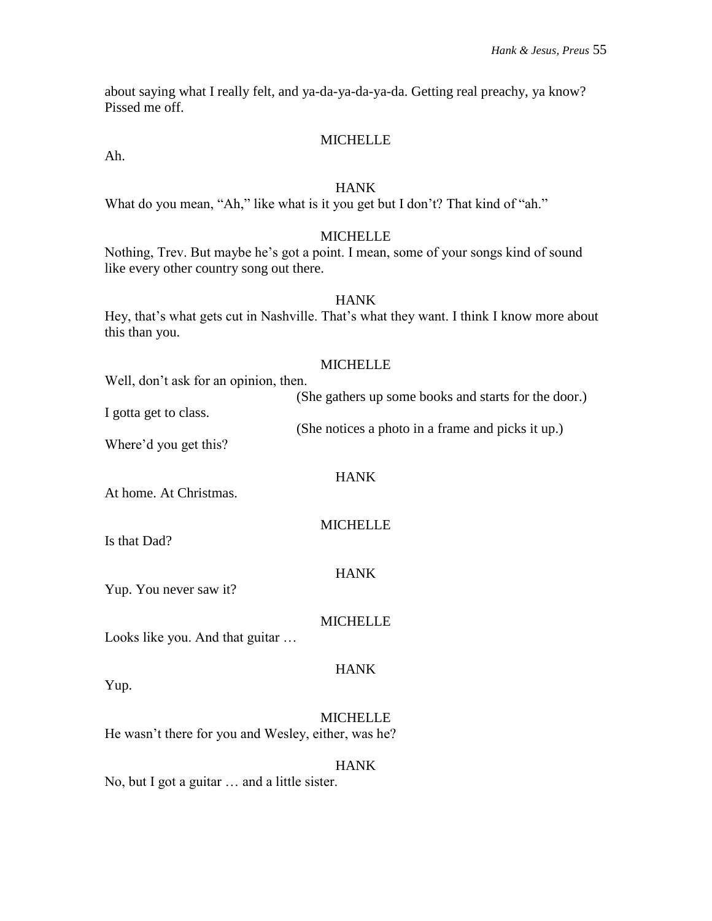about saying what I really felt, and ya-da-ya-da-ya-da. Getting real preachy, ya know? Pissed me off.

MICHELLE

Ah.

HANK

What do you mean, "Ah," like what is it you get but I don't? That kind of "ah."

MICHELLE

Nothing, Trev. But maybe he's got a point. I mean, some of your songs kind of sound like every other country song out there.

HANK

Hey, that's what gets cut in Nashville. That's what they want. I think I know more about this than you.

MICHELLE

Well, don't ask for an opinion, then.

(She gathers up some books and starts for the door.)

I gotta get to class.

(She notices a photo in a frame and picks it up.)

Where'd you get this?

HANK

At home. At Christmas.

MICHELLE

Is that Dad?

HANK

Yup. You never saw it?

MICHELLE

Looks like you. And that guitar …

HANK

Yup.

MICHELLE

He wasn't there for you and Wesley, either, was he?

HANK

No, but I got a guitar … and a little sister.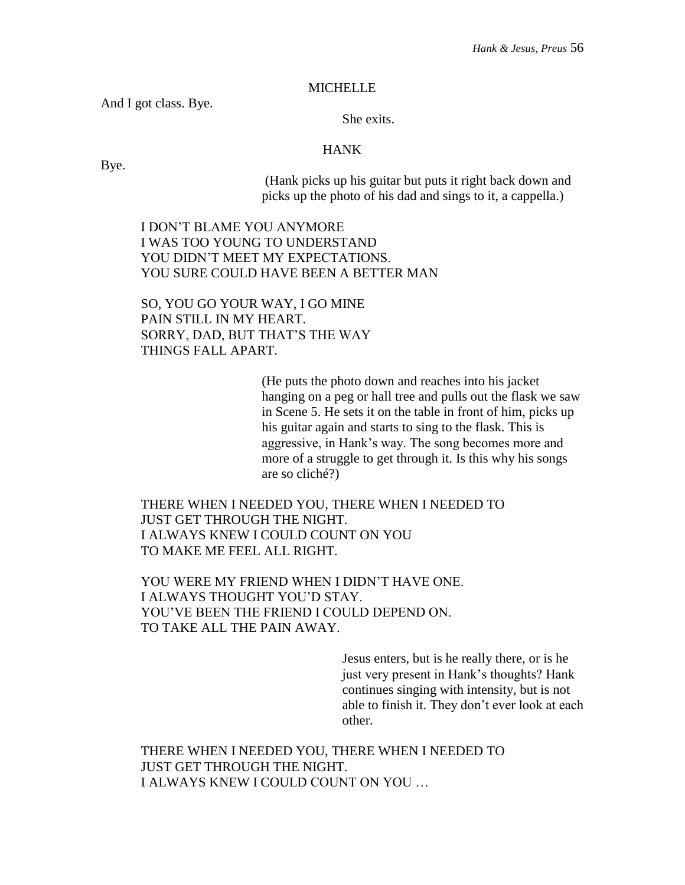MICHELLE

And I got class. Bye.

She exits.

HANK

Bye.

(Hank picks up his guitar but puts it right back down and picks up the photo of his dad and sings to it, a cappella.)

I DON'T BLAME YOU ANYMORE
I WAS TOO YOUNG TO UNDERSTAND
YOU DIDN'T MEET MY EXPECTATIONS.
YOU SURE COULD HAVE BEEN A BETTER MAN

SO, YOU GO YOUR WAY, I GO MINE
PAIN STILL IN MY HEART.
SORRY, DAD, BUT THAT'S THE WAY
THINGS FALL APART.

(He puts the photo down and reaches into his jacket hanging on a peg or hall tree and pulls out the flask we saw in Scene 5. He sets it on the table in front of him, picks up his guitar again and starts to sing to the flask. This is aggressive, in Hank's way. The song becomes more and more of a struggle to get through it. Is this why his songs are so cliché?)

THERE WHEN I NEEDED YOU, THERE WHEN I NEEDED TO
JUST GET THROUGH THE NIGHT.
I ALWAYS KNEW I COULD COUNT ON YOU
TO MAKE ME FEEL ALL RIGHT.

YOU WERE MY FRIEND WHEN I DIDN'T HAVE ONE.
I ALWAYS THOUGHT YOU'D STAY.
YOU'VE BEEN THE FRIEND I COULD DEPEND ON.
TO TAKE ALL THE PAIN AWAY.

Jesus enters, but is he really there, or is he just very present in Hank's thoughts? Hank continues singing with intensity, but is not able to finish it. They don't ever look at each other.

THERE WHEN I NEEDED YOU, THERE WHEN I NEEDED TO
JUST GET THROUGH THE NIGHT.
I ALWAYS KNEW I COULD COUNT ON YOU …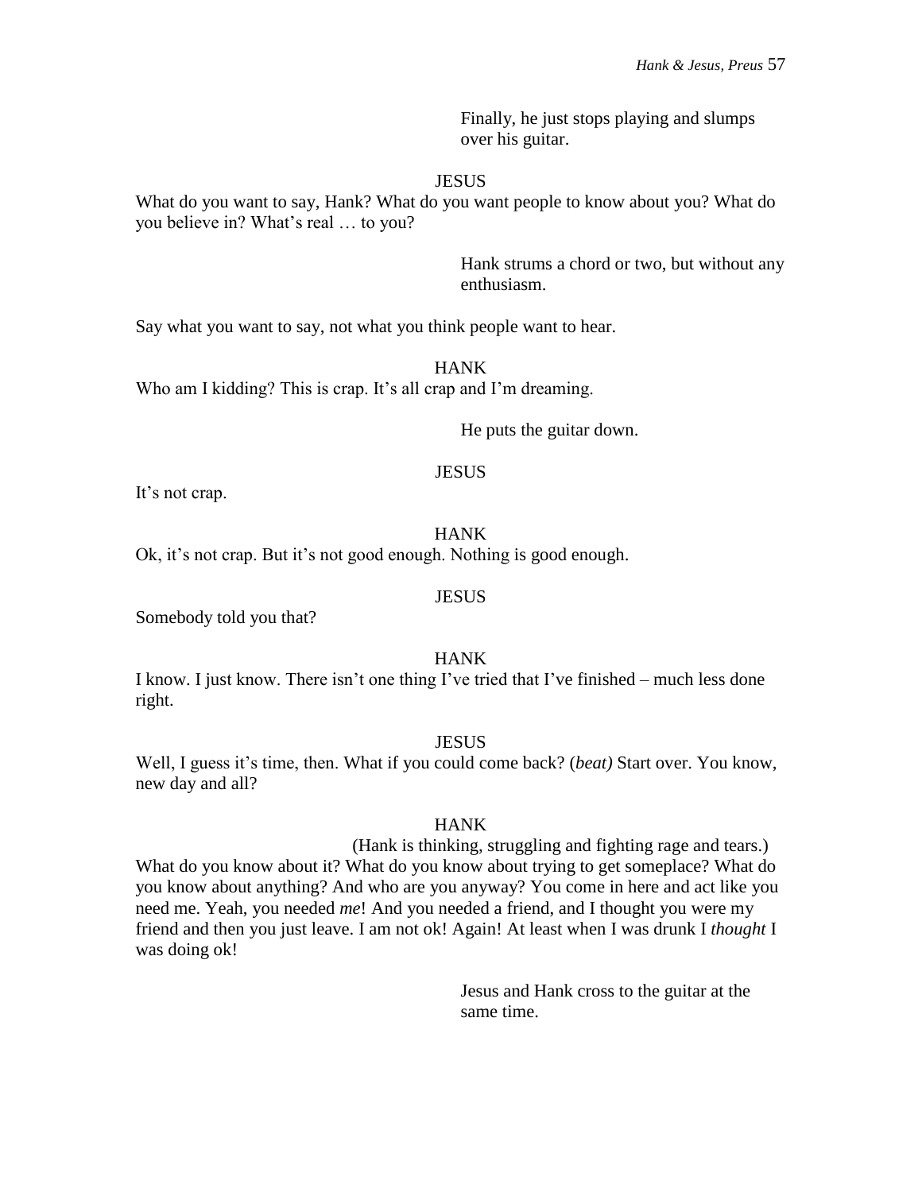Finally, he just stops playing and slumps over his guitar.

JESUS

What do you want to say, Hank? What do you want people to know about you? What do you believe in? What's real … to you?

Hank strums a chord or two, but without any enthusiasm.

Say what you want to say, not what you think people want to hear.

HANK

Who am I kidding? This is crap. It's all crap and I'm dreaming.

He puts the guitar down.

JESUS

It's not crap.

HANK

Ok, it's not crap. But it's not good enough. Nothing is good enough.

JESUS

Somebody told you that?

HANK

I know. I just know. There isn't one thing I've tried that I've finished – much less done right.

JESUS

Well, I guess it's time, then. What if you could come back? (*beat)* Start over. You know, new day and all?

HANK

(Hank is thinking, struggling and fighting rage and tears.)

What do you know about it? What do you know about trying to get someplace? What do you know about anything? And who are you anyway? You come in here and act like you need me. Yeah, you needed *me*! And you needed a friend, and I thought you were my friend and then you just leave. I am not ok! Again! At least when I was drunk I *thought* I was doing ok!

Jesus and Hank cross to the guitar at the same time.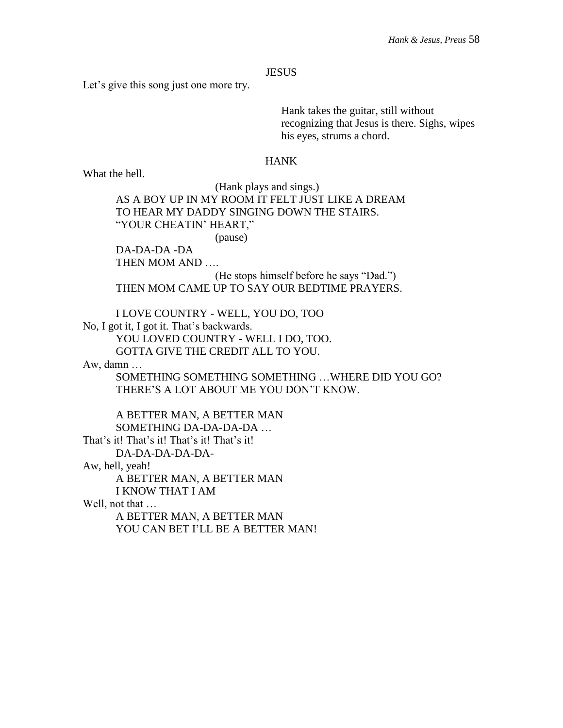JESUS

Let's give this song just one more try.

> Hank takes the guitar, still without recognizing that Jesus is there. Sighs, wipes his eyes, strums a chord.

HANK

What the hell.

(Hank plays and sings.)

AS A BOY UP IN MY ROOM IT FELT JUST LIKE A DREAM
TO HEAR MY DADDY SINGING DOWN THE STAIRS.
"YOUR CHEATIN' HEART,"

(pause)

DA-DA-DA -DA
THEN MOM AND ….

(He stops himself before he says "Dad.")

THEN MOM CAME UP TO SAY OUR BEDTIME PRAYERS.

I LOVE COUNTRY - WELL, YOU DO, TOO

No, I got it, I got it. That's backwards.

YOU LOVED COUNTRY - WELL I DO, TOO.
GOTTA GIVE THE CREDIT ALL TO YOU.

Aw, damn …

SOMETHING SOMETHING SOMETHING …WHERE DID YOU GO?
THERE'S A LOT ABOUT ME YOU DON'T KNOW.

A BETTER MAN, A BETTER MAN
SOMETHING DA-DA-DA-DA …

That's it! That's it! That's it! That's it!

DA-DA-DA-DA-DA-

Aw, hell, yeah!

A BETTER MAN, A BETTER MAN
I KNOW THAT I AM

Well, not that …

A BETTER MAN, A BETTER MAN
YOU CAN BET I'LL BE A BETTER MAN!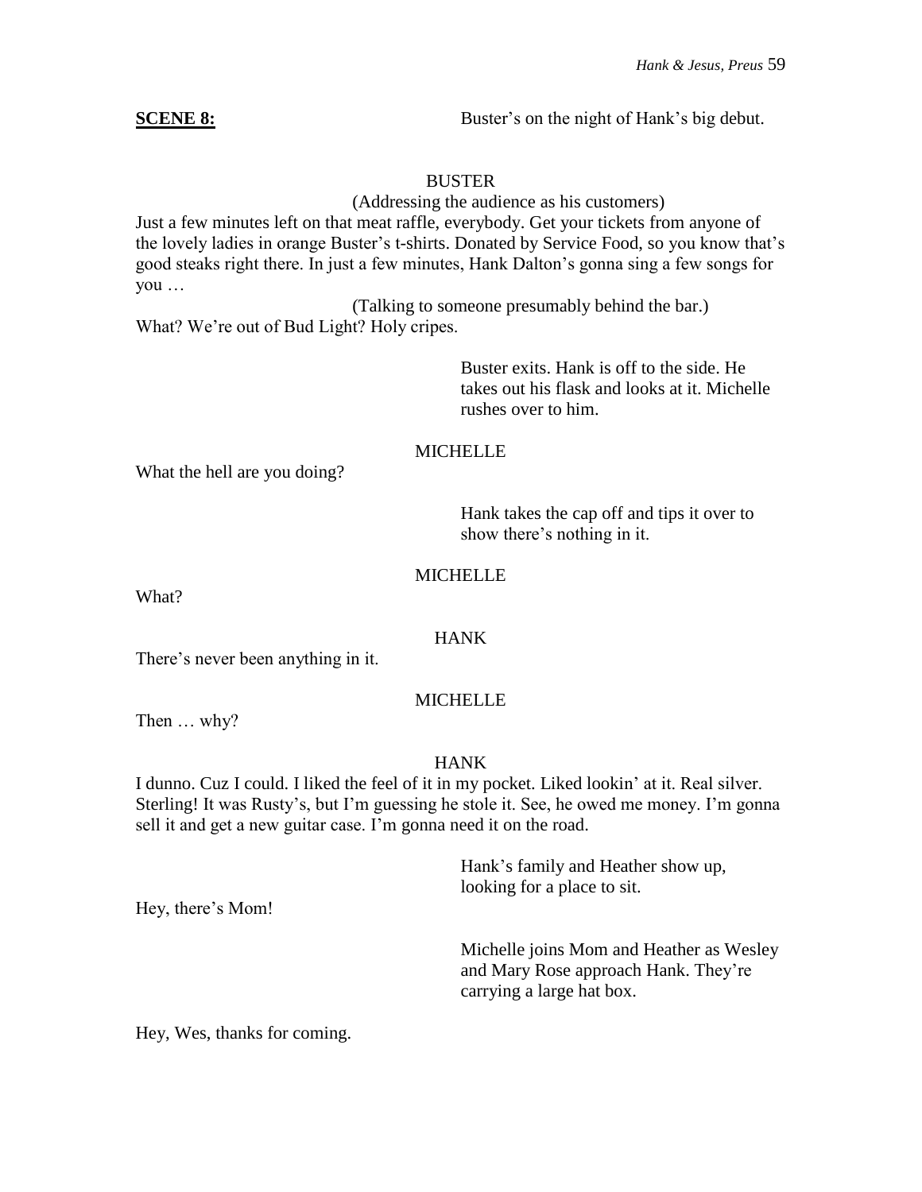**SCENE 8:** Buster's on the night of Hank's big debut.

BUSTER

(Addressing the audience as his customers)

Just a few minutes left on that meat raffle, everybody. Get your tickets from anyone of the lovely ladies in orange Buster's t-shirts. Donated by Service Food, so you know that's good steaks right there. In just a few minutes, Hank Dalton's gonna sing a few songs for you …

(Talking to someone presumably behind the bar.)

What? We're out of Bud Light? Holy cripes.

Buster exits. Hank is off to the side. He takes out his flask and looks at it. Michelle rushes over to him.

MICHELLE

What the hell are you doing?

Hank takes the cap off and tips it over to show there's nothing in it.

MICHELLE

What?

HANK

There's never been anything in it.

MICHELLE

Then … why?

HANK

I dunno. Cuz I could. I liked the feel of it in my pocket. Liked lookin' at it. Real silver. Sterling! It was Rusty's, but I'm guessing he stole it. See, he owed me money. I'm gonna sell it and get a new guitar case. I'm gonna need it on the road.

Hank's family and Heather show up, looking for a place to sit.

Hey, there's Mom!

Michelle joins Mom and Heather as Wesley and Mary Rose approach Hank. They're carrying a large hat box.

Hey, Wes, thanks for coming.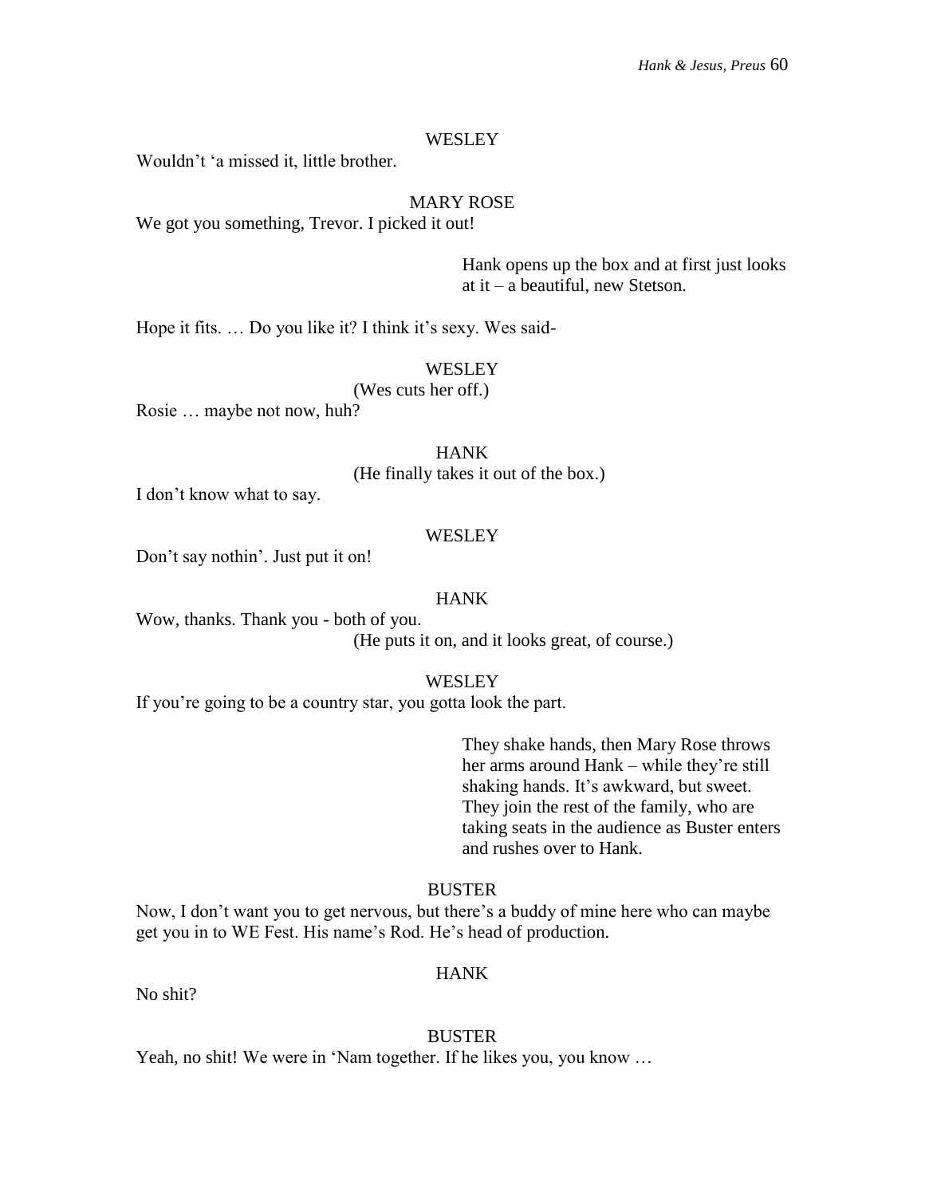WESLEY

Wouldn't 'a missed it, little brother.

MARY ROSE

We got you something, Trevor. I picked it out!

Hank opens up the box and at first just looks at it – a beautiful, new Stetson.

Hope it fits. … Do you like it? I think it's sexy. Wes said-

WESLEY

(Wes cuts her off.)

Rosie … maybe not now, huh?

HANK

(He finally takes it out of the box.)

I don't know what to say.

WESLEY

Don't say nothin'. Just put it on!

HANK

Wow, thanks. Thank you - both of you.

(He puts it on, and it looks great, of course.)

WESLEY

If you're going to be a country star, you gotta look the part.

They shake hands, then Mary Rose throws her arms around Hank – while they're still shaking hands. It's awkward, but sweet. They join the rest of the family, who are taking seats in the audience as Buster enters and rushes over to Hank.

BUSTER

Now, I don't want you to get nervous, but there's a buddy of mine here who can maybe get you in to WE Fest. His name's Rod. He's head of production.

HANK

No shit?

BUSTER

Yeah, no shit! We were in 'Nam together. If he likes you, you know …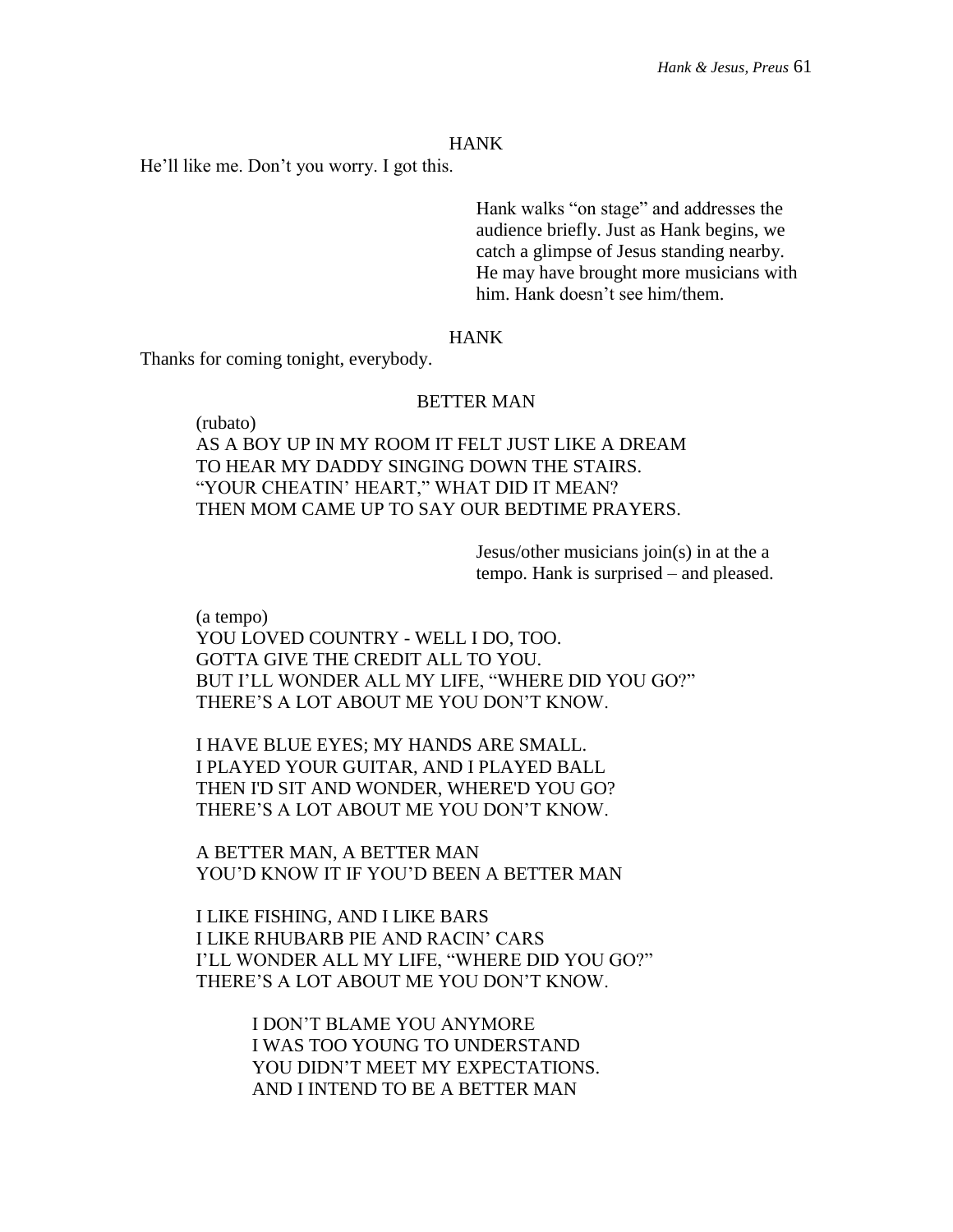HANK

He'll like me. Don't you worry. I got this.

> Hank walks "on stage" and addresses the audience briefly. Just as Hank begins, we catch a glimpse of Jesus standing nearby. He may have brought more musicians with him. Hank doesn't see him/them.

HANK

Thanks for coming tonight, everybody.

BETTER MAN

(rubato)
AS A BOY UP IN MY ROOM IT FELT JUST LIKE A DREAM
TO HEAR MY DADDY SINGING DOWN THE STAIRS.
"YOUR CHEATIN' HEART," WHAT DID IT MEAN?
THEN MOM CAME UP TO SAY OUR BEDTIME PRAYERS.

> Jesus/other musicians join(s) in at the a tempo. Hank is surprised – and pleased.

(a tempo)
YOU LOVED COUNTRY - WELL I DO, TOO.
GOTTA GIVE THE CREDIT ALL TO YOU.
BUT I'LL WONDER ALL MY LIFE, "WHERE DID YOU GO?"
THERE'S A LOT ABOUT ME YOU DON'T KNOW.

I HAVE BLUE EYES; MY HANDS ARE SMALL.
I PLAYED YOUR GUITAR, AND I PLAYED BALL
THEN I'D SIT AND WONDER, WHERE'D YOU GO?
THERE'S A LOT ABOUT ME YOU DON'T KNOW.

A BETTER MAN, A BETTER MAN
YOU'D KNOW IT IF YOU'D BEEN A BETTER MAN

I LIKE FISHING, AND I LIKE BARS
I LIKE RHUBARB PIE AND RACIN' CARS
I'LL WONDER ALL MY LIFE, "WHERE DID YOU GO?"
THERE'S A LOT ABOUT ME YOU DON'T KNOW.

> I DON'T BLAME YOU ANYMORE
> I WAS TOO YOUNG TO UNDERSTAND
> YOU DIDN'T MEET MY EXPECTATIONS.
> AND I INTEND TO BE A BETTER MAN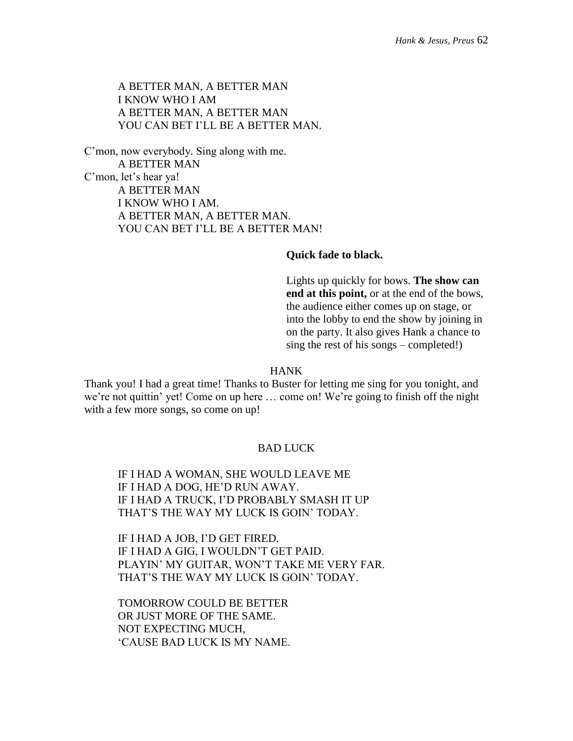A BETTER MAN, A BETTER MAN
I KNOW WHO I AM
A BETTER MAN, A BETTER MAN
YOU CAN BET I'LL BE A BETTER MAN.

C'mon, now everybody. Sing along with me.

A BETTER MAN

C'mon, let's hear ya!

A BETTER MAN
I KNOW WHO I AM.
A BETTER MAN, A BETTER MAN.
YOU CAN BET I'LL BE A BETTER MAN!

**Quick fade to black.**

Lights up quickly for bows. **The show can end at this point,** or at the end of the bows, the audience either comes up on stage, or into the lobby to end the show by joining in on the party. It also gives Hank a chance to sing the rest of his songs – completed!)

HANK

Thank you! I had a great time! Thanks to Buster for letting me sing for you tonight, and we're not quittin' yet! Come on up here … come on! We're going to finish off the night with a few more songs, so come on up!

BAD LUCK

IF I HAD A WOMAN, SHE WOULD LEAVE ME
IF I HAD A DOG, HE'D RUN AWAY.
IF I HAD A TRUCK, I'D PROBABLY SMASH IT UP
THAT'S THE WAY MY LUCK IS GOIN' TODAY.

IF I HAD A JOB, I'D GET FIRED.
IF I HAD A GIG, I WOULDN'T GET PAID.
PLAYIN' MY GUITAR, WON'T TAKE ME VERY FAR.
THAT'S THE WAY MY LUCK IS GOIN' TODAY.

TOMORROW COULD BE BETTER
OR JUST MORE OF THE SAME.
NOT EXPECTING MUCH,
'CAUSE BAD LUCK IS MY NAME.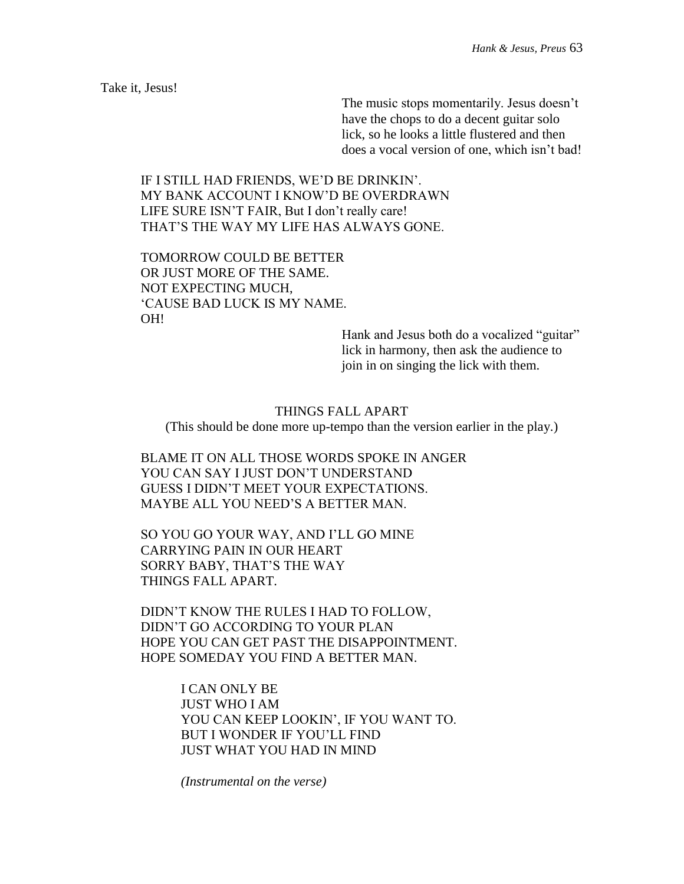Take it, Jesus!

> The music stops momentarily. Jesus doesn't have the chops to do a decent guitar solo lick, so he looks a little flustered and then does a vocal version of one, which isn't bad!

IF I STILL HAD FRIENDS, WE'D BE DRINKIN'.
MY BANK ACCOUNT I KNOW'D BE OVERDRAWN
LIFE SURE ISN'T FAIR, But I don't really care!
THAT'S THE WAY MY LIFE HAS ALWAYS GONE.

TOMORROW COULD BE BETTER
OR JUST MORE OF THE SAME.
NOT EXPECTING MUCH,
'CAUSE BAD LUCK IS MY NAME.
OH!

> Hank and Jesus both do a vocalized "guitar" lick in harmony, then ask the audience to join in on singing the lick with them.

THINGS FALL APART

(This should be done more up-tempo than the version earlier in the play.)

BLAME IT ON ALL THOSE WORDS SPOKE IN ANGER
YOU CAN SAY I JUST DON'T UNDERSTAND
GUESS I DIDN'T MEET YOUR EXPECTATIONS.
MAYBE ALL YOU NEED'S A BETTER MAN.

SO YOU GO YOUR WAY, AND I'LL GO MINE
CARRYING PAIN IN OUR HEART
SORRY BABY, THAT'S THE WAY
THINGS FALL APART.

DIDN'T KNOW THE RULES I HAD TO FOLLOW,
DIDN'T GO ACCORDING TO YOUR PLAN
HOPE YOU CAN GET PAST THE DISAPPOINTMENT.
HOPE SOMEDAY YOU FIND A BETTER MAN.

> I CAN ONLY BE
> JUST WHO I AM
> YOU CAN KEEP LOOKIN', IF YOU WANT TO.
> BUT I WONDER IF YOU'LL FIND
> JUST WHAT YOU HAD IN MIND
>
> *(Instrumental on the verse)*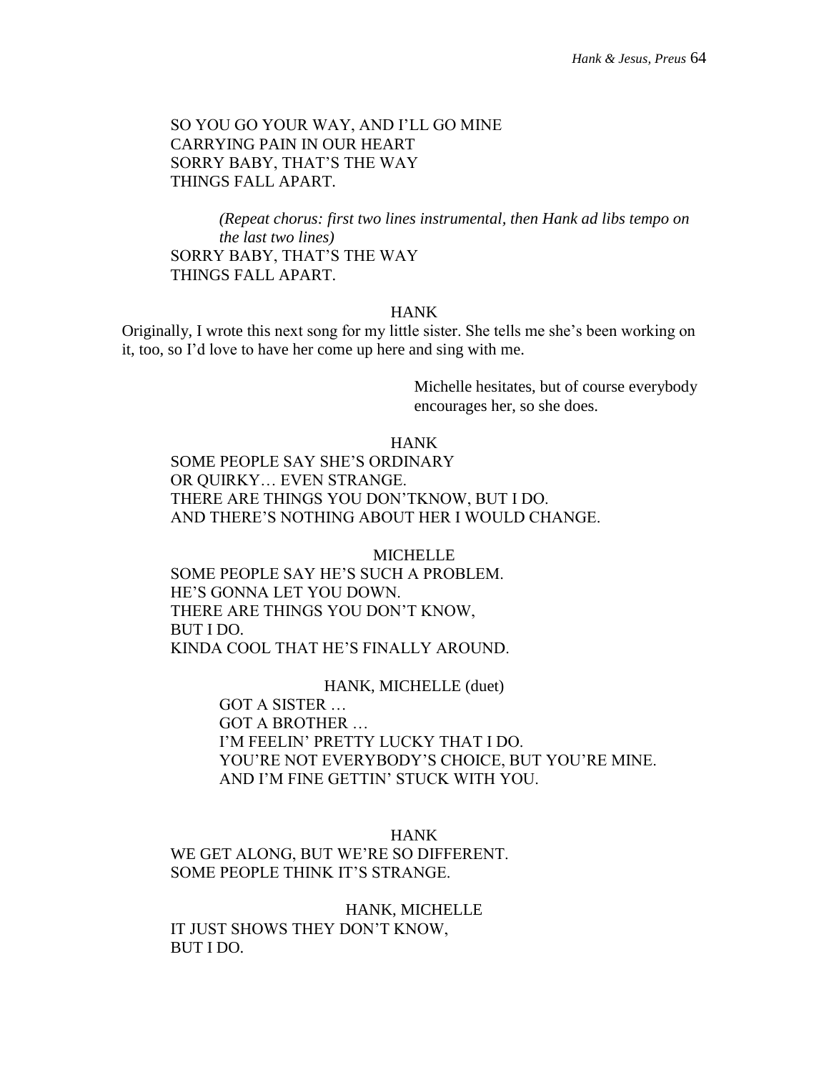SO YOU GO YOUR WAY, AND I'LL GO MINE
CARRYING PAIN IN OUR HEART
SORRY BABY, THAT'S THE WAY
THINGS FALL APART.

*(Repeat chorus: first two lines instrumental, then Hank ad libs tempo on the last two lines)*

SORRY BABY, THAT'S THE WAY
THINGS FALL APART.

HANK

Originally, I wrote this next song for my little sister. She tells me she's been working on it, too, so I'd love to have her come up here and sing with me.

Michelle hesitates, but of course everybody encourages her, so she does.

HANK

SOME PEOPLE SAY SHE'S ORDINARY
OR QUIRKY… EVEN STRANGE.
THERE ARE THINGS YOU DON'TKNOW, BUT I DO.
AND THERE'S NOTHING ABOUT HER I WOULD CHANGE.

MICHELLE

SOME PEOPLE SAY HE'S SUCH A PROBLEM.
HE'S GONNA LET YOU DOWN.
THERE ARE THINGS YOU DON'T KNOW,
BUT I DO.
KINDA COOL THAT HE'S FINALLY AROUND.

HANK, MICHELLE (duet)

GOT A SISTER …
GOT A BROTHER …
I'M FEELIN' PRETTY LUCKY THAT I DO.
YOU'RE NOT EVERYBODY'S CHOICE, BUT YOU'RE MINE.
AND I'M FINE GETTIN' STUCK WITH YOU.

HANK

WE GET ALONG, BUT WE'RE SO DIFFERENT.
SOME PEOPLE THINK IT'S STRANGE.

HANK, MICHELLE

IT JUST SHOWS THEY DON'T KNOW,
BUT I DO.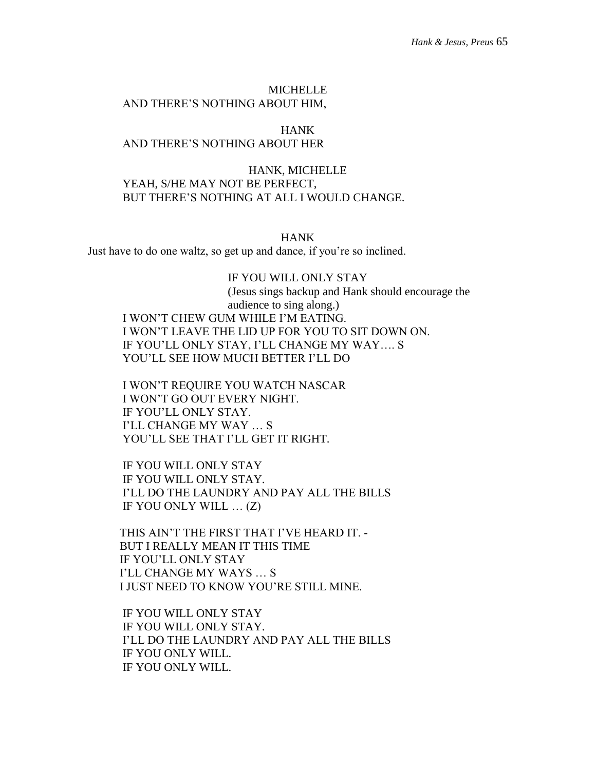MICHELLE

AND THERE'S NOTHING ABOUT HIM,

HANK

AND THERE'S NOTHING ABOUT HER

HANK, MICHELLE

YEAH, S/HE MAY NOT BE PERFECT,
BUT THERE'S NOTHING AT ALL I WOULD CHANGE.

HANK

Just have to do one waltz, so get up and dance, if you're so inclined.

IF YOU WILL ONLY STAY
(Jesus sings backup and Hank should encourage the audience to sing along.)

I WON'T CHEW GUM WHILE I'M EATING.
I WON'T LEAVE THE LID UP FOR YOU TO SIT DOWN ON.
IF YOU'LL ONLY STAY, I'LL CHANGE MY WAY…. S
YOU'LL SEE HOW MUCH BETTER I'LL DO

I WON'T REQUIRE YOU WATCH NASCAR
I WON'T GO OUT EVERY NIGHT.
IF YOU'LL ONLY STAY.
I'LL CHANGE MY WAY … S
YOU'LL SEE THAT I'LL GET IT RIGHT.

IF YOU WILL ONLY STAY
IF YOU WILL ONLY STAY.
I'LL DO THE LAUNDRY AND PAY ALL THE BILLS
IF YOU ONLY WILL … (Z)

THIS AIN'T THE FIRST THAT I'VE HEARD IT. -
BUT I REALLY MEAN IT THIS TIME
IF YOU'LL ONLY STAY
I'LL CHANGE MY WAYS … S
I JUST NEED TO KNOW YOU'RE STILL MINE.

IF YOU WILL ONLY STAY
IF YOU WILL ONLY STAY.
I'LL DO THE LAUNDRY AND PAY ALL THE BILLS
IF YOU ONLY WILL.
IF YOU ONLY WILL.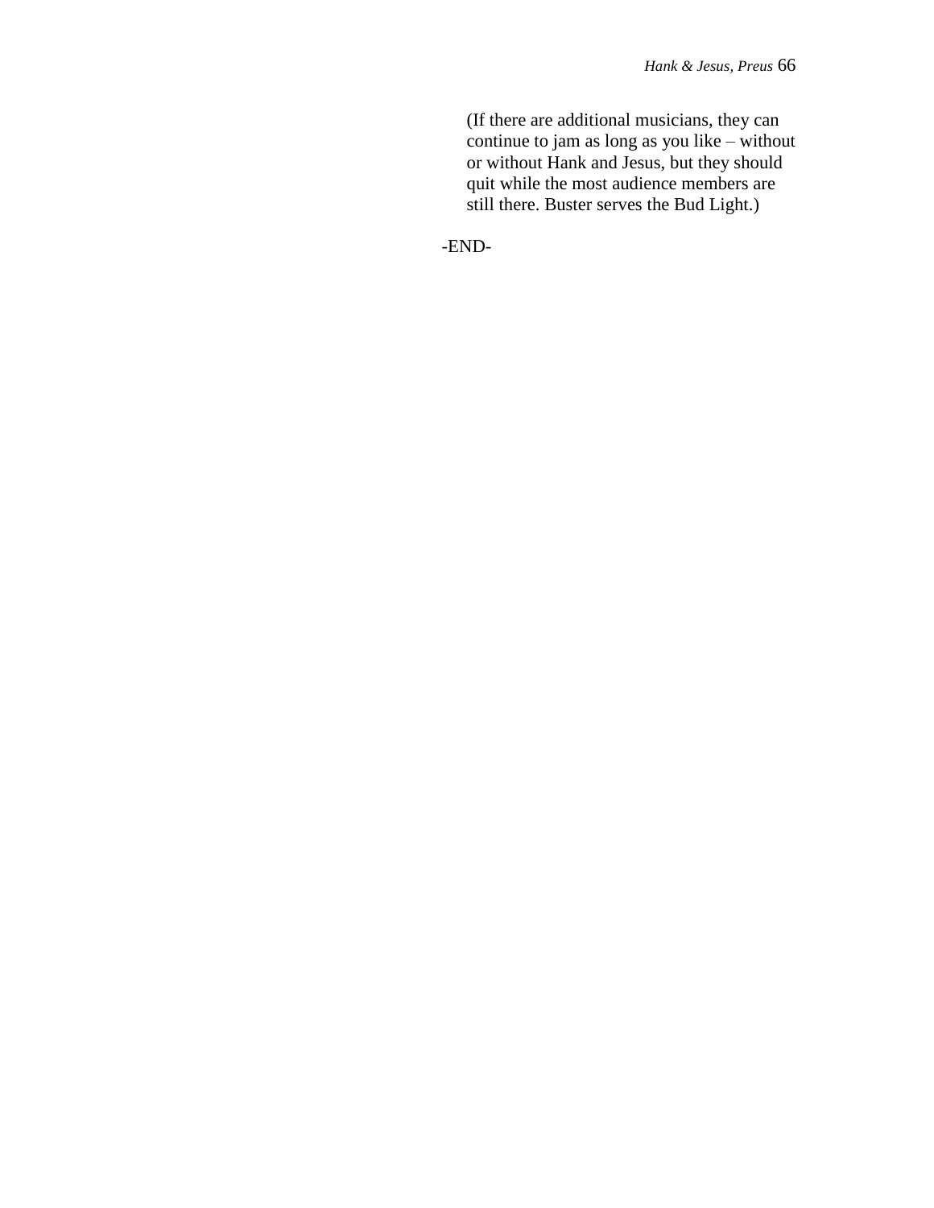(If there are additional musicians, they can continue to jam as long as you like – without or without Hank and Jesus, but they should quit while the most audience members are still there. Buster serves the Bud Light.)

-END-